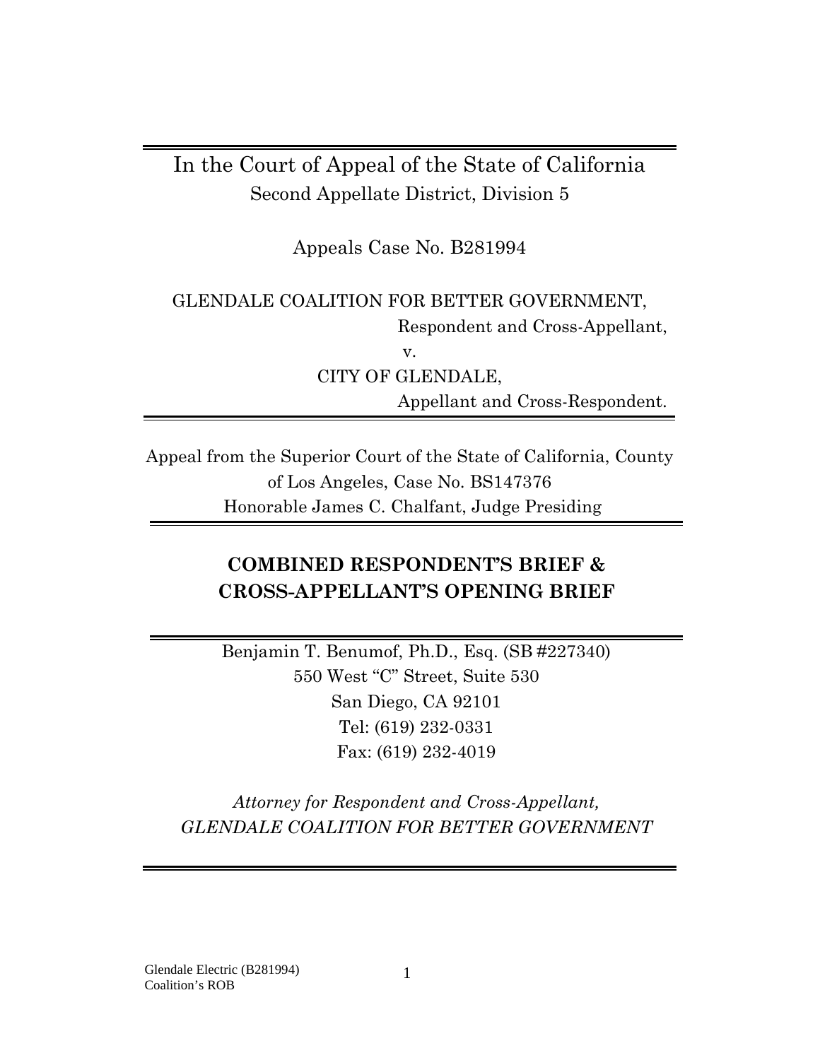In the Court of Appeal of the State of California
Second Appellate District, Division 5

Appeals Case No. B281994

GLENDALE COALITION FOR BETTER GOVERNMENT,
Respondent and Cross-Appellant,
v.
CITY OF GLENDALE,
Appellant and Cross-Respondent.

Appeal from the Superior Court of the State of California, County of Los Angeles, Case No. BS147376
Honorable James C. Chalfant, Judge Presiding

**COMBINED RESPONDENT'S BRIEF & CROSS-APPELLANT'S OPENING BRIEF**

Benjamin T. Benumof, Ph.D., Esq. (SB #227340)
550 West "C" Street, Suite 530
San Diego, CA 92101
Tel: (619) 232-0331
Fax: (619) 232-4019

*Attorney for Respondent and Cross-Appellant,*
*GLENDALE COALITION FOR BETTER GOVERNMENT*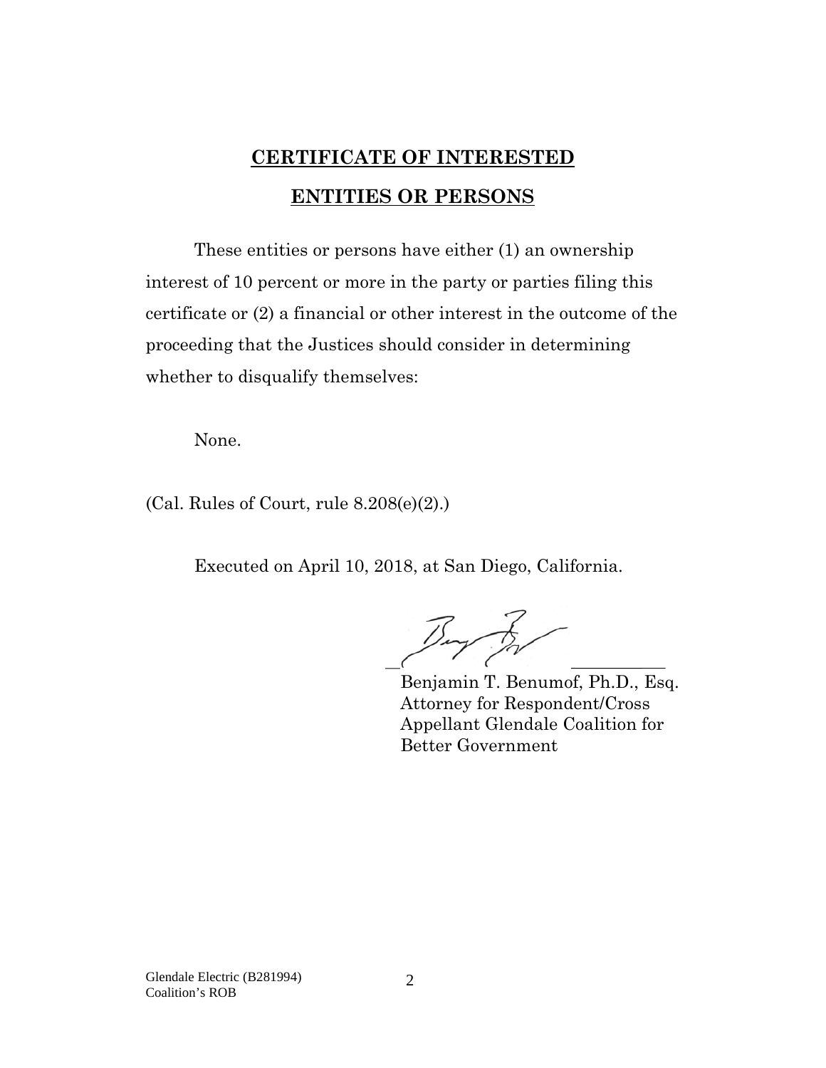# CERTIFICATE OF INTERESTED ENTITIES OR PERSONS

These entities or persons have either (1) an ownership interest of 10 percent or more in the party or parties filing this certificate or (2) a financial or other interest in the outcome of the proceeding that the Justices should consider in determining whether to disqualify themselves:

None.

(Cal. Rules of Court, rule 8.208(e)(2).)

Executed on April 10, 2018, at San Diego, California.

Benjamin T. Benumof, Ph.D., Esq.
Attorney for Respondent/Cross Appellant Glendale Coalition for Better Government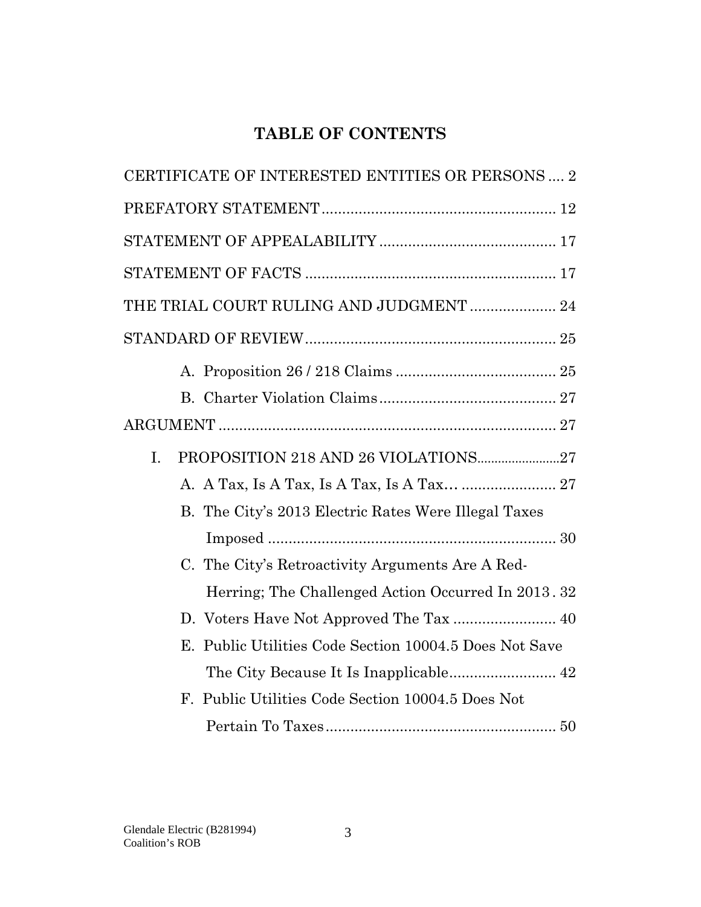# TABLE OF CONTENTS

CERTIFICATE OF INTERESTED ENTITIES OR PERSONS .... 2

PREFATORY STATEMENT ........................................................ 12

STATEMENT OF APPEALABILITY ........................................... 17

STATEMENT OF FACTS ............................................................ 17

THE TRIAL COURT RULING AND JUDGMENT ..................... 24

STANDARD OF REVIEW ............................................................ 25

- A. Proposition 26 / 218 Claims ....................................... 25
- B. Charter Violation Claims ........................................... 27

ARGUMENT .................................................................................. 27

I. PROPOSITION 218 AND 26 VIOLATIONS........................27

- A. A Tax, Is A Tax, Is A Tax, Is A Tax… ....................... 27
- B. The City's 2013 Electric Rates Were Illegal Taxes Imposed ...................................................................... 30
- C. The City's Retroactivity Arguments Are A Red-Herring; The Challenged Action Occurred In 2013 . 32
- D. Voters Have Not Approved The Tax ......................... 40
- E. Public Utilities Code Section 10004.5 Does Not Save The City Because It Is Inapplicable.......................... 42
- F. Public Utilities Code Section 10004.5 Does Not Pertain To Taxes ........................................................ 50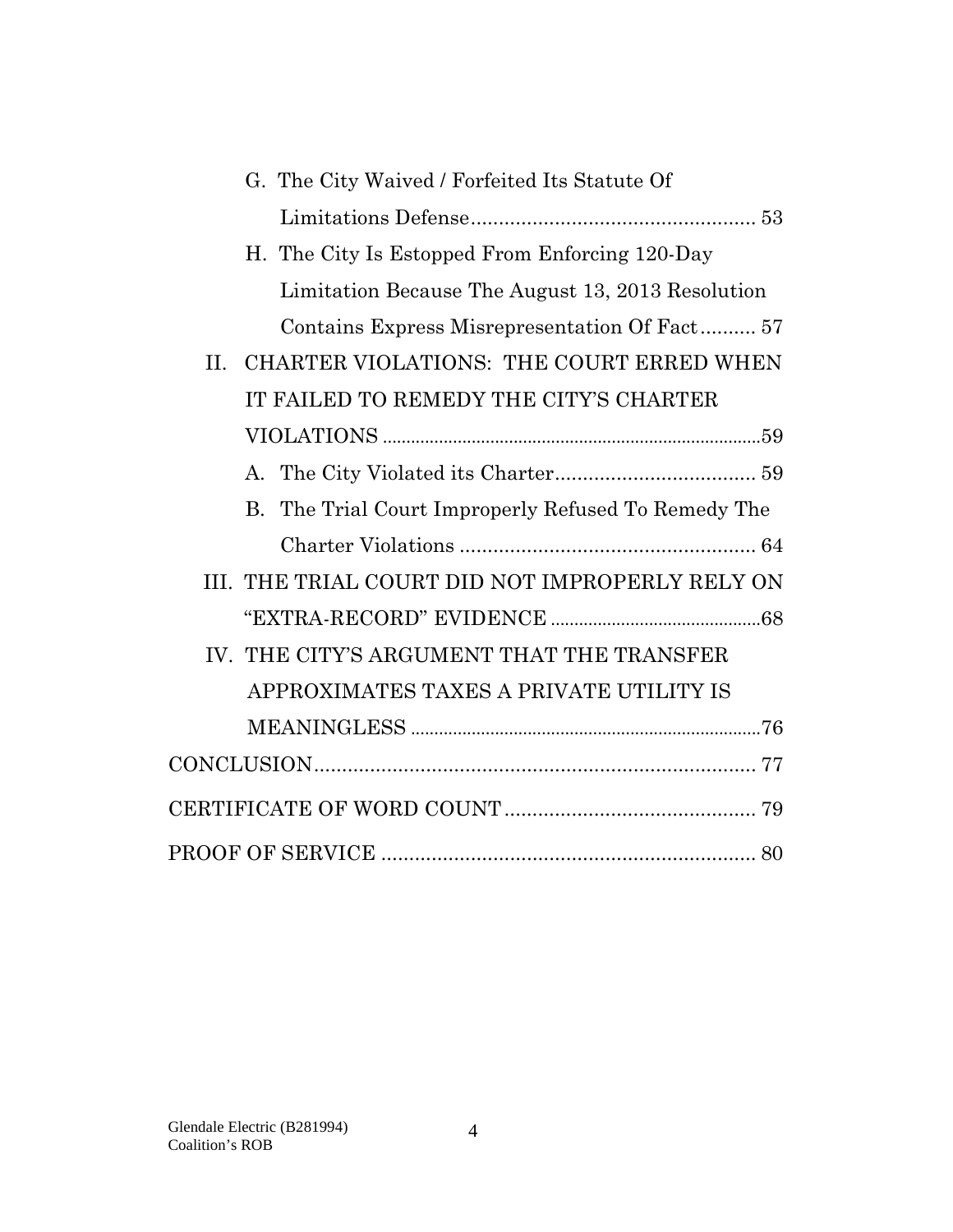G. The City Waived / Forfeited Its Statute Of Limitations Defense .................................................. 53

H. The City Is Estopped From Enforcing 120-Day Limitation Because The August 13, 2013 Resolution Contains Express Misrepresentation Of Fact .......... 57

II. CHARTER VIOLATIONS: THE COURT ERRED WHEN IT FAILED TO REMEDY THE CITY'S CHARTER VIOLATIONS .................................................................................. 59

A. The City Violated its Charter .................................... 59

B. The Trial Court Improperly Refused To Remedy The Charter Violations ..................................................... 64

III. THE TRIAL COURT DID NOT IMPROPERLY RELY ON "EXTRA-RECORD" EVIDENCE ............................................ 68

IV. THE CITY'S ARGUMENT THAT THE TRANSFER APPROXIMATES TAXES A PRIVATE UTILITY IS MEANINGLESS ......................................................................... 76

CONCLUSION ................................................................................ 77

CERTIFICATE OF WORD COUNT ............................................ 79

PROOF OF SERVICE ................................................................... 80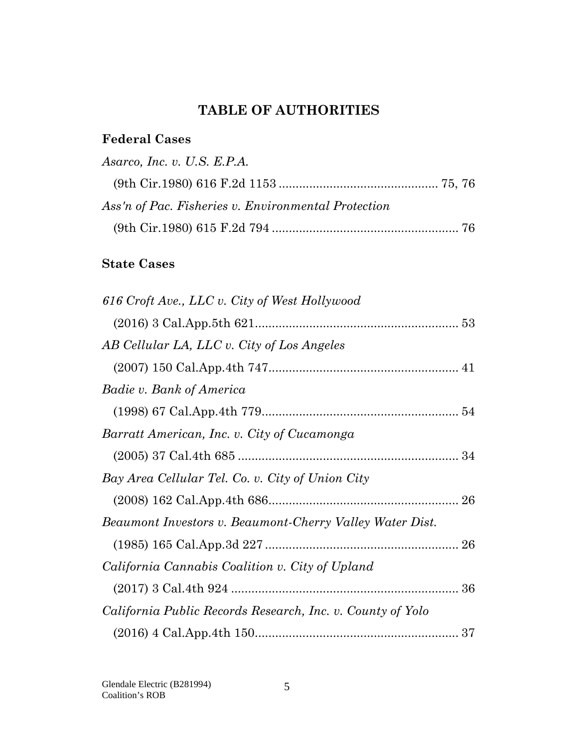# TABLE OF AUTHORITIES

## Federal Cases

*Asarco, Inc. v. U.S. E.P.A.*
(9th Cir.1980) 616 F.2d 1153 .............................................. 75, 76

*Ass'n of Pac. Fisheries v. Environmental Protection*
(9th Cir.1980) 615 F.2d 794 ....................................................... 76

## State Cases

*616 Croft Ave., LLC v. City of West Hollywood*
(2016) 3 Cal.App.5th 621............................................................ 53

*AB Cellular LA, LLC v. City of Los Angeles*
(2007) 150 Cal.App.4th 747........................................................ 41

*Badie v. Bank of America*
(1998) 67 Cal.App.4th 779.......................................................... 54

*Barratt American, Inc. v. City of Cucamonga*
(2005) 37 Cal.4th 685 ................................................................. 34

*Bay Area Cellular Tel. Co. v. City of Union City*
(2008) 162 Cal.App.4th 686........................................................ 26

*Beaumont Investors v. Beaumont-Cherry Valley Water Dist.*
(1985) 165 Cal.App.3d 227 ......................................................... 26

*California Cannabis Coalition v. City of Upland*
(2017) 3 Cal.4th 924 ................................................................... 36

*California Public Records Research, Inc. v. County of Yolo*
(2016) 4 Cal.App.4th 150............................................................ 37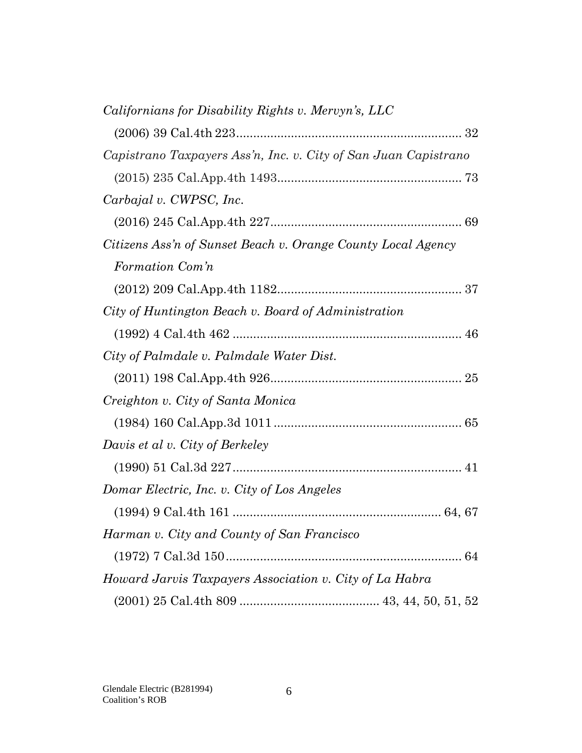*Californians for Disability Rights v. Mervyn's, LLC*
(2006) 39 Cal.4th 223 .................................................................. 32

*Capistrano Taxpayers Ass'n, Inc. v. City of San Juan Capistrano*
(2015) 235 Cal.App.4th 1493 ..................................................... 73

*Carbajal v. CWPSC, Inc.*
(2016) 245 Cal.App.4th 227 ....................................................... 69

*Citizens Ass'n of Sunset Beach v. Orange County Local Agency Formation Com'n*
(2012) 209 Cal.App.4th 1182 ..................................................... 37

*City of Huntington Beach v. Board of Administration*
(1992) 4 Cal.4th 462 ................................................................... 46

*City of Palmdale v. Palmdale Water Dist.*
(2011) 198 Cal.App.4th 926 ....................................................... 25

*Creighton v. City of Santa Monica*
(1984) 160 Cal.App.3d 1011 ....................................................... 65

*Davis et al v. City of Berkeley*
(1990) 51 Cal.3d 227 ................................................................... 41

*Domar Electric, Inc. v. City of Los Angeles*
(1994) 9 Cal.4th 161 ............................................................. 64, 67

*Harman v. City and County of San Francisco*
(1972) 7 Cal.3d 150 ..................................................................... 64

*Howard Jarvis Taxpayers Association v. City of La Habra*
(2001) 25 Cal.4th 809 ......................................... 43, 44, 50, 51, 52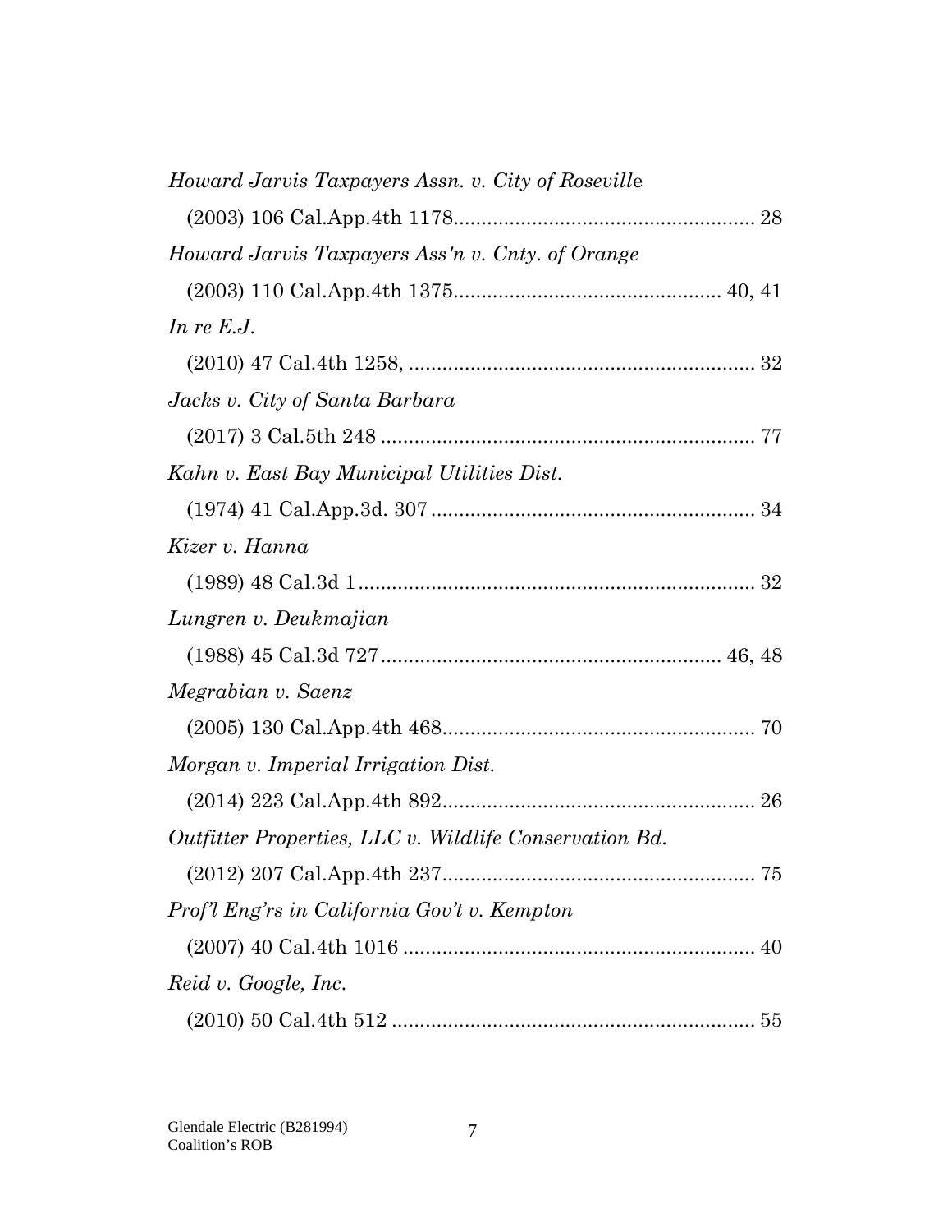*Howard Jarvis Taxpayers Assn. v. City of Roseville*
(2003) 106 Cal.App.4th 1178...................................................... 28

*Howard Jarvis Taxpayers Ass'n v. Cnty. of Orange*
(2003) 110 Cal.App.4th 1375.............................................. 40, 41

*In re E.J.*
(2010) 47 Cal.4th 1258, ............................................................. 32

*Jacks v. City of Santa Barbara*
(2017) 3 Cal.5th 248 .................................................................. 77

*Kahn v. East Bay Municipal Utilities Dist.*
(1974) 41 Cal.App.3d. 307 ......................................................... 34

*Kizer v. Hanna*
(1989) 48 Cal.3d 1...................................................................... 32

*Lungren v. Deukmajian*
(1988) 45 Cal.3d 727............................................................ 46, 48

*Megrabian v. Saenz*
(2005) 130 Cal.App.4th 468....................................................... 70

*Morgan v. Imperial Irrigation Dist.*
(2014) 223 Cal.App.4th 892....................................................... 26

*Outfitter Properties, LLC v. Wildlife Conservation Bd.*
(2012) 207 Cal.App.4th 237....................................................... 75

*Prof'l Eng'rs in California Gov't v. Kempton*
(2007) 40 Cal.4th 1016 .............................................................. 40

*Reid v. Google, Inc.*
(2010) 50 Cal.4th 512 ................................................................ 55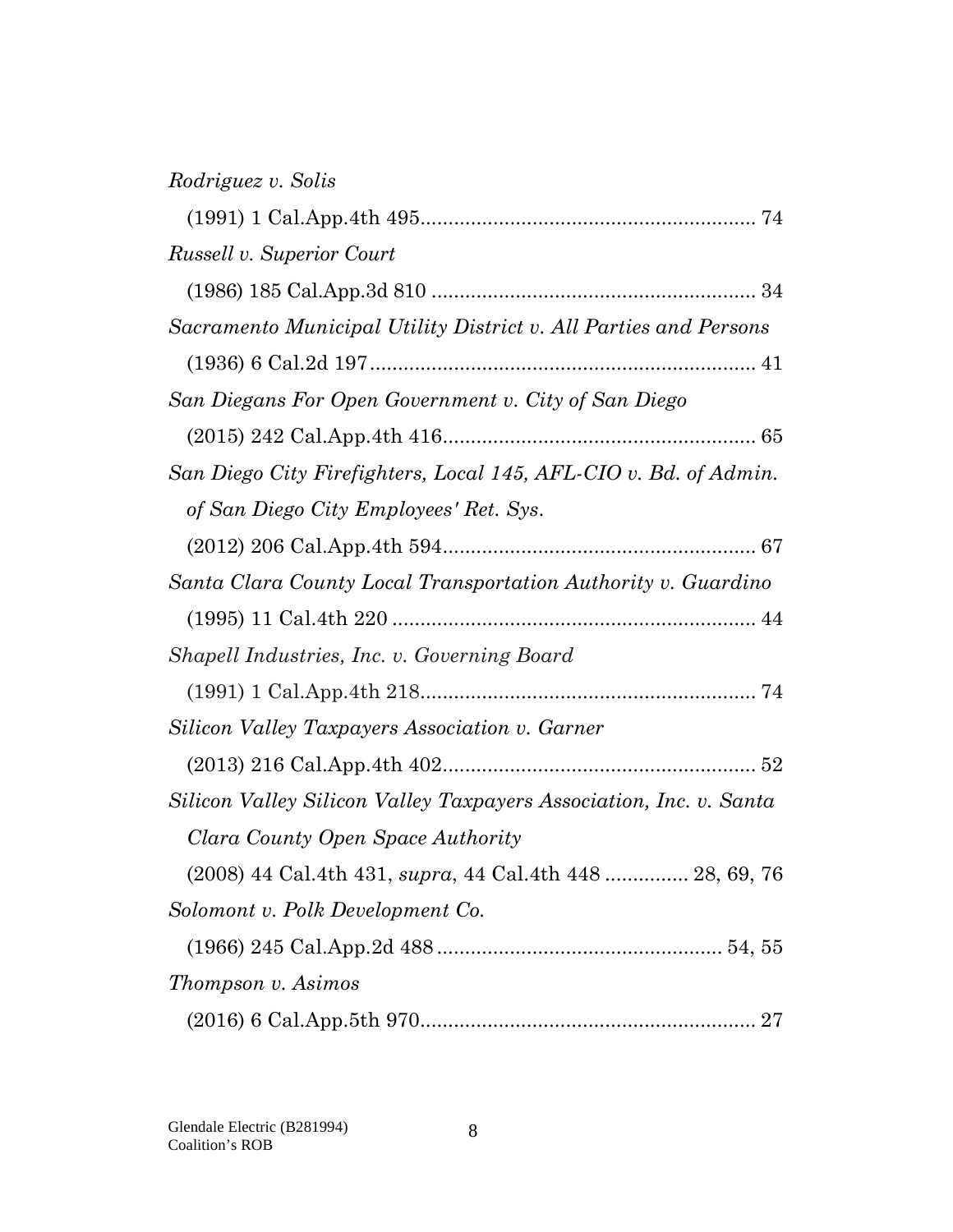*Rodriguez v. Solis*

(1991) 1 Cal.App.4th 495............................................................ 74

*Russell v. Superior Court*

(1986) 185 Cal.App.3d 810 .......................................................... 34

*Sacramento Municipal Utility District v. All Parties and Persons*

(1936) 6 Cal.2d 197..................................................................... 41

*San Diegans For Open Government v. City of San Diego*

(2015) 242 Cal.App.4th 416......................................................... 65

*San Diego City Firefighters, Local 145, AFL-CIO v. Bd. of Admin. of San Diego City Employees' Ret. Sys.*

(2012) 206 Cal.App.4th 594......................................................... 67

*Santa Clara County Local Transportation Authority v. Guardino*

(1995) 11 Cal.4th 220 .................................................................. 44

*Shapell Industries, Inc. v. Governing Board*

(1991) 1 Cal.App.4th 218............................................................ 74

*Silicon Valley Taxpayers Association v. Garner*

(2013) 216 Cal.App.4th 402......................................................... 52

*Silicon Valley Silicon Valley Taxpayers Association, Inc. v. Santa Clara County Open Space Authority*

(2008) 44 Cal.4th 431, *supra*, 44 Cal.4th 448 ............... 28, 69, 76

*Solomont v. Polk Development Co.*

(1966) 245 Cal.App.2d 488 ................................................... 54, 55

*Thompson v. Asimos*

(2016) 6 Cal.App.5th 970............................................................ 27

Glendale Electric (B281994)
Coalition's ROB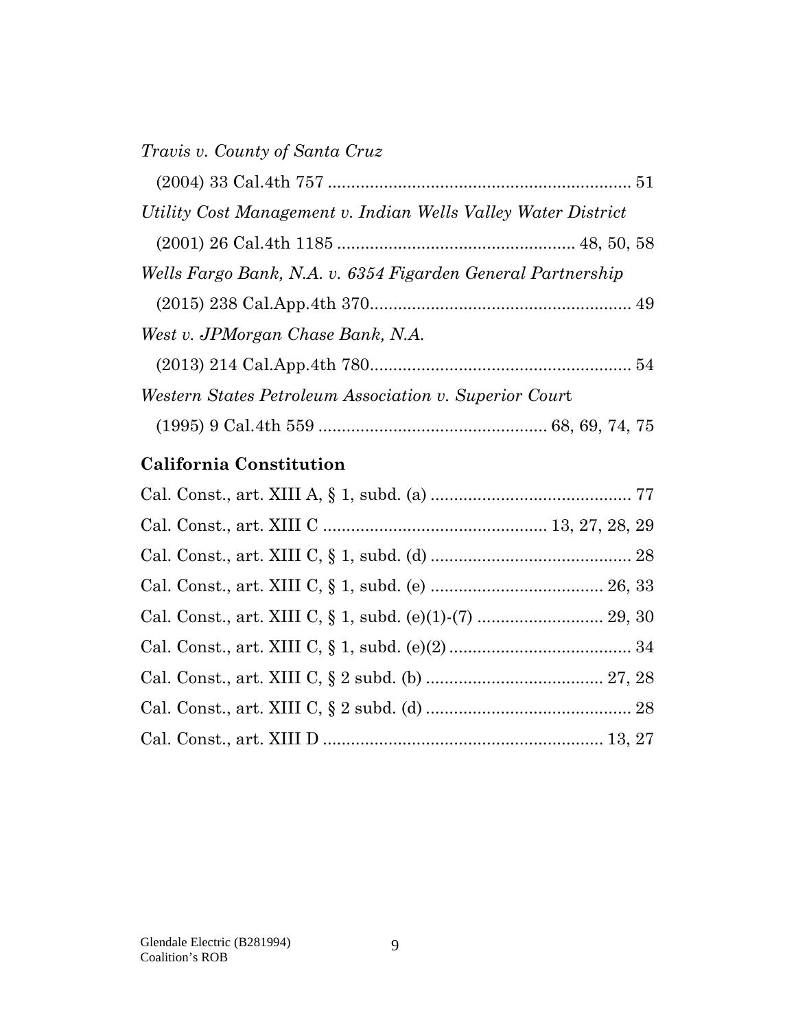*Travis v. County of Santa Cruz*
(2004) 33 Cal.4th 757 ................................................................. 51

*Utility Cost Management v. Indian Wells Valley Water District*
(2001) 26 Cal.4th 1185 ................................................. 48, 50, 58

*Wells Fargo Bank, N.A. v. 6354 Figarden General Partnership*
(2015) 238 Cal.App.4th 370........................................................ 49

*West v. JPMorgan Chase Bank, N.A.*
(2013) 214 Cal.App.4th 780......................................................... 54

*Western States Petroleum Association v. Superior Court*
(1995) 9 Cal.4th 559 ................................................ 68, 69, 74, 75

**California Constitution**

Cal. Const., art. XIII A, § 1, subd. (a) ........................................... 77

Cal. Const., art. XIII C ............................................... 13, 27, 28, 29

Cal. Const., art. XIII C, § 1, subd. (d) ........................................... 28

Cal. Const., art. XIII C, § 1, subd. (e) ..................................... 26, 33

Cal. Const., art. XIII C, § 1, subd. (e)(1)-(7) ........................... 29, 30

Cal. Const., art. XIII C, § 1, subd. (e)(2) ....................................... 34

Cal. Const., art. XIII C, § 2 subd. (b) ...................................... 27, 28

Cal. Const., art. XIII C, § 2 subd. (d) ............................................ 28

Cal. Const., art. XIII D ............................................................ 13, 27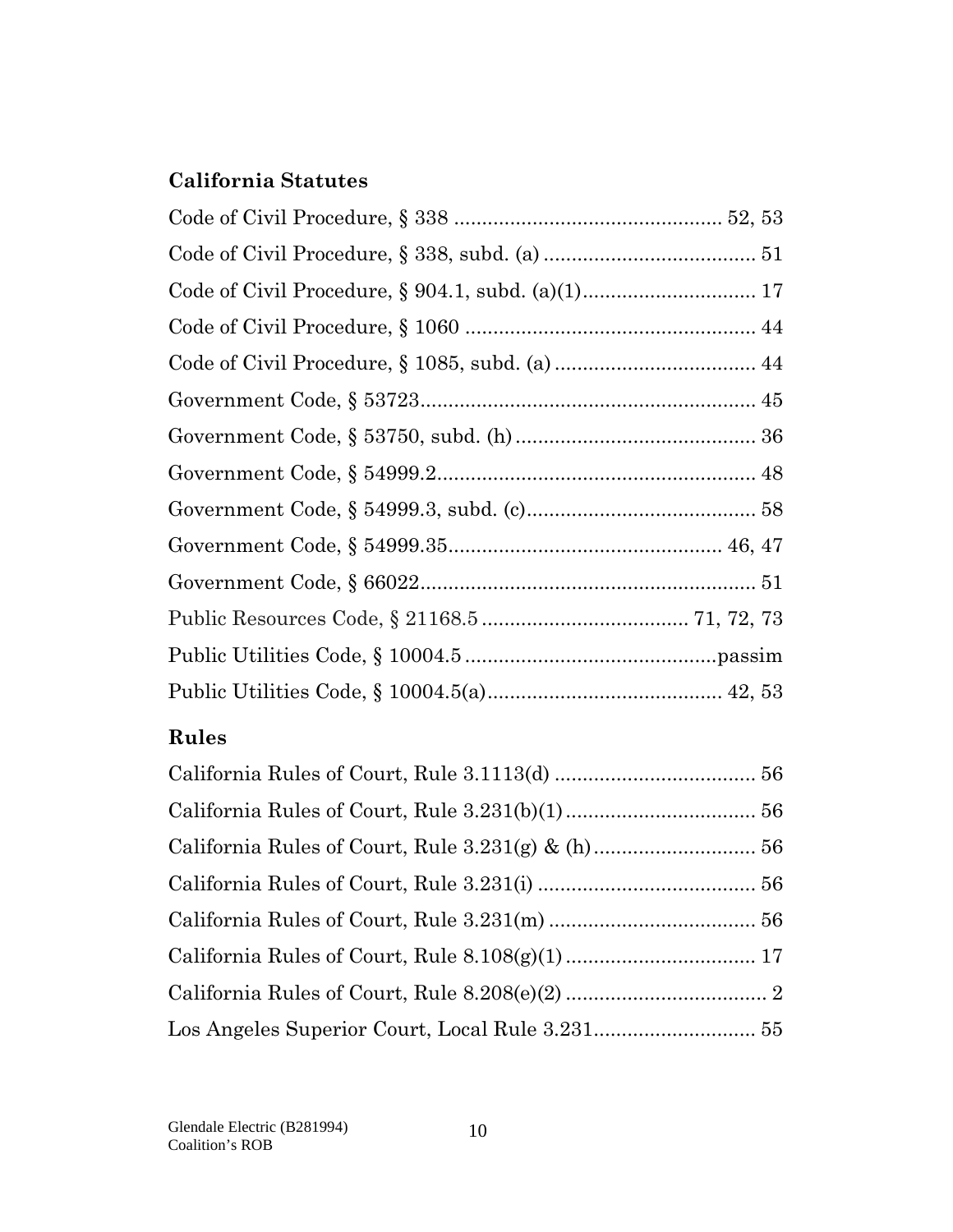## California Statutes

Code of Civil Procedure, § 338 ............................................... 52, 53

Code of Civil Procedure, § 338, subd. (a) ..................................... 51

Code of Civil Procedure, § 904.1, subd. (a)(1).............................. 17

Code of Civil Procedure, § 1060 ................................................... 44

Code of Civil Procedure, § 1085, subd. (a) ................................... 44

Government Code, § 53723........................................................... 45

Government Code, § 53750, subd. (h) .......................................... 36

Government Code, § 54999.2........................................................ 48

Government Code, § 54999.3, subd. (c)........................................ 58

Government Code, § 54999.35................................................ 46, 47

Government Code, § 66022........................................................... 51

Public Resources Code, § 21168.5 .................................... 71, 72, 73

Public Utilities Code, § 10004.5 ............................................passim

Public Utilities Code, § 10004.5(a)......................................... 42, 53

## Rules

California Rules of Court, Rule 3.1113(d) ................................... 56

California Rules of Court, Rule 3.231(b)(1)................................. 56

California Rules of Court, Rule 3.231(g) & (h)............................ 56

California Rules of Court, Rule 3.231(i) ...................................... 56

California Rules of Court, Rule 3.231(m) .................................... 56

California Rules of Court, Rule 8.108(g)(1)................................. 17

California Rules of Court, Rule 8.208(e)(2) ................................... 2

Los Angeles Superior Court, Local Rule 3.231............................ 55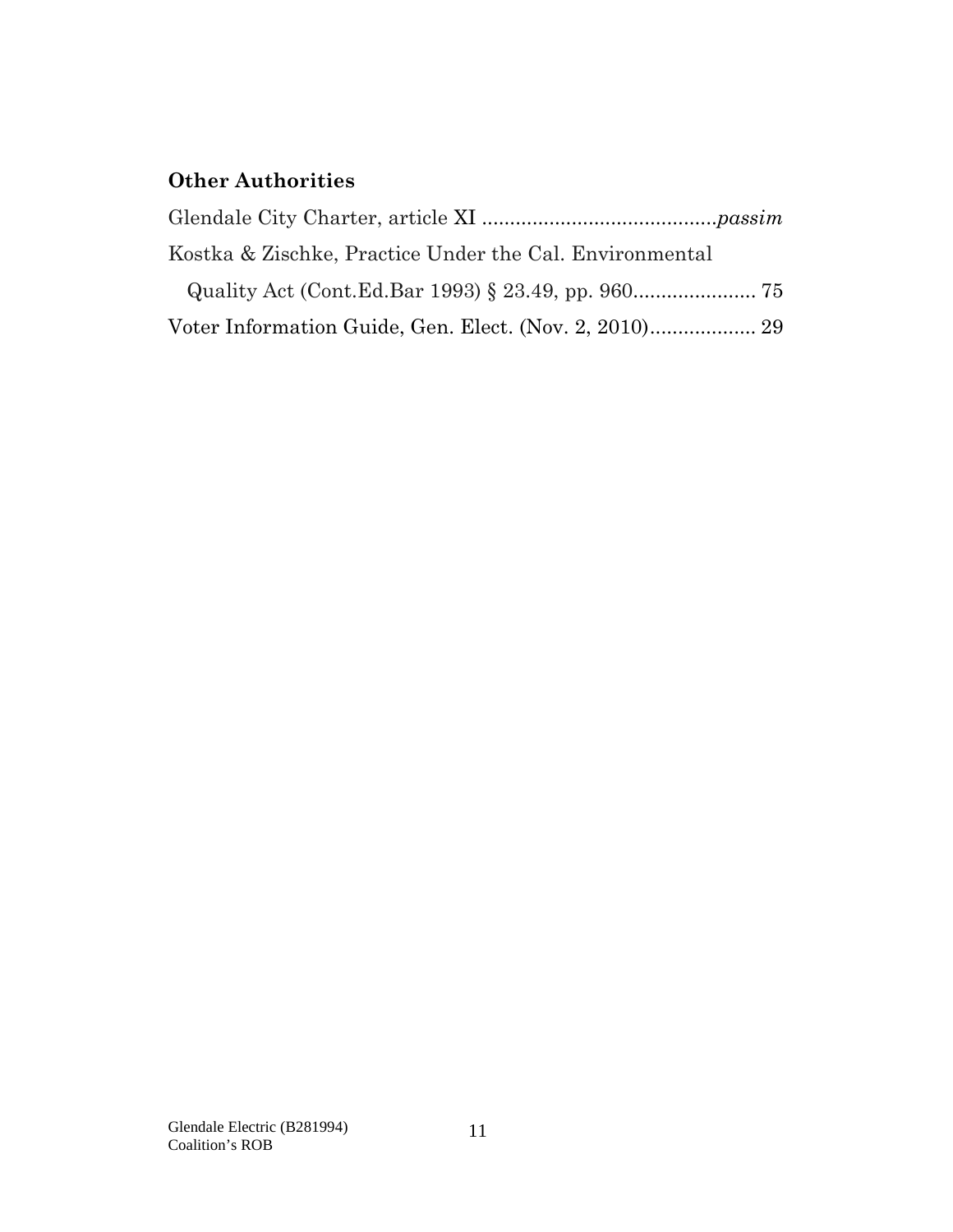**Other Authorities**

Glendale City Charter, article XI .........................................*passim*

Kostka & Zischke, Practice Under the Cal. Environmental Quality Act (Cont.Ed.Bar 1993) § 23.49, pp. 960...................... 75

Voter Information Guide, Gen. Elect. (Nov. 2, 2010)................... 29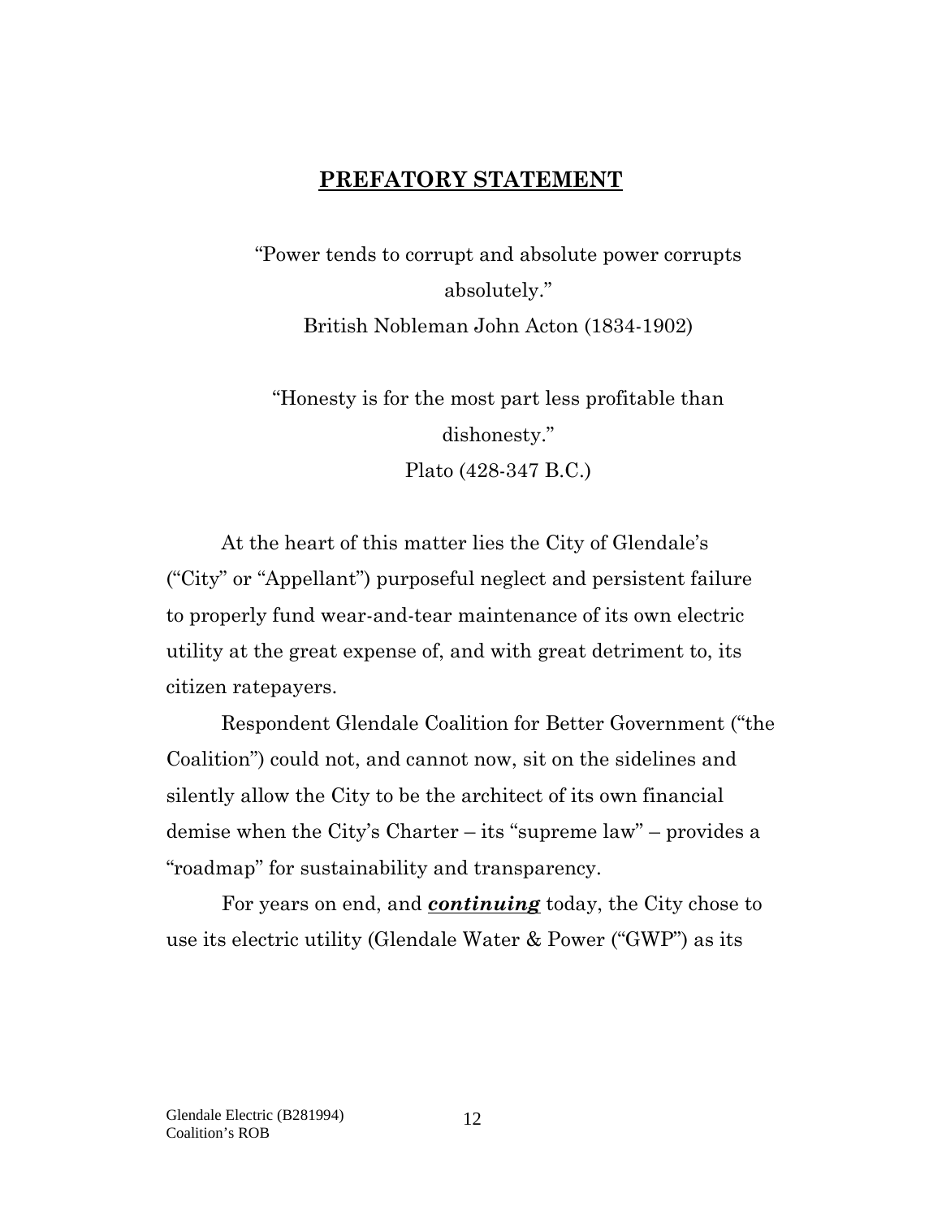## PREFATORY STATEMENT

"Power tends to corrupt and absolute power corrupts absolutely."
British Nobleman John Acton (1834-1902)

"Honesty is for the most part less profitable than dishonesty."
Plato (428-347 B.C.)

At the heart of this matter lies the City of Glendale's ("City" or "Appellant") purposeful neglect and persistent failure to properly fund wear-and-tear maintenance of its own electric utility at the great expense of, and with great detriment to, its citizen ratepayers.

Respondent Glendale Coalition for Better Government ("the Coalition") could not, and cannot now, sit on the sidelines and silently allow the City to be the architect of its own financial demise when the City's Charter – its "supreme law" – provides a "roadmap" for sustainability and transparency.

For years on end, and ***<u>continuing</u>*** today, the City chose to use its electric utility (Glendale Water & Power ("GWP") as its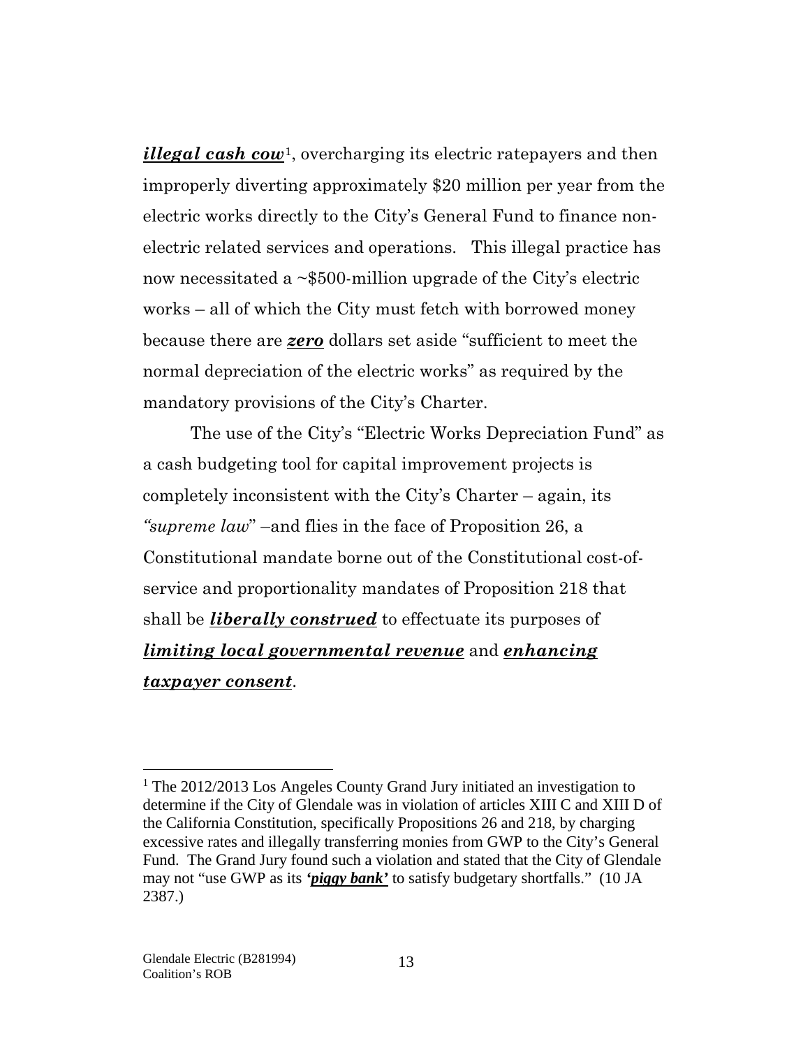***illegal cash cow***[1], overcharging its electric ratepayers and then improperly diverting approximately $20 million per year from the electric works directly to the City's General Fund to finance non-electric related services and operations. This illegal practice has now necessitated a ~$500-million upgrade of the City's electric works – all of which the City must fetch with borrowed money because there are ***zero*** dollars set aside "sufficient to meet the normal depreciation of the electric works" as required by the mandatory provisions of the City's Charter.

The use of the City's "Electric Works Depreciation Fund" as a cash budgeting tool for capital improvement projects is completely inconsistent with the City's Charter – again, its *"supreme law*" –and flies in the face of Proposition 26, a Constitutional mandate borne out of the Constitutional cost-of-service and proportionality mandates of Proposition 218 that shall be ***liberally construed*** to effectuate its purposes of ***limiting local governmental revenue*** and ***enhancing taxpayer consent***.

---

[1] The 2012/2013 Los Angeles County Grand Jury initiated an investigation to determine if the City of Glendale was in violation of articles XIII C and XIII D of the California Constitution, specifically Propositions 26 and 218, by charging excessive rates and illegally transferring monies from GWP to the City's General Fund. The Grand Jury found such a violation and stated that the City of Glendale may not "use GWP as its ***'piggy bank'*** to satisfy budgetary shortfalls." (10 JA 2387.)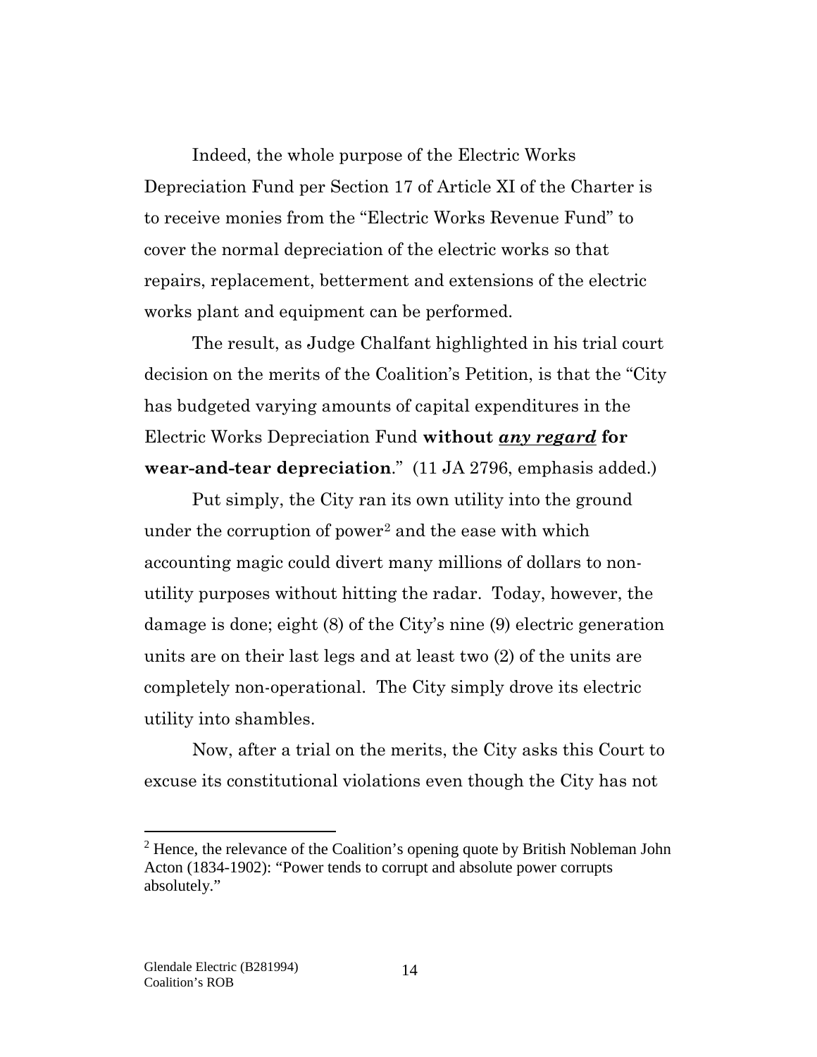Indeed, the whole purpose of the Electric Works Depreciation Fund per Section 17 of Article XI of the Charter is to receive monies from the "Electric Works Revenue Fund" to cover the normal depreciation of the electric works so that repairs, replacement, betterment and extensions of the electric works plant and equipment can be performed.

The result, as Judge Chalfant highlighted in his trial court decision on the merits of the Coalition's Petition, is that the "City has budgeted varying amounts of capital expenditures in the Electric Works Depreciation Fund **without _*any regard*_ for wear-and-tear depreciation**." (11 JA 2796, emphasis added.)

Put simply, the City ran its own utility into the ground under the corruption of power[2] and the ease with which accounting magic could divert many millions of dollars to non-utility purposes without hitting the radar. Today, however, the damage is done; eight (8) of the City's nine (9) electric generation units are on their last legs and at least two (2) of the units are completely non-operational. The City simply drove its electric utility into shambles.

Now, after a trial on the merits, the City asks this Court to excuse its constitutional violations even though the City has not

[2] Hence, the relevance of the Coalition's opening quote by British Nobleman John Acton (1834-1902): "Power tends to corrupt and absolute power corrupts absolutely."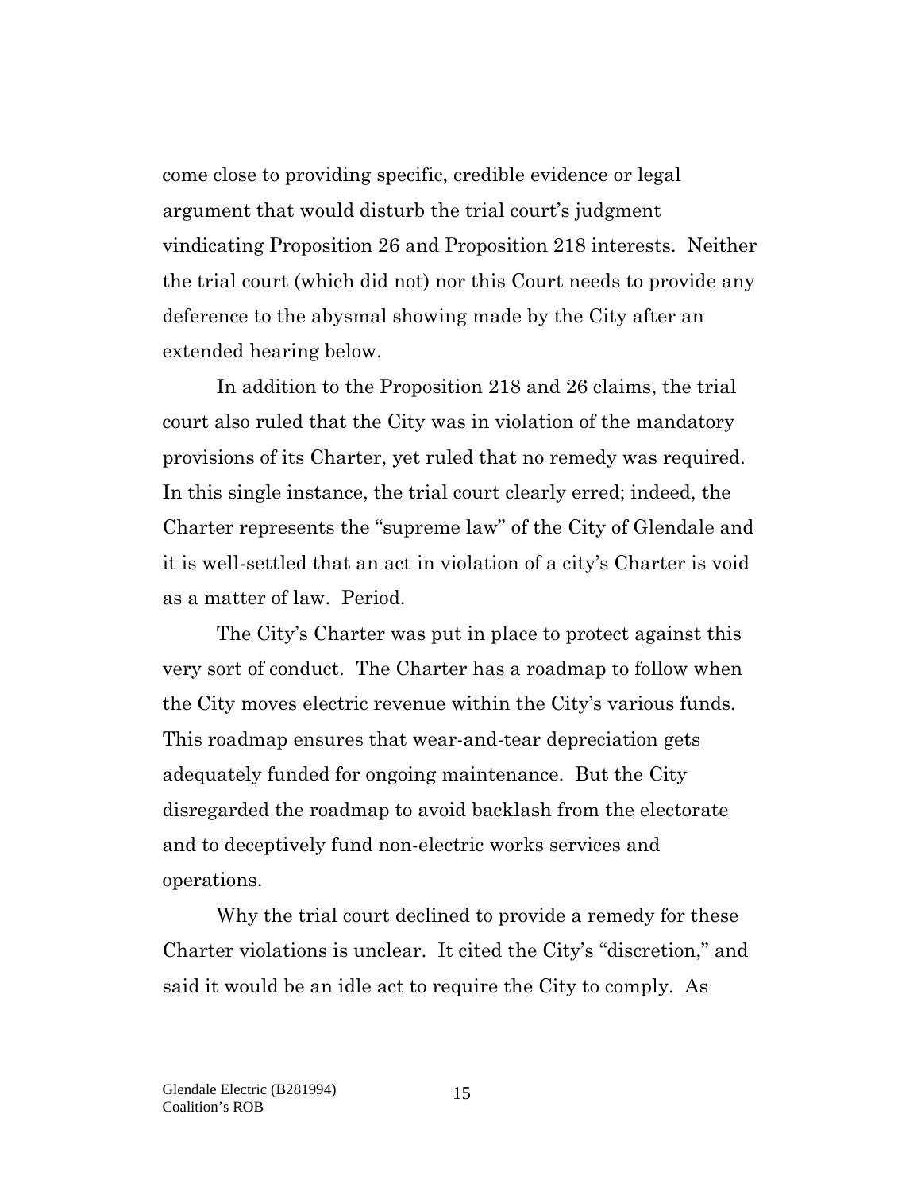come close to providing specific, credible evidence or legal argument that would disturb the trial court's judgment vindicating Proposition 26 and Proposition 218 interests. Neither the trial court (which did not) nor this Court needs to provide any deference to the abysmal showing made by the City after an extended hearing below.

In addition to the Proposition 218 and 26 claims, the trial court also ruled that the City was in violation of the mandatory provisions of its Charter, yet ruled that no remedy was required. In this single instance, the trial court clearly erred; indeed, the Charter represents the "supreme law" of the City of Glendale and it is well-settled that an act in violation of a city's Charter is void as a matter of law. Period.

The City's Charter was put in place to protect against this very sort of conduct. The Charter has a roadmap to follow when the City moves electric revenue within the City's various funds. This roadmap ensures that wear-and-tear depreciation gets adequately funded for ongoing maintenance. But the City disregarded the roadmap to avoid backlash from the electorate and to deceptively fund non-electric works services and operations.

Why the trial court declined to provide a remedy for these Charter violations is unclear. It cited the City's "discretion," and said it would be an idle act to require the City to comply. As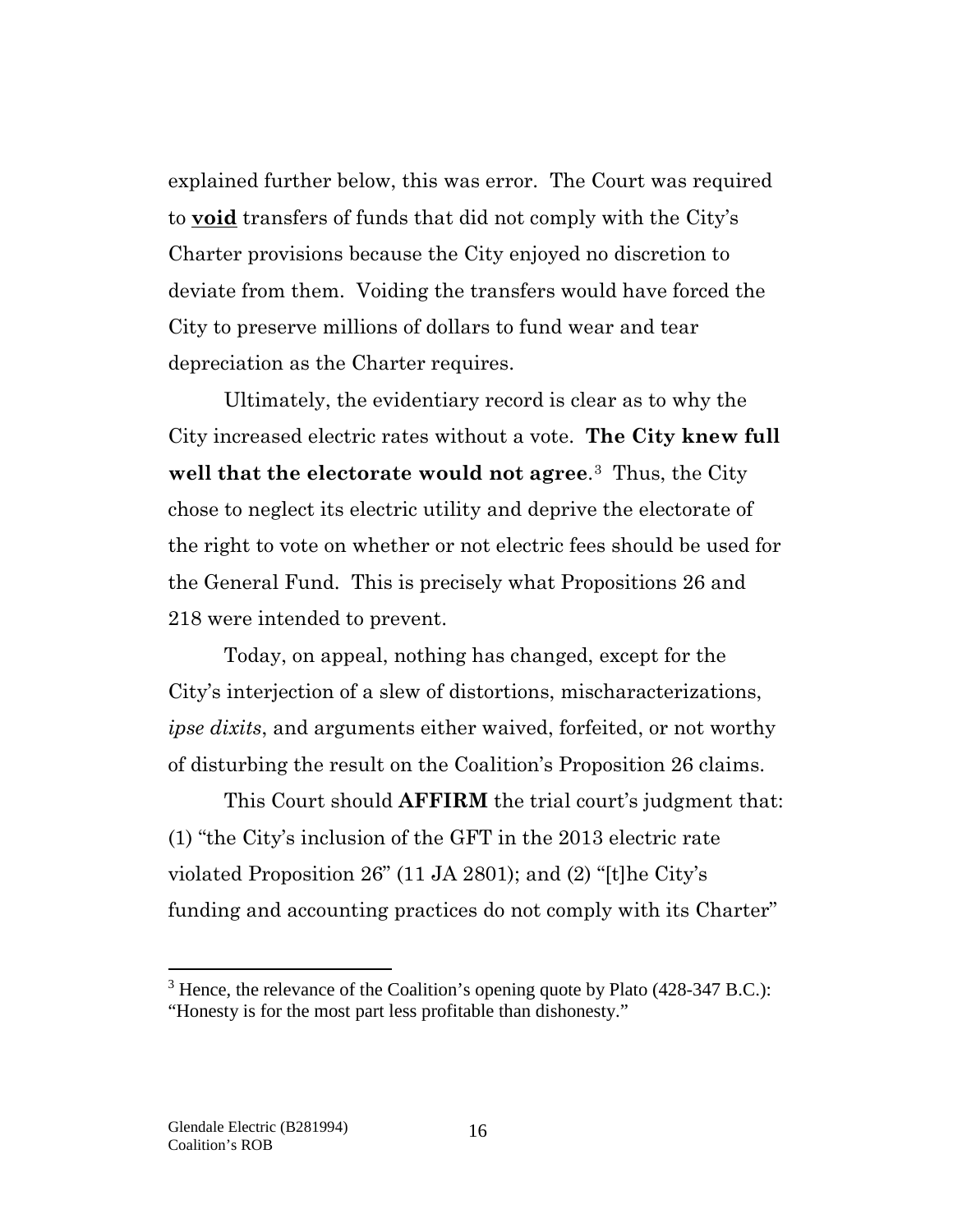explained further below, this was error. The Court was required to **void** transfers of funds that did not comply with the City's Charter provisions because the City enjoyed no discretion to deviate from them. Voiding the transfers would have forced the City to preserve millions of dollars to fund wear and tear depreciation as the Charter requires.

Ultimately, the evidentiary record is clear as to why the City increased electric rates without a vote. **The City knew full well that the electorate would not agree**.[3] Thus, the City chose to neglect its electric utility and deprive the electorate of the right to vote on whether or not electric fees should be used for the General Fund. This is precisely what Propositions 26 and 218 were intended to prevent.

Today, on appeal, nothing has changed, except for the City's interjection of a slew of distortions, mischaracterizations, *ipse dixits*, and arguments either waived, forfeited, or not worthy of disturbing the result on the Coalition's Proposition 26 claims.

This Court should **AFFIRM** the trial court's judgment that: (1) "the City's inclusion of the GFT in the 2013 electric rate violated Proposition 26" (11 JA 2801); and (2) "[t]he City's funding and accounting practices do not comply with its Charter"

---

[3] Hence, the relevance of the Coalition's opening quote by Plato (428-347 B.C.): "Honesty is for the most part less profitable than dishonesty."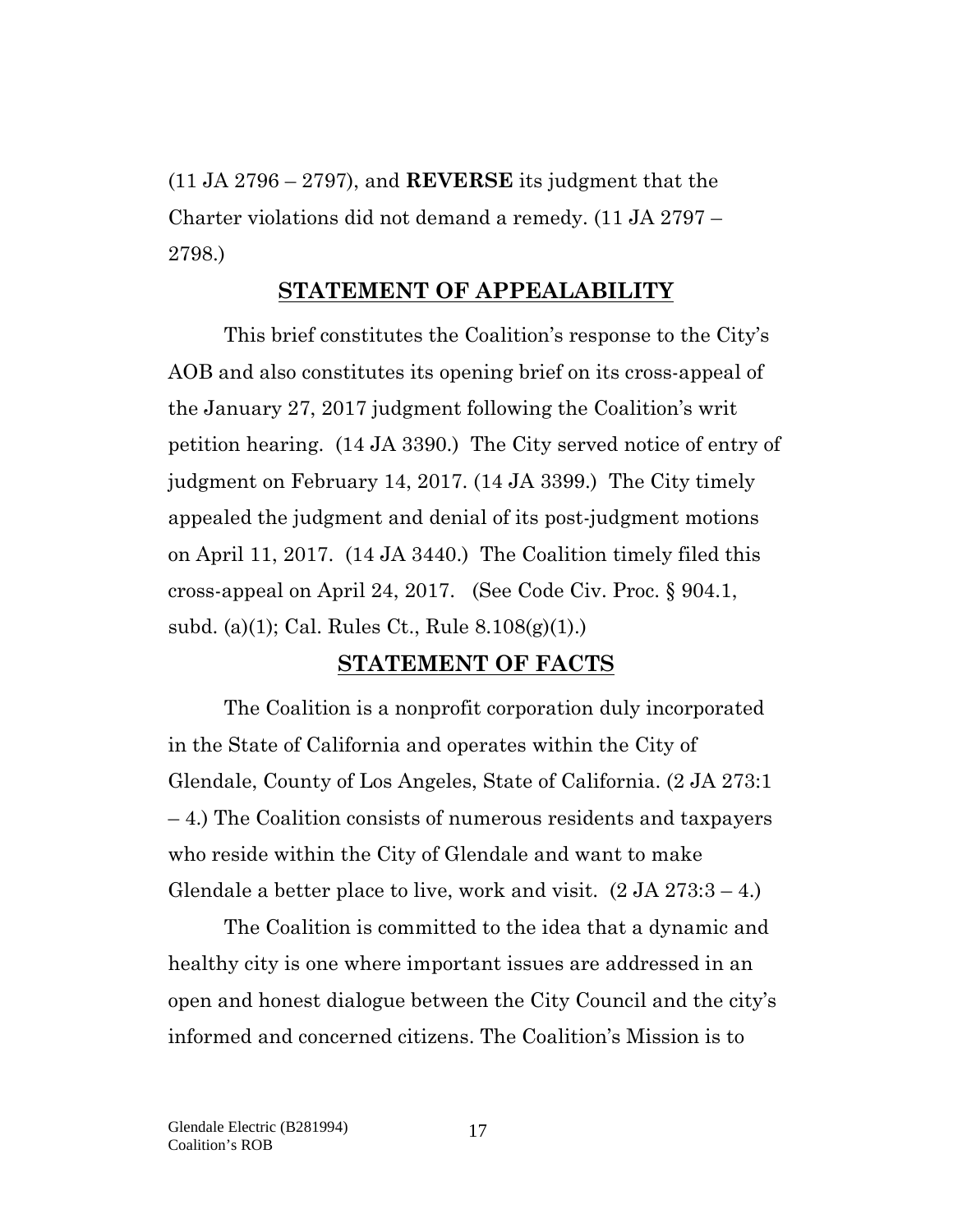(11 JA 2796 – 2797), and **REVERSE** its judgment that the Charter violations did not demand a remedy. (11 JA 2797 – 2798.)

## STATEMENT OF APPEALABILITY

This brief constitutes the Coalition's response to the City's AOB and also constitutes its opening brief on its cross-appeal of the January 27, 2017 judgment following the Coalition's writ petition hearing. (14 JA 3390.) The City served notice of entry of judgment on February 14, 2017. (14 JA 3399.) The City timely appealed the judgment and denial of its post-judgment motions on April 11, 2017. (14 JA 3440.) The Coalition timely filed this cross-appeal on April 24, 2017. (See Code Civ. Proc. § 904.1, subd. (a)(1); Cal. Rules Ct., Rule 8.108(g)(1).)

## STATEMENT OF FACTS

The Coalition is a nonprofit corporation duly incorporated in the State of California and operates within the City of Glendale, County of Los Angeles, State of California. (2 JA 273:1 – 4.) The Coalition consists of numerous residents and taxpayers who reside within the City of Glendale and want to make Glendale a better place to live, work and visit. (2 JA 273:3 – 4.)

The Coalition is committed to the idea that a dynamic and healthy city is one where important issues are addressed in an open and honest dialogue between the City Council and the city's informed and concerned citizens. The Coalition's Mission is to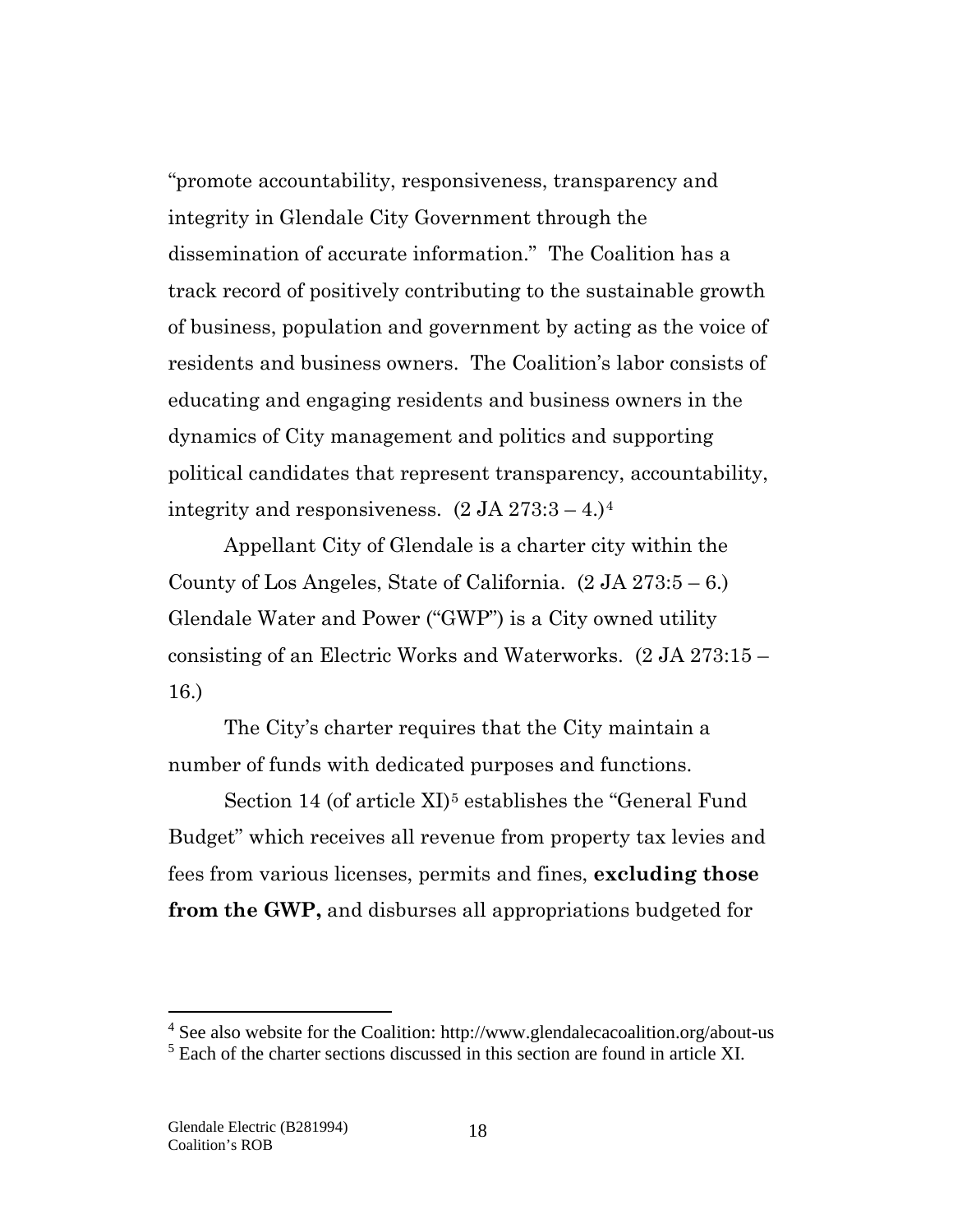"promote accountability, responsiveness, transparency and integrity in Glendale City Government through the dissemination of accurate information." The Coalition has a track record of positively contributing to the sustainable growth of business, population and government by acting as the voice of residents and business owners. The Coalition's labor consists of educating and engaging residents and business owners in the dynamics of City management and politics and supporting political candidates that represent transparency, accountability, integrity and responsiveness. (2 JA 273:3 – 4.)[4]

Appellant City of Glendale is a charter city within the County of Los Angeles, State of California. (2 JA 273:5 – 6.) Glendale Water and Power ("GWP") is a City owned utility consisting of an Electric Works and Waterworks. (2 JA 273:15 – 16.)

The City's charter requires that the City maintain a number of funds with dedicated purposes and functions.

Section 14 (of article XI)[5] establishes the "General Fund Budget" which receives all revenue from property tax levies and fees from various licenses, permits and fines, **excluding those from the GWP,** and disburses all appropriations budgeted for

[4] See also website for the Coalition: http://www.glendalecacoalition.org/about-us

[5] Each of the charter sections discussed in this section are found in article XI.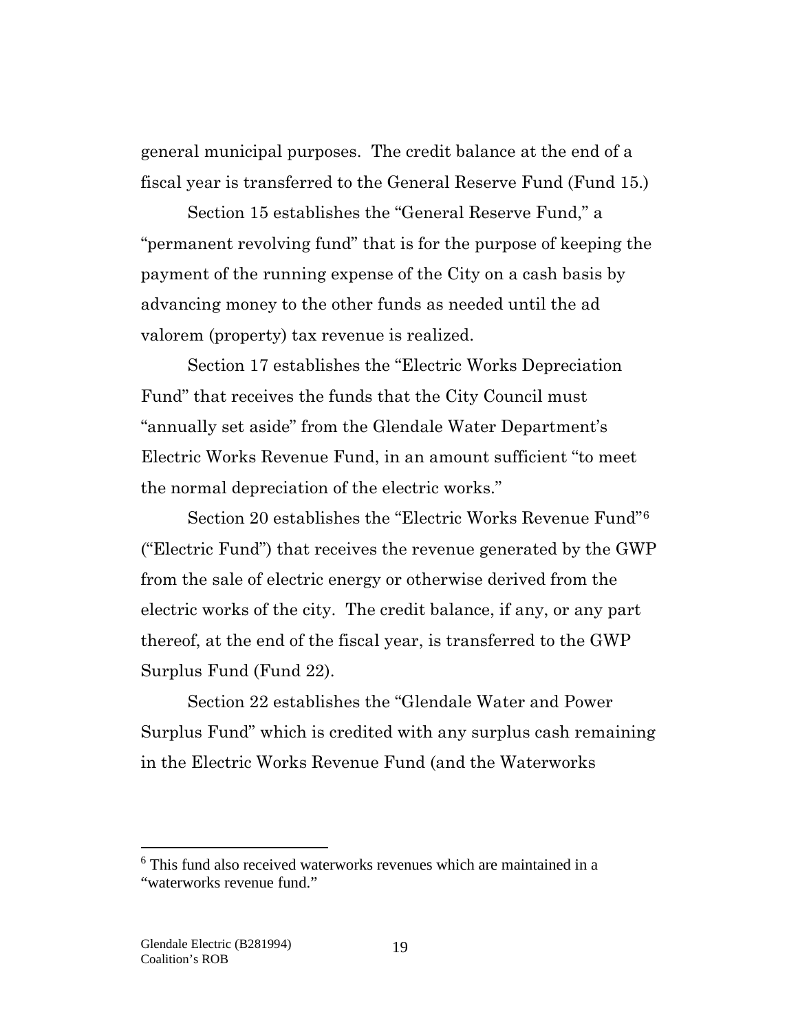general municipal purposes. The credit balance at the end of a fiscal year is transferred to the General Reserve Fund (Fund 15.)

Section 15 establishes the "General Reserve Fund," a "permanent revolving fund" that is for the purpose of keeping the payment of the running expense of the City on a cash basis by advancing money to the other funds as needed until the ad valorem (property) tax revenue is realized.

Section 17 establishes the "Electric Works Depreciation Fund" that receives the funds that the City Council must "annually set aside" from the Glendale Water Department's Electric Works Revenue Fund, in an amount sufficient "to meet the normal depreciation of the electric works."

Section 20 establishes the "Electric Works Revenue Fund"[6] ("Electric Fund") that receives the revenue generated by the GWP from the sale of electric energy or otherwise derived from the electric works of the city. The credit balance, if any, or any part thereof, at the end of the fiscal year, is transferred to the GWP Surplus Fund (Fund 22).

Section 22 establishes the "Glendale Water and Power Surplus Fund" which is credited with any surplus cash remaining in the Electric Works Revenue Fund (and the Waterworks

[6] This fund also received waterworks revenues which are maintained in a "waterworks revenue fund."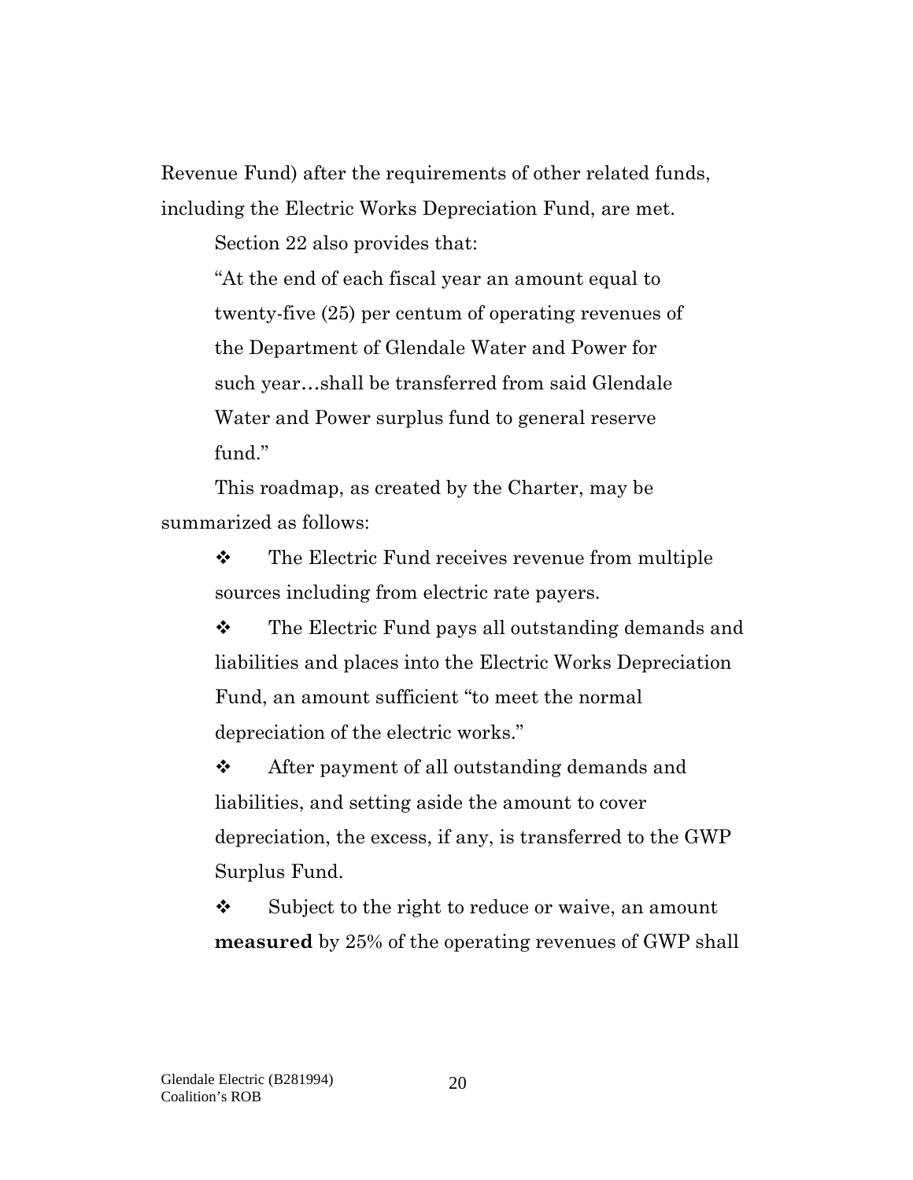Revenue Fund) after the requirements of other related funds, including the Electric Works Depreciation Fund, are met.

Section 22 also provides that:

> "At the end of each fiscal year an amount equal to twenty-five (25) per centum of operating revenues of the Department of Glendale Water and Power for such year…shall be transferred from said Glendale Water and Power surplus fund to general reserve fund."

This roadmap, as created by the Charter, may be summarized as follows:

- ❖ The Electric Fund receives revenue from multiple sources including from electric rate payers.
- ❖ The Electric Fund pays all outstanding demands and liabilities and places into the Electric Works Depreciation Fund, an amount sufficient "to meet the normal depreciation of the electric works."
- ❖ After payment of all outstanding demands and liabilities, and setting aside the amount to cover depreciation, the excess, if any, is transferred to the GWP Surplus Fund.
- ❖ Subject to the right to reduce or waive, an amount **measured** by 25% of the operating revenues of GWP shall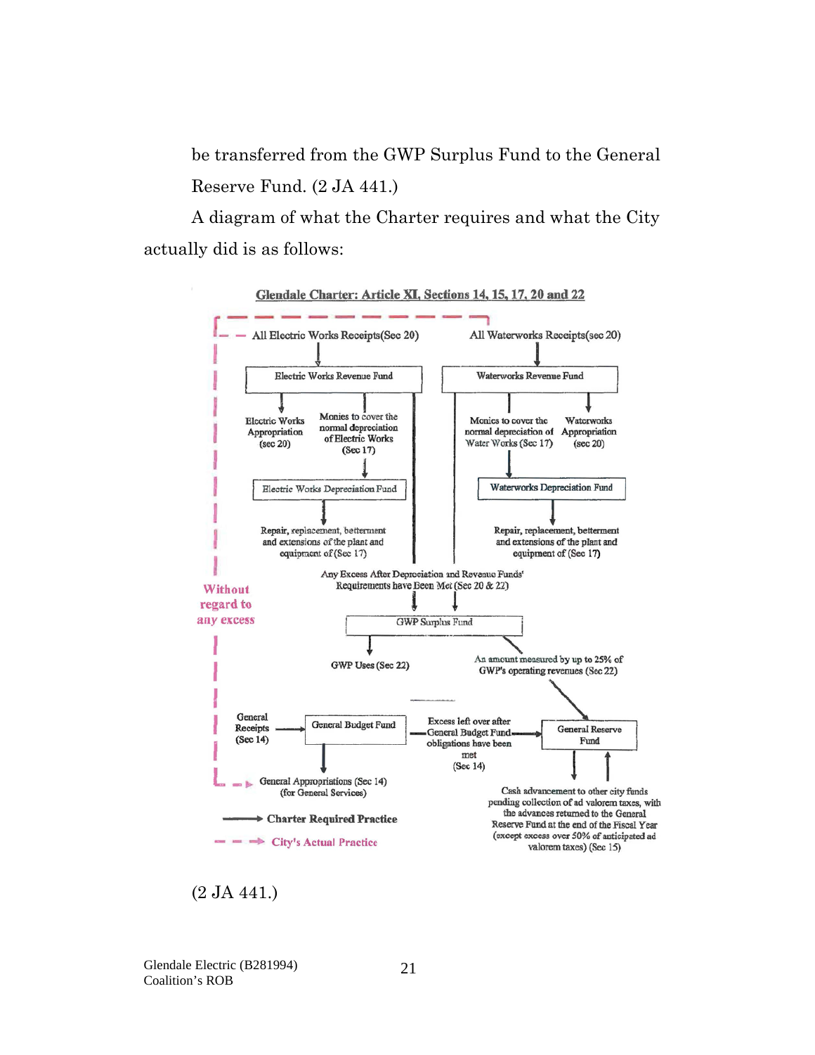be transferred from the GWP Surplus Fund to the General Reserve Fund. (2 JA 441.)

A diagram of what the Charter requires and what the City actually did is as follows:

**Glendale Charter: Article XI, Sections 14, 15, 17, 20 and 22**

All Electric Works Receipts(Sec 20)

All Waterworks Receipts(sec 20)

Electric Works Revenue Fund

Waterworks Revenue Fund

Electric Works Appropriation (sec 20)

Monies to cover the normal depreciation of Electric Works (Sec 17)

Monies to cover the normal depreciation of Water Works (Sec 17)

Waterworks Appropriation (sec 20)

Electric Works Depreciation Fund

Waterworks Depreciation Fund

Repair, replacement, betterment and extensions of the plant and equipment of (Sec 17)

Repair, replacement, betterment and extensions of the plant and equipment of (Sec 17)

Without regard to any excess

Any Excess After Depreciation and Revenue Funds' Requirements have Been Met (Sec 20 & 22)

GWP Surplus Fund

GWP Uses (Sec 22)

An amount measured by up to 25% of GWP's operating revenues (Sec 22)

General Receipts (Sec 14)

General Budget Fund

Excess left over after General Budget Fund obligations have been met (Sec 14)

General Reserve Fund

General Appropriations (Sec 14) (for General Services)

Cash advancement to other city funds pending collection of ad valorem taxes, with the advances returned to the General Reserve Fund at the end of the Fiscal Year (except excess over 50% of anticipated ad valorem taxes) (Sec 15)

Charter Required Practice

City's Actual Practice

(2 JA 441.)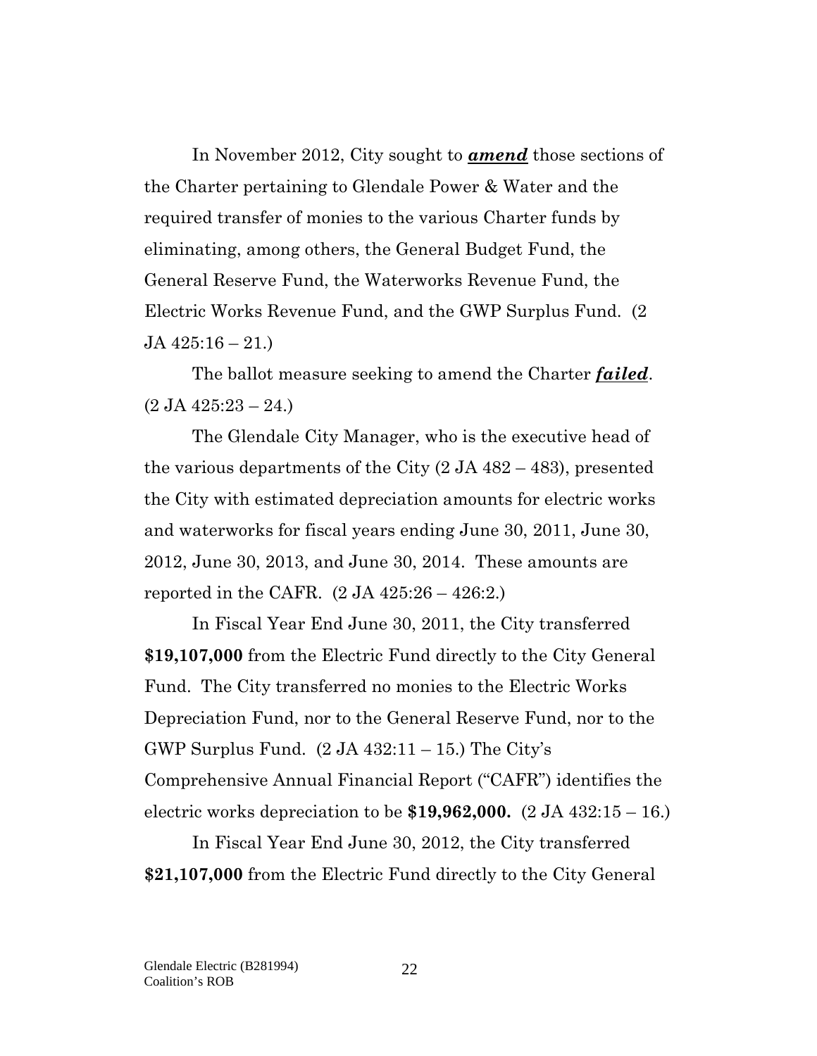In November 2012, City sought to ***amend*** those sections of the Charter pertaining to Glendale Power & Water and the required transfer of monies to the various Charter funds by eliminating, among others, the General Budget Fund, the General Reserve Fund, the Waterworks Revenue Fund, the Electric Works Revenue Fund, and the GWP Surplus Fund. (2 JA 425:16 – 21.)

The ballot measure seeking to amend the Charter ***failed***. (2 JA 425:23 – 24.)

The Glendale City Manager, who is the executive head of the various departments of the City (2 JA 482 – 483), presented the City with estimated depreciation amounts for electric works and waterworks for fiscal years ending June 30, 2011, June 30, 2012, June 30, 2013, and June 30, 2014. These amounts are reported in the CAFR. (2 JA 425:26 – 426:2.)

In Fiscal Year End June 30, 2011, the City transferred **$19,107,000** from the Electric Fund directly to the City General Fund. The City transferred no monies to the Electric Works Depreciation Fund, nor to the General Reserve Fund, nor to the GWP Surplus Fund. (2 JA 432:11 – 15.) The City's Comprehensive Annual Financial Report ("CAFR") identifies the electric works depreciation to be **$19,962,000.** (2 JA 432:15 – 16.)

In Fiscal Year End June 30, 2012, the City transferred **$21,107,000** from the Electric Fund directly to the City General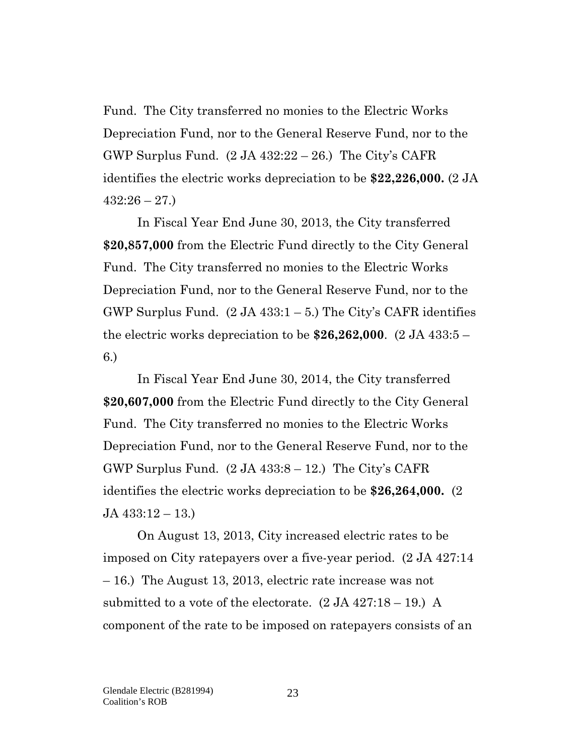Fund. The City transferred no monies to the Electric Works Depreciation Fund, nor to the General Reserve Fund, nor to the GWP Surplus Fund. (2 JA 432:22 – 26.) The City's CAFR identifies the electric works depreciation to be **$22,226,000.** (2 JA 432:26 – 27.)

In Fiscal Year End June 30, 2013, the City transferred **$20,857,000** from the Electric Fund directly to the City General Fund. The City transferred no monies to the Electric Works Depreciation Fund, nor to the General Reserve Fund, nor to the GWP Surplus Fund. (2 JA 433:1 – 5.) The City's CAFR identifies the electric works depreciation to be **$26,262,000**. (2 JA 433:5 – 6.)

In Fiscal Year End June 30, 2014, the City transferred **$20,607,000** from the Electric Fund directly to the City General Fund. The City transferred no monies to the Electric Works Depreciation Fund, nor to the General Reserve Fund, nor to the GWP Surplus Fund. (2 JA 433:8 – 12.) The City's CAFR identifies the electric works depreciation to be **$26,264,000.** (2 JA 433:12 – 13.)

On August 13, 2013, City increased electric rates to be imposed on City ratepayers over a five-year period. (2 JA 427:14 – 16.) The August 13, 2013, electric rate increase was not submitted to a vote of the electorate. (2 JA 427:18 – 19.) A component of the rate to be imposed on ratepayers consists of an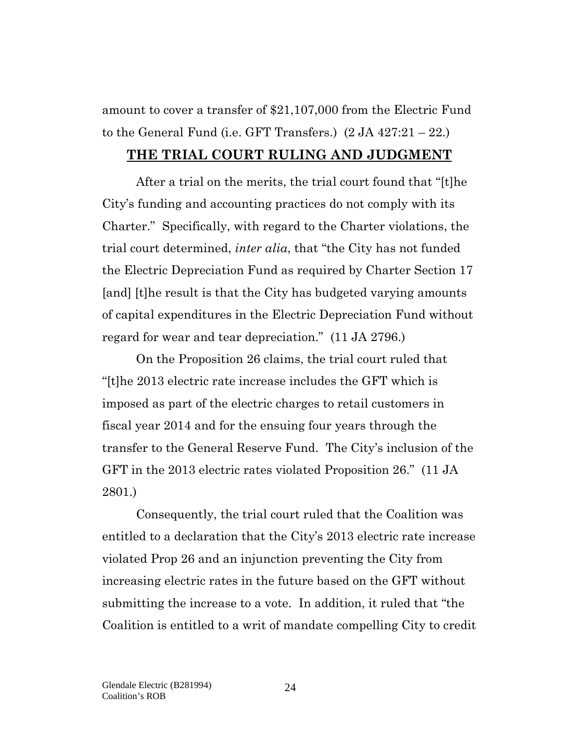amount to cover a transfer of $21,107,000 from the Electric Fund to the General Fund (i.e. GFT Transfers.) (2 JA 427:21 – 22.)

## THE TRIAL COURT RULING AND JUDGMENT

After a trial on the merits, the trial court found that "[t]he City's funding and accounting practices do not comply with its Charter." Specifically, with regard to the Charter violations, the trial court determined, *inter alia*, that "the City has not funded the Electric Depreciation Fund as required by Charter Section 17 [and] [t]he result is that the City has budgeted varying amounts of capital expenditures in the Electric Depreciation Fund without regard for wear and tear depreciation." (11 JA 2796.)

On the Proposition 26 claims, the trial court ruled that "[t]he 2013 electric rate increase includes the GFT which is imposed as part of the electric charges to retail customers in fiscal year 2014 and for the ensuing four years through the transfer to the General Reserve Fund. The City's inclusion of the GFT in the 2013 electric rates violated Proposition 26." (11 JA 2801.)

Consequently, the trial court ruled that the Coalition was entitled to a declaration that the City's 2013 electric rate increase violated Prop 26 and an injunction preventing the City from increasing electric rates in the future based on the GFT without submitting the increase to a vote. In addition, it ruled that "the Coalition is entitled to a writ of mandate compelling City to credit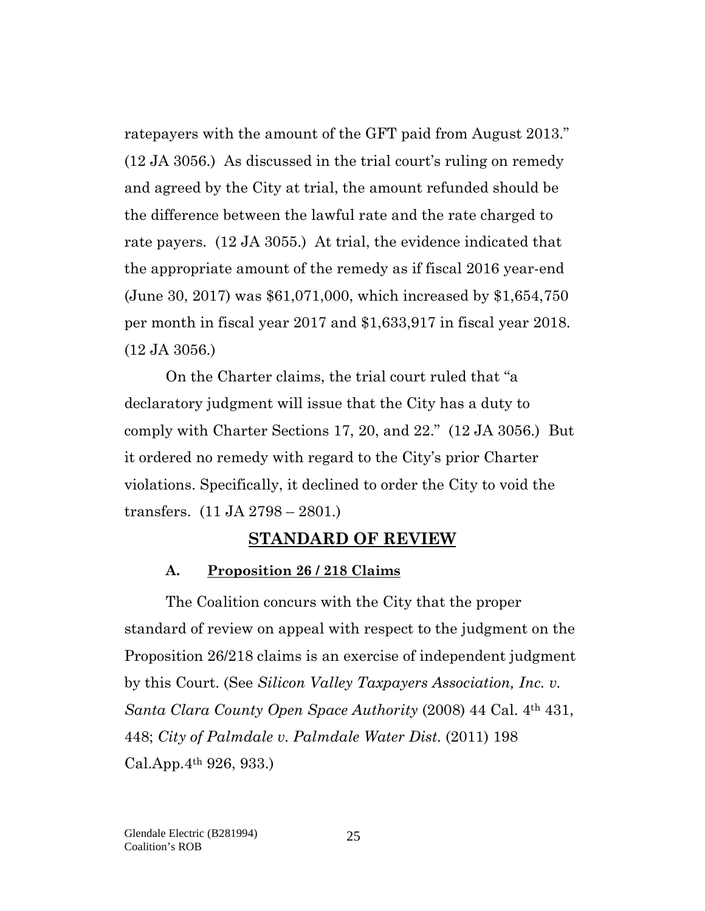ratepayers with the amount of the GFT paid from August 2013." (12 JA 3056.) As discussed in the trial court's ruling on remedy and agreed by the City at trial, the amount refunded should be the difference between the lawful rate and the rate charged to rate payers. (12 JA 3055.) At trial, the evidence indicated that the appropriate amount of the remedy as if fiscal 2016 year-end (June 30, 2017) was $61,071,000, which increased by $1,654,750 per month in fiscal year 2017 and $1,633,917 in fiscal year 2018. (12 JA 3056.)

On the Charter claims, the trial court ruled that "a declaratory judgment will issue that the City has a duty to comply with Charter Sections 17, 20, and 22." (12 JA 3056.) But it ordered no remedy with regard to the City's prior Charter violations. Specifically, it declined to order the City to void the transfers. (11 JA 2798 – 2801.)

## STANDARD OF REVIEW

### A. Proposition 26 / 218 Claims

The Coalition concurs with the City that the proper standard of review on appeal with respect to the judgment on the Proposition 26/218 claims is an exercise of independent judgment by this Court. (See *Silicon Valley Taxpayers Association, Inc. v. Santa Clara County Open Space Authority* (2008) 44 Cal. 4th 431, 448; *City of Palmdale v. Palmdale Water Dist.* (2011) 198 Cal.App.4th 926, 933.)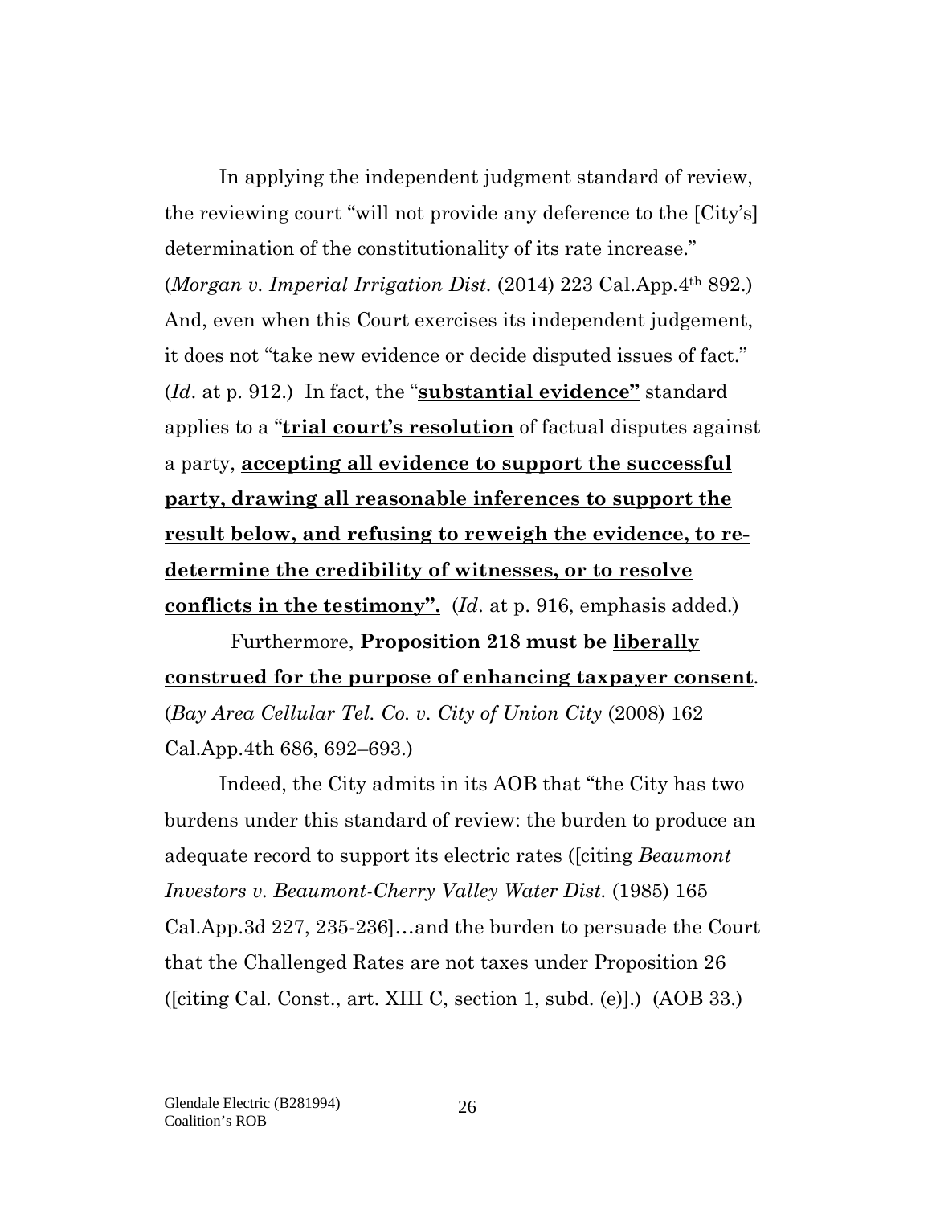In applying the independent judgment standard of review, the reviewing court "will not provide any deference to the [City's] determination of the constitutionality of its rate increase." (*Morgan v. Imperial Irrigation Dist.* (2014) 223 Cal.App.4th 892.) And, even when this Court exercises its independent judgement, it does not "take new evidence or decide disputed issues of fact." (*Id*. at p. 912.) In fact, the "**<u>substantial evidence"</u>** standard applies to a "**<u>trial court's resolution</u>** of factual disputes against a party, **<u>accepting all evidence to support the successful party, drawing all reasonable inferences to support the result below, and refusing to reweigh the evidence, to re-determine the credibility of witnesses, or to resolve conflicts in the testimony".</u>** (*Id*. at p. 916, emphasis added.)

Furthermore, **Proposition 218 must be <u>liberally construed for the purpose of enhancing taxpayer consent</u>**. (*Bay Area Cellular Tel. Co. v. City of Union City* (2008) 162 Cal.App.4th 686, 692–693.)

Indeed, the City admits in its AOB that "the City has two burdens under this standard of review: the burden to produce an adequate record to support its electric rates ([citing *Beaumont Investors v. Beaumont-Cherry Valley Water Dist.* (1985) 165 Cal.App.3d 227, 235-236]…and the burden to persuade the Court that the Challenged Rates are not taxes under Proposition 26 ([citing Cal. Const., art. XIII C, section 1, subd. (e)].) (AOB 33.)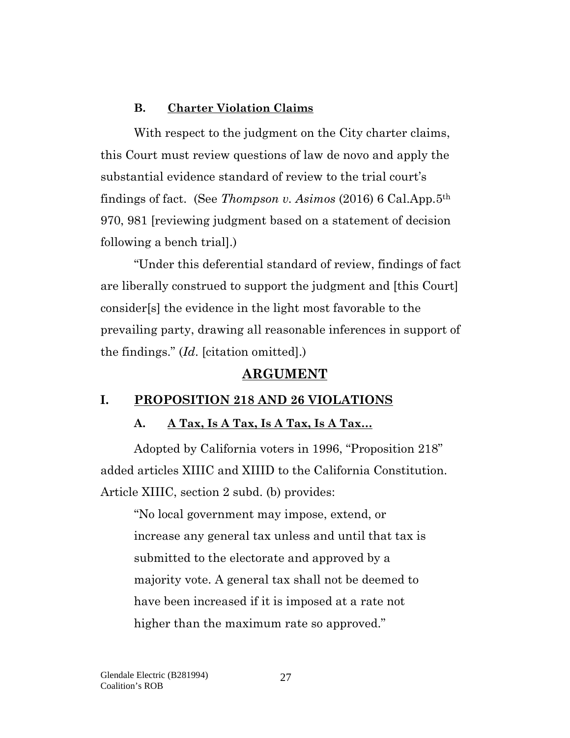### B. <u>Charter Violation Claims</u>

With respect to the judgment on the City charter claims, this Court must review questions of law de novo and apply the substantial evidence standard of review to the trial court's findings of fact. (See *Thompson v. Asimos* (2016) 6 Cal.App.5th 970, 981 [reviewing judgment based on a statement of decision following a bench trial].)

"Under this deferential standard of review, findings of fact are liberally construed to support the judgment and [this Court] consider[s] the evidence in the light most favorable to the prevailing party, drawing all reasonable inferences in support of the findings." (*Id*. [citation omitted].)

# <u>ARGUMENT</u>

## I. <u>PROPOSITION 218 AND 26 VIOLATIONS</u>

### A. <u>A Tax, Is A Tax, Is A Tax, Is A Tax…</u>

Adopted by California voters in 1996, "Proposition 218" added articles XIIIC and XIIID to the California Constitution. Article XIIIC, section 2 subd. (b) provides:

> "No local government may impose, extend, or increase any general tax unless and until that tax is submitted to the electorate and approved by a majority vote. A general tax shall not be deemed to have been increased if it is imposed at a rate not higher than the maximum rate so approved."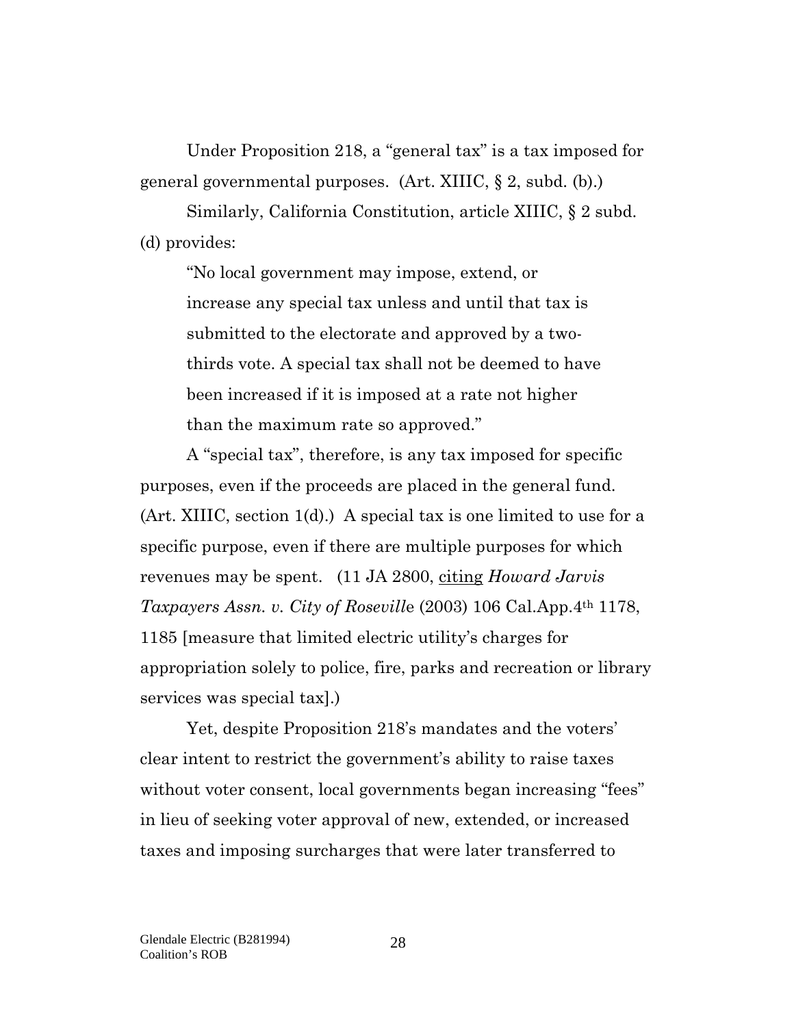Under Proposition 218, a "general tax" is a tax imposed for general governmental purposes. (Art. XIIIC, § 2, subd. (b).)

Similarly, California Constitution, article XIIIC, § 2 subd. (d) provides:

> "No local government may impose, extend, or increase any special tax unless and until that tax is submitted to the electorate and approved by a two-thirds vote. A special tax shall not be deemed to have been increased if it is imposed at a rate not higher than the maximum rate so approved."

A "special tax", therefore, is any tax imposed for specific purposes, even if the proceeds are placed in the general fund. (Art. XIIIC, section 1(d).) A special tax is one limited to use for a specific purpose, even if there are multiple purposes for which revenues may be spent. (11 JA 2800, citing *Howard Jarvis Taxpayers Assn. v. City of Roseville* (2003) 106 Cal.App.4th 1178, 1185 [measure that limited electric utility's charges for appropriation solely to police, fire, parks and recreation or library services was special tax].)

Yet, despite Proposition 218's mandates and the voters' clear intent to restrict the government's ability to raise taxes without voter consent, local governments began increasing "fees" in lieu of seeking voter approval of new, extended, or increased taxes and imposing surcharges that were later transferred to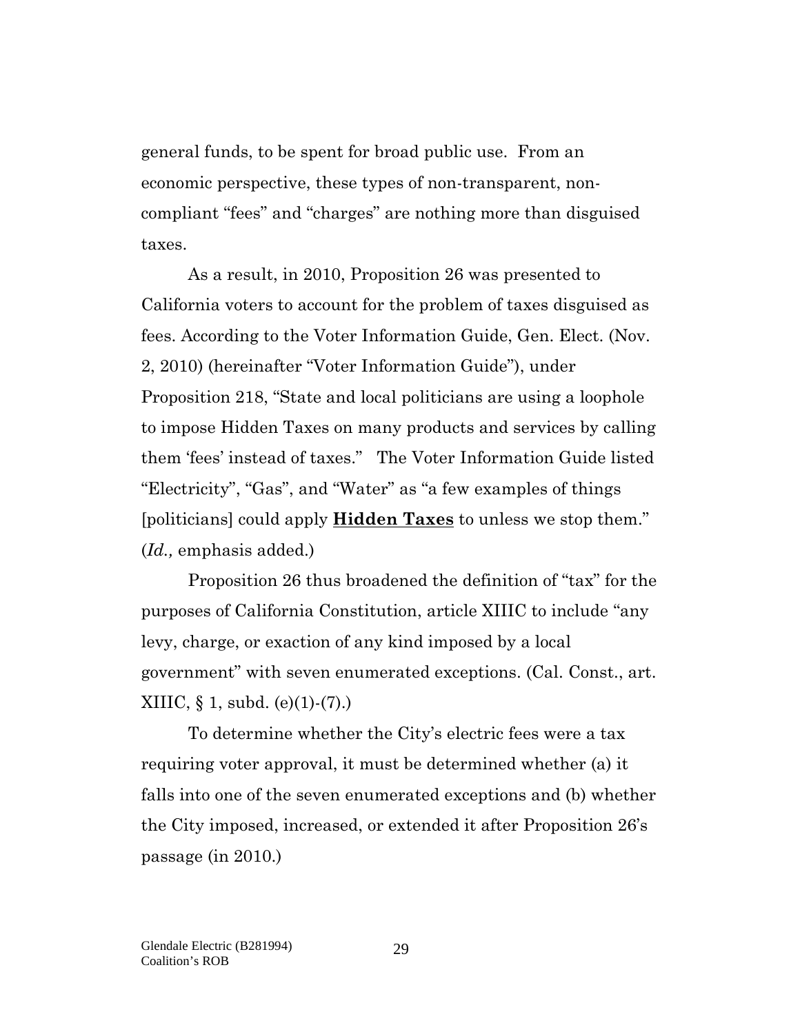general funds, to be spent for broad public use. From an economic perspective, these types of non-transparent, non-compliant "fees" and "charges" are nothing more than disguised taxes.

As a result, in 2010, Proposition 26 was presented to California voters to account for the problem of taxes disguised as fees. According to the Voter Information Guide, Gen. Elect. (Nov. 2, 2010) (hereinafter "Voter Information Guide"), under Proposition 218, "State and local politicians are using a loophole to impose Hidden Taxes on many products and services by calling them 'fees' instead of taxes." The Voter Information Guide listed "Electricity", "Gas", and "Water" as "a few examples of things [politicians] could apply **<u>Hidden Taxes</u>** to unless we stop them." (*Id.,* emphasis added.)

Proposition 26 thus broadened the definition of "tax" for the purposes of California Constitution, article XIIIC to include "any levy, charge, or exaction of any kind imposed by a local government" with seven enumerated exceptions. (Cal. Const., art. XIIIC, § 1, subd. (e)(1)-(7).)

To determine whether the City's electric fees were a tax requiring voter approval, it must be determined whether (a) it falls into one of the seven enumerated exceptions and (b) whether the City imposed, increased, or extended it after Proposition 26's passage (in 2010.)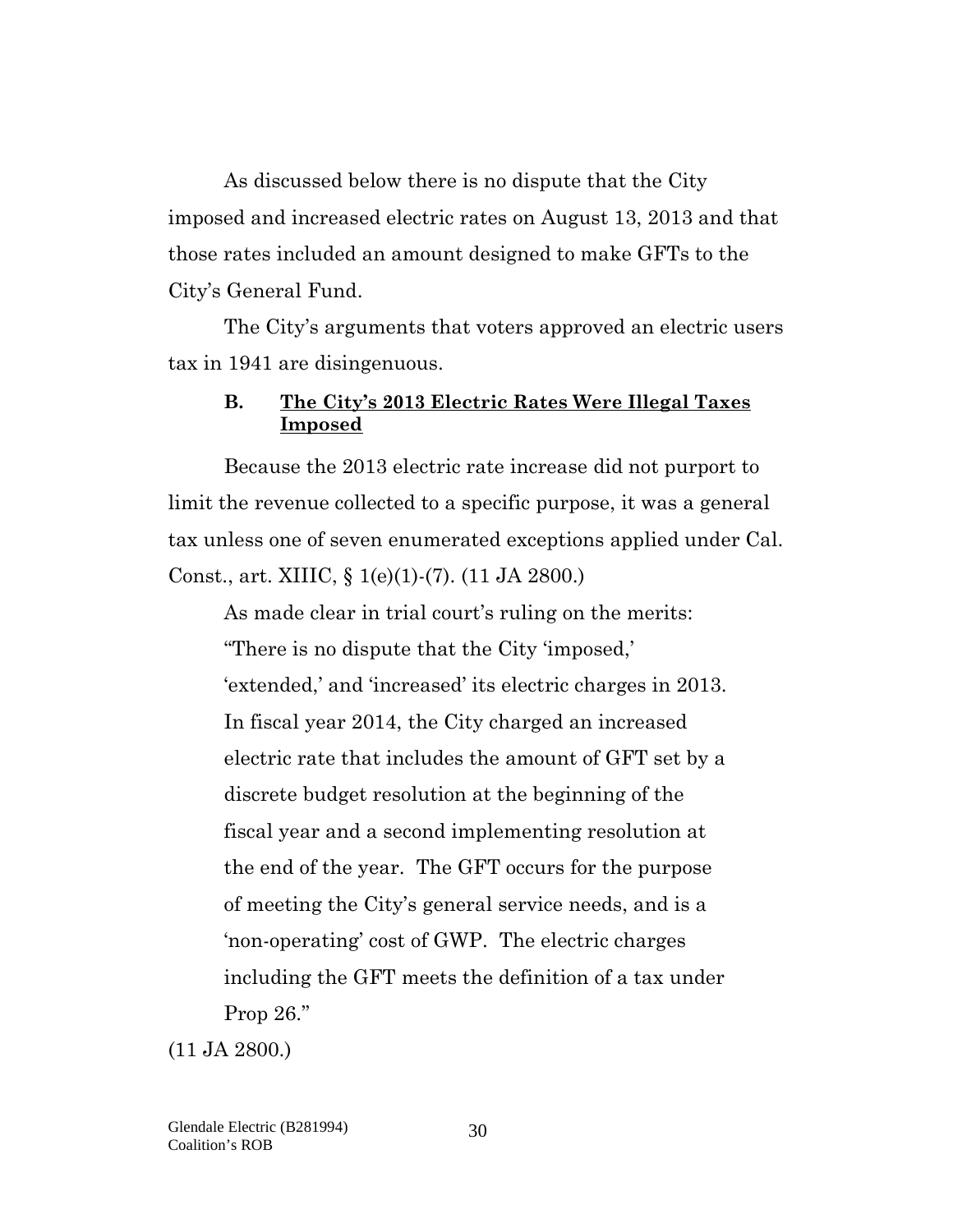As discussed below there is no dispute that the City imposed and increased electric rates on August 13, 2013 and that those rates included an amount designed to make GFTs to the City's General Fund.

The City's arguments that voters approved an electric users tax in 1941 are disingenuous.

### B. <u>The City's 2013 Electric Rates Were Illegal Taxes Imposed</u>

Because the 2013 electric rate increase did not purport to limit the revenue collected to a specific purpose, it was a general tax unless one of seven enumerated exceptions applied under Cal. Const., art. XIIIC, § 1(e)(1)-(7). (11 JA 2800.)

As made clear in trial court's ruling on the merits:

> "There is no dispute that the City 'imposed,' 'extended,' and 'increased' its electric charges in 2013. In fiscal year 2014, the City charged an increased electric rate that includes the amount of GFT set by a discrete budget resolution at the beginning of the fiscal year and a second implementing resolution at the end of the year. The GFT occurs for the purpose of meeting the City's general service needs, and is a 'non-operating' cost of GWP. The electric charges including the GFT meets the definition of a tax under Prop 26."

(11 JA 2800.)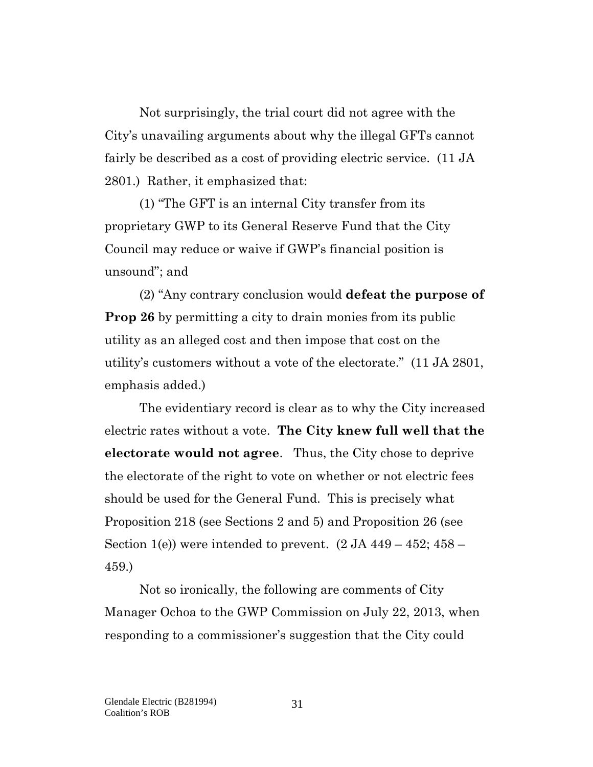Not surprisingly, the trial court did not agree with the City's unavailing arguments about why the illegal GFTs cannot fairly be described as a cost of providing electric service. (11 JA 2801.) Rather, it emphasized that:

(1) "The GFT is an internal City transfer from its proprietary GWP to its General Reserve Fund that the City Council may reduce or waive if GWP's financial position is unsound"; and

(2) "Any contrary conclusion would **defeat the purpose of Prop 26** by permitting a city to drain monies from its public utility as an alleged cost and then impose that cost on the utility's customers without a vote of the electorate." (11 JA 2801, emphasis added.)

The evidentiary record is clear as to why the City increased electric rates without a vote. **The City knew full well that the electorate would not agree**. Thus, the City chose to deprive the electorate of the right to vote on whether or not electric fees should be used for the General Fund. This is precisely what Proposition 218 (see Sections 2 and 5) and Proposition 26 (see Section 1(e)) were intended to prevent. (2 JA 449 – 452; 458 – 459.)

Not so ironically, the following are comments of City Manager Ochoa to the GWP Commission on July 22, 2013, when responding to a commissioner's suggestion that the City could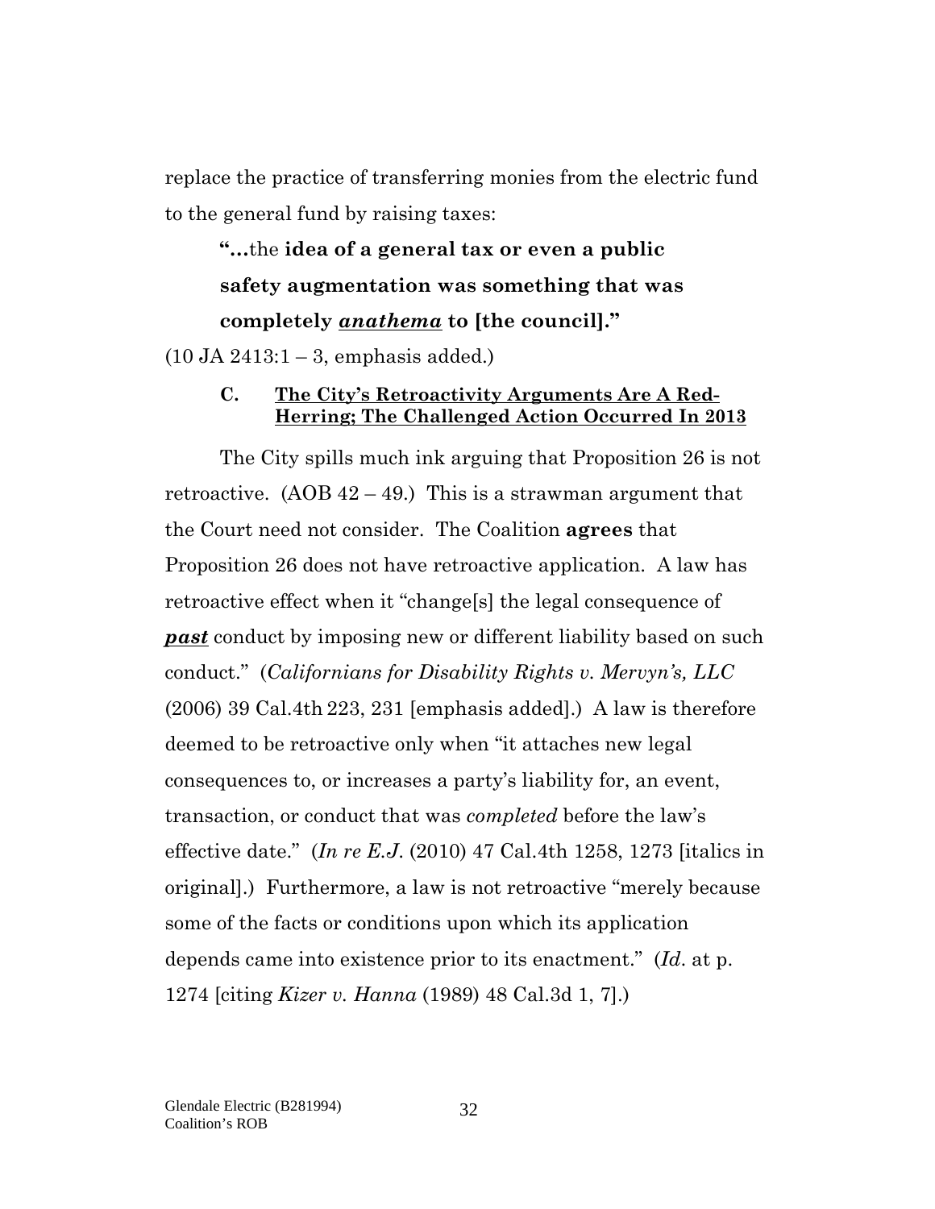replace the practice of transferring monies from the electric fund to the general fund by raising taxes:

> **"…**the **idea of a general tax or even a public safety augmentation was something that was completely** ***<u>anathema</u>*** **to [the council]."**

(10 JA 2413:1 – 3, emphasis added.)

### C. <u>The City's Retroactivity Arguments Are A Red-Herring; The Challenged Action Occurred In 2013</u>

The City spills much ink arguing that Proposition 26 is not retroactive. (AOB 42 – 49.) This is a strawman argument that the Court need not consider. The Coalition **agrees** that Proposition 26 does not have retroactive application. A law has retroactive effect when it "change[s] the legal consequence of ***<u>past</u>*** conduct by imposing new or different liability based on such conduct." (*Californians for Disability Rights v. Mervyn's, LLC* (2006) 39 Cal.4th 223, 231 [emphasis added].) A law is therefore deemed to be retroactive only when "it attaches new legal consequences to, or increases a party's liability for, an event, transaction, or conduct that was *completed* before the law's effective date." (*In re E.J.* (2010) 47 Cal.4th 1258, 1273 [italics in original].) Furthermore, a law is not retroactive "merely because some of the facts or conditions upon which its application depends came into existence prior to its enactment." (*Id*. at p. 1274 [citing *Kizer v. Hanna* (1989) 48 Cal.3d 1, 7].)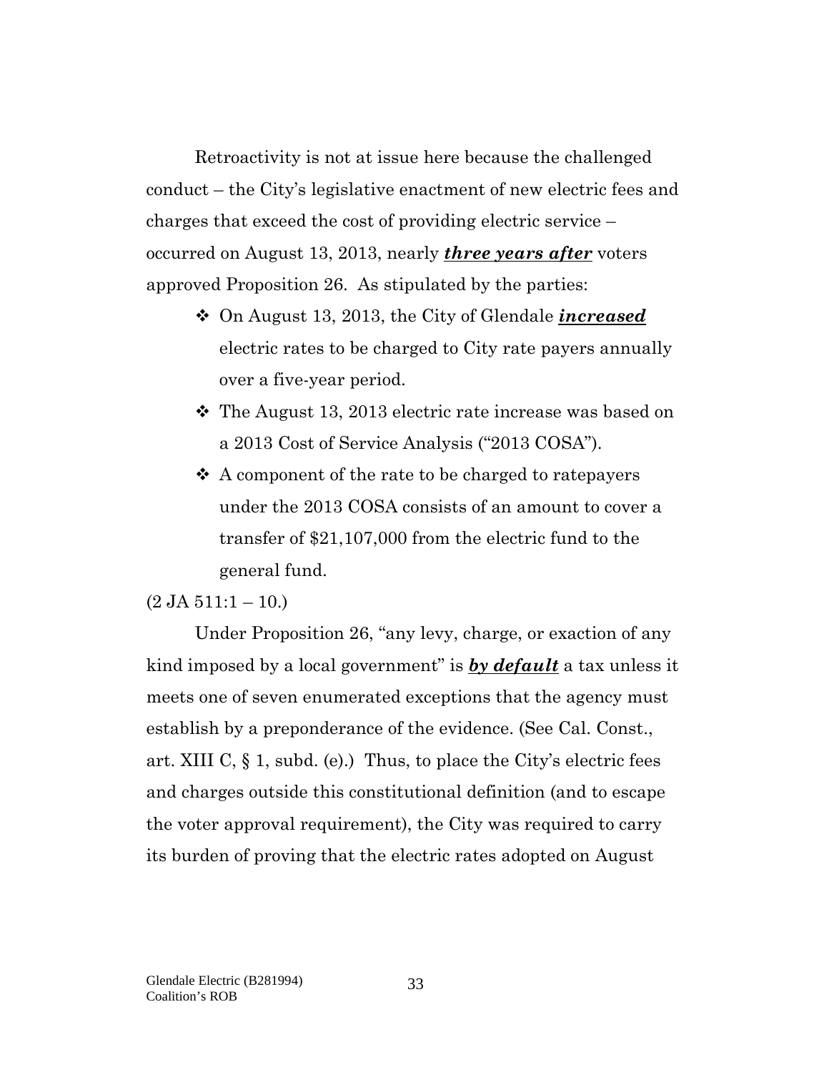Retroactivity is not at issue here because the challenged conduct – the City's legislative enactment of new electric fees and charges that exceed the cost of providing electric service – occurred on August 13, 2013, nearly ***<u>three years after</u>*** voters approved Proposition 26. As stipulated by the parties:

- On August 13, 2013, the City of Glendale ***<u>increased</u>*** electric rates to be charged to City rate payers annually over a five-year period.
- The August 13, 2013 electric rate increase was based on a 2013 Cost of Service Analysis ("2013 COSA").
- A component of the rate to be charged to ratepayers under the 2013 COSA consists of an amount to cover a transfer of $21,107,000 from the electric fund to the general fund.

(2 JA 511:1 – 10.)

Under Proposition 26, "any levy, charge, or exaction of any kind imposed by a local government" is ***<u>by default</u>*** a tax unless it meets one of seven enumerated exceptions that the agency must establish by a preponderance of the evidence. (See Cal. Const., art. XIII C, § 1, subd. (e).) Thus, to place the City's electric fees and charges outside this constitutional definition (and to escape the voter approval requirement), the City was required to carry its burden of proving that the electric rates adopted on August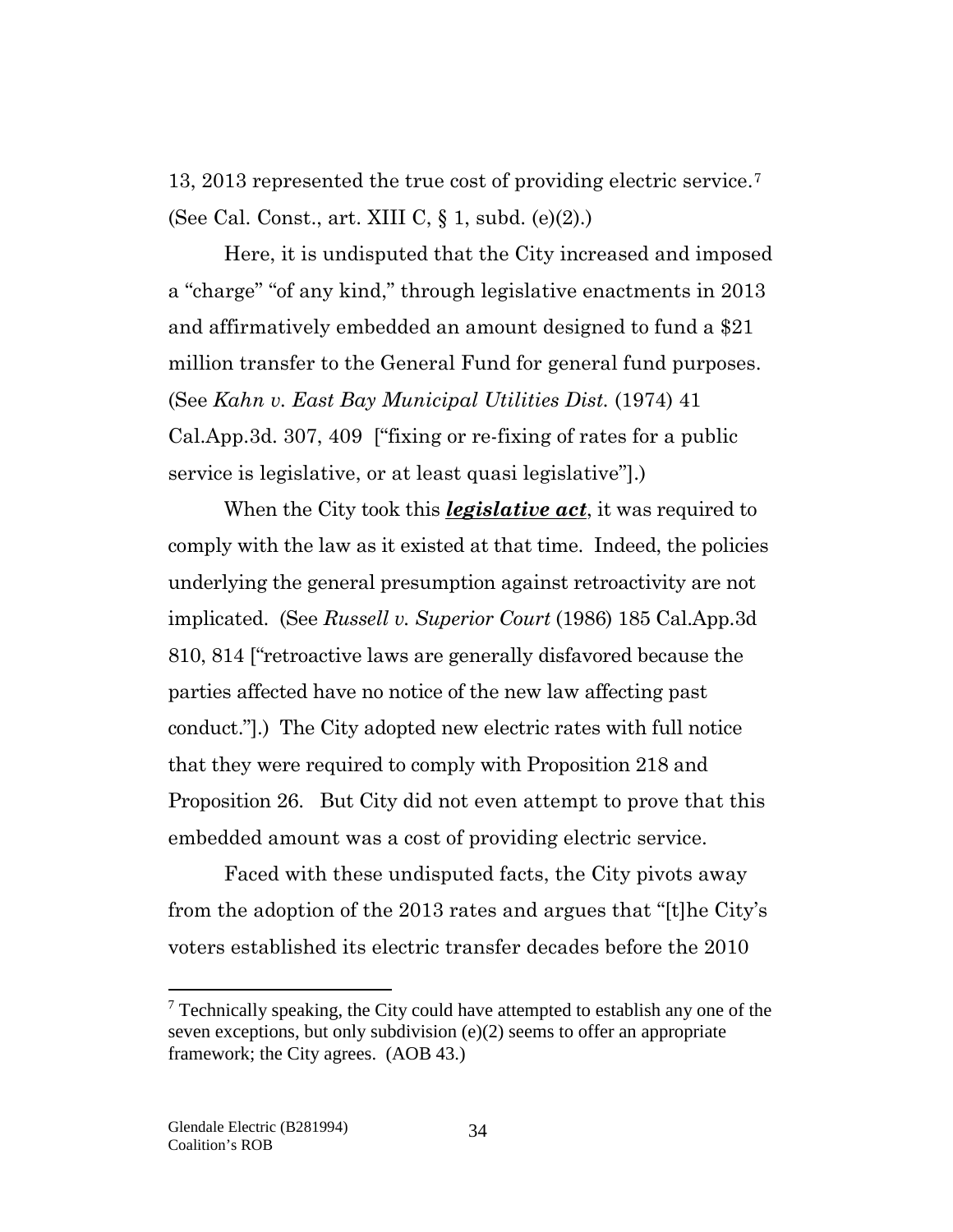13, 2013 represented the true cost of providing electric service.[7] (See Cal. Const., art. XIII C, § 1, subd. (e)(2).)

Here, it is undisputed that the City increased and imposed a "charge" "of any kind," through legislative enactments in 2013 and affirmatively embedded an amount designed to fund a $21 million transfer to the General Fund for general fund purposes. (See *Kahn v. East Bay Municipal Utilities Dist.* (1974) 41 Cal.App.3d. 307, 409 ["fixing or re-fixing of rates for a public service is legislative, or at least quasi legislative"].)

When the City took this ***legislative act***, it was required to comply with the law as it existed at that time. Indeed, the policies underlying the general presumption against retroactivity are not implicated. (See *Russell v. Superior Court* (1986) 185 Cal.App.3d 810, 814 ["retroactive laws are generally disfavored because the parties affected have no notice of the new law affecting past conduct."].) The City adopted new electric rates with full notice that they were required to comply with Proposition 218 and Proposition 26. But City did not even attempt to prove that this embedded amount was a cost of providing electric service.

Faced with these undisputed facts, the City pivots away from the adoption of the 2013 rates and argues that "[t]he City's voters established its electric transfer decades before the 2010

[7] Technically speaking, the City could have attempted to establish any one of the seven exceptions, but only subdivision (e)(2) seems to offer an appropriate framework; the City agrees. (AOB 43.)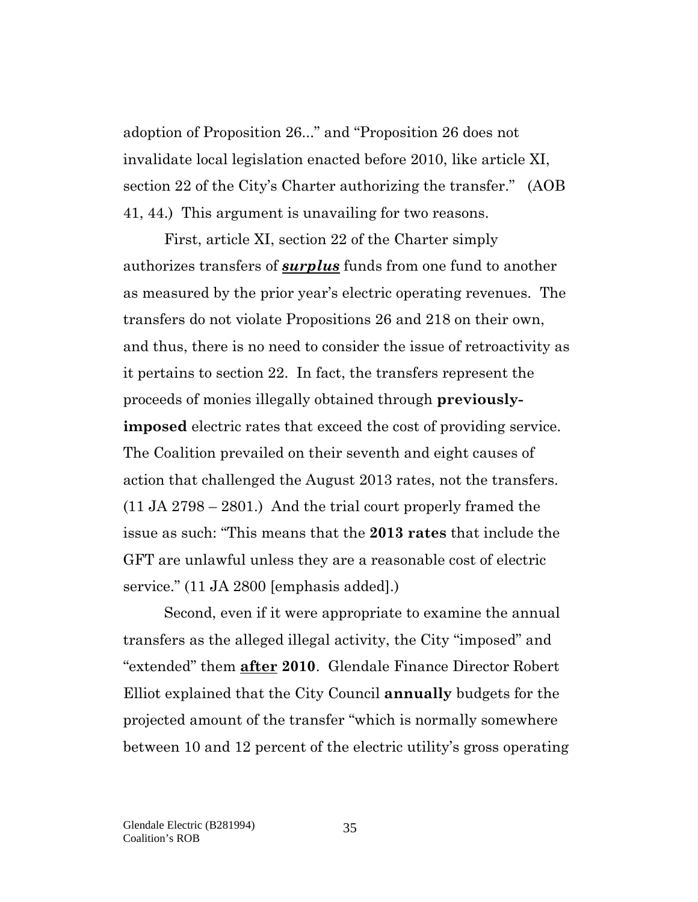adoption of Proposition 26..." and "Proposition 26 does not invalidate local legislation enacted before 2010, like article XI, section 22 of the City's Charter authorizing the transfer." (AOB 41, 44.) This argument is unavailing for two reasons.

First, article XI, section 22 of the Charter simply authorizes transfers of ***<u>surplus</u>*** funds from one fund to another as measured by the prior year's electric operating revenues. The transfers do not violate Propositions 26 and 218 on their own, and thus, there is no need to consider the issue of retroactivity as it pertains to section 22. In fact, the transfers represent the proceeds of monies illegally obtained through **previously-imposed** electric rates that exceed the cost of providing service. The Coalition prevailed on their seventh and eight causes of action that challenged the August 2013 rates, not the transfers. (11 JA 2798 – 2801.) And the trial court properly framed the issue as such: "This means that the **2013 rates** that include the GFT are unlawful unless they are a reasonable cost of electric service." (11 JA 2800 [emphasis added].)

Second, even if it were appropriate to examine the annual transfers as the alleged illegal activity, the City "imposed" and "extended" them **<u>after</u> 2010**. Glendale Finance Director Robert Elliot explained that the City Council **annually** budgets for the projected amount of the transfer "which is normally somewhere between 10 and 12 percent of the electric utility's gross operating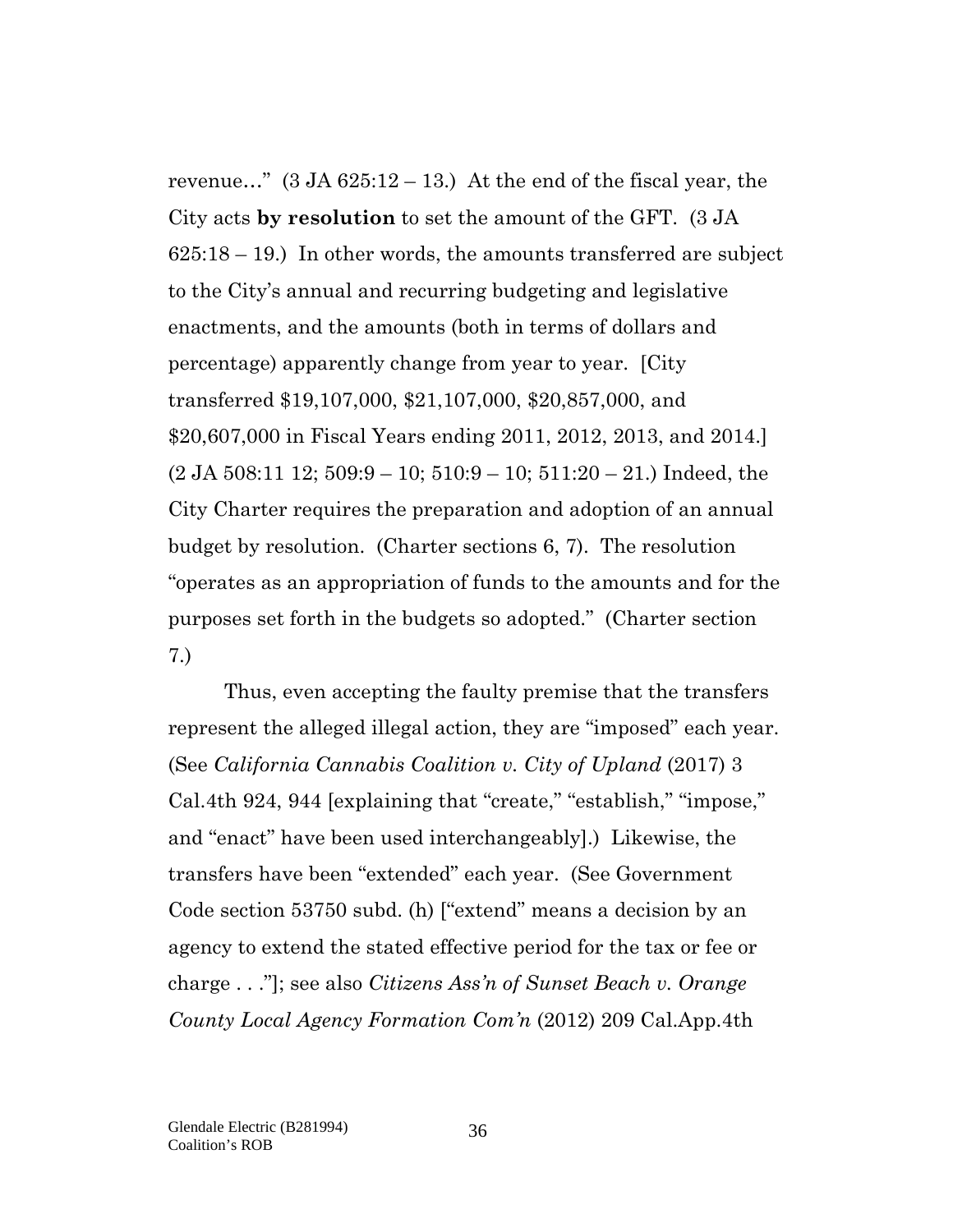revenue…" (3 JA 625:12 – 13.) At the end of the fiscal year, the City acts **by resolution** to set the amount of the GFT. (3 JA 625:18 – 19.) In other words, the amounts transferred are subject to the City's annual and recurring budgeting and legislative enactments, and the amounts (both in terms of dollars and percentage) apparently change from year to year. [City transferred $19,107,000, $21,107,000, $20,857,000, and $20,607,000 in Fiscal Years ending 2011, 2012, 2013, and 2014.] (2 JA 508:11 12; 509:9 – 10; 510:9 – 10; 511:20 – 21.) Indeed, the City Charter requires the preparation and adoption of an annual budget by resolution. (Charter sections 6, 7). The resolution "operates as an appropriation of funds to the amounts and for the purposes set forth in the budgets so adopted." (Charter section 7.)

Thus, even accepting the faulty premise that the transfers represent the alleged illegal action, they are "imposed" each year. (See *California Cannabis Coalition v. City of Upland* (2017) 3 Cal.4th 924, 944 [explaining that "create," "establish," "impose," and "enact" have been used interchangeably].) Likewise, the transfers have been "extended" each year. (See Government Code section 53750 subd. (h) ["extend" means a decision by an agency to extend the stated effective period for the tax or fee or charge . . ."]; see also *Citizens Ass'n of Sunset Beach v. Orange County Local Agency Formation Com'n* (2012) 209 Cal.App.4th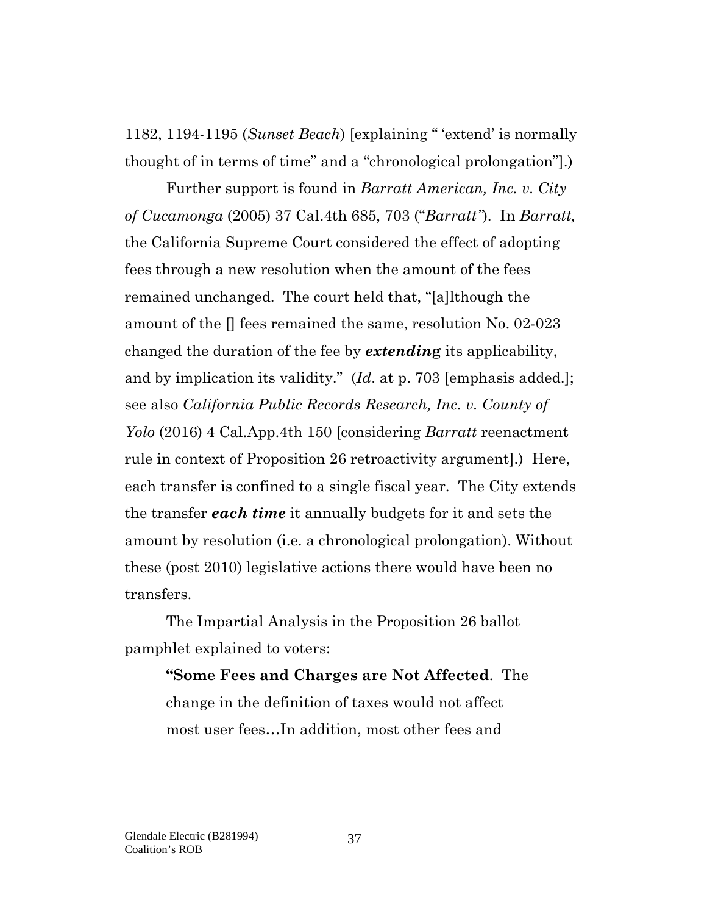1182, 1194-1195 (*Sunset Beach*) [explaining " 'extend' is normally thought of in terms of time" and a "chronological prolongation"].)

Further support is found in *Barratt American, Inc. v. City of Cucamonga* (2005) 37 Cal.4th 685, 703 ("*Barratt"*). In *Barratt,* the California Supreme Court considered the effect of adopting fees through a new resolution when the amount of the fees remained unchanged. The court held that, "[a]lthough the amount of the [] fees remained the same, resolution No. 02-023 changed the duration of the fee by ***extending*** its applicability, and by implication its validity." (*Id*. at p. 703 [emphasis added.]; see also *California Public Records Research, Inc. v. County of Yolo* (2016) 4 Cal.App.4th 150 [considering *Barratt* reenactment rule in context of Proposition 26 retroactivity argument].) Here, each transfer is confined to a single fiscal year. The City extends the transfer ***each time*** it annually budgets for it and sets the amount by resolution (i.e. a chronological prolongation). Without these (post 2010) legislative actions there would have been no transfers.

The Impartial Analysis in the Proposition 26 ballot pamphlet explained to voters:

> **"Some Fees and Charges are Not Affected**. The change in the definition of taxes would not affect most user fees…In addition, most other fees and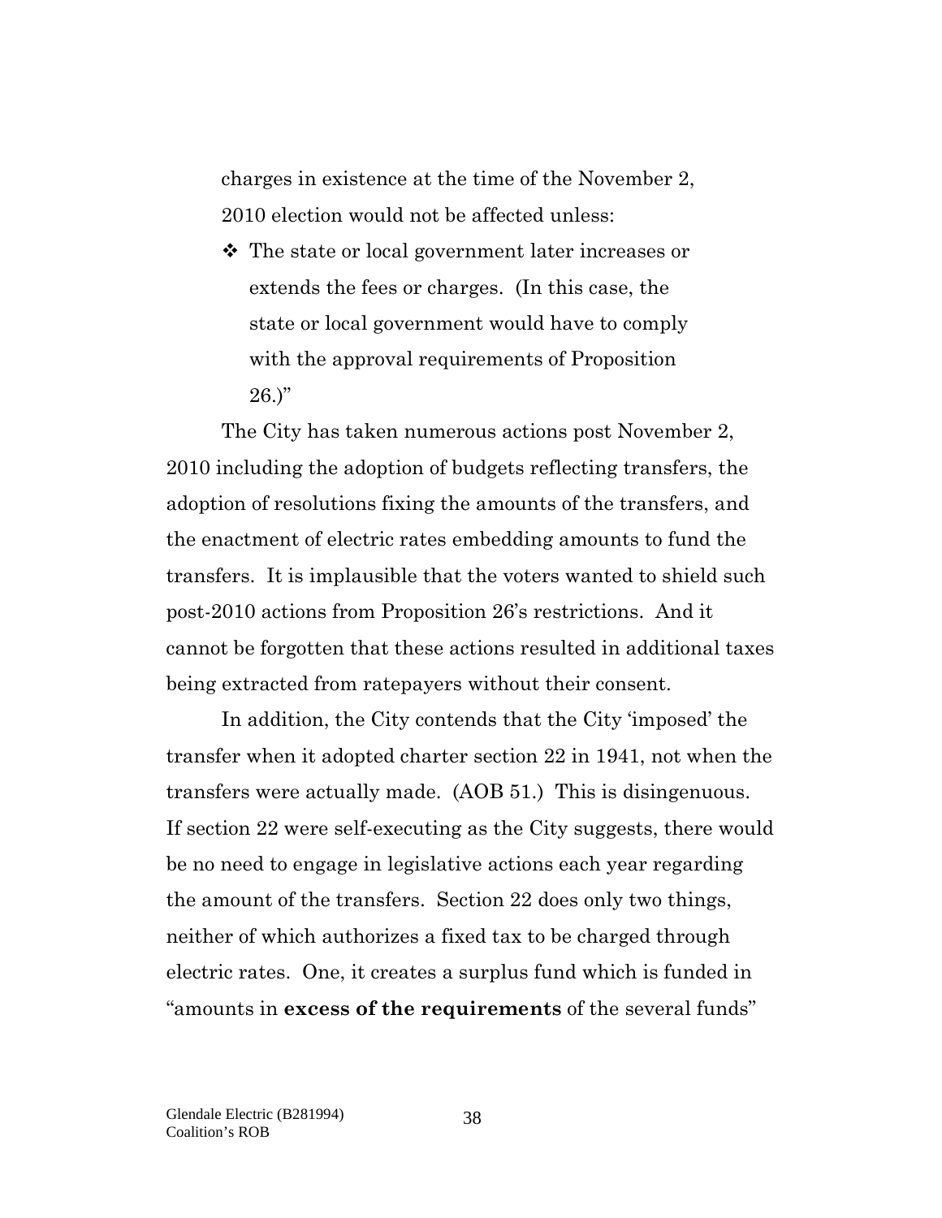charges in existence at the time of the November 2, 2010 election would not be affected unless:

- ❖ The state or local government later increases or extends the fees or charges. (In this case, the state or local government would have to comply with the approval requirements of Proposition 26.)"

The City has taken numerous actions post November 2, 2010 including the adoption of budgets reflecting transfers, the adoption of resolutions fixing the amounts of the transfers, and the enactment of electric rates embedding amounts to fund the transfers. It is implausible that the voters wanted to shield such post-2010 actions from Proposition 26's restrictions. And it cannot be forgotten that these actions resulted in additional taxes being extracted from ratepayers without their consent.

In addition, the City contends that the City 'imposed' the transfer when it adopted charter section 22 in 1941, not when the transfers were actually made. (AOB 51.) This is disingenuous. If section 22 were self-executing as the City suggests, there would be no need to engage in legislative actions each year regarding the amount of the transfers. Section 22 does only two things, neither of which authorizes a fixed tax to be charged through electric rates. One, it creates a surplus fund which is funded in "amounts in **excess of the requirements** of the several funds"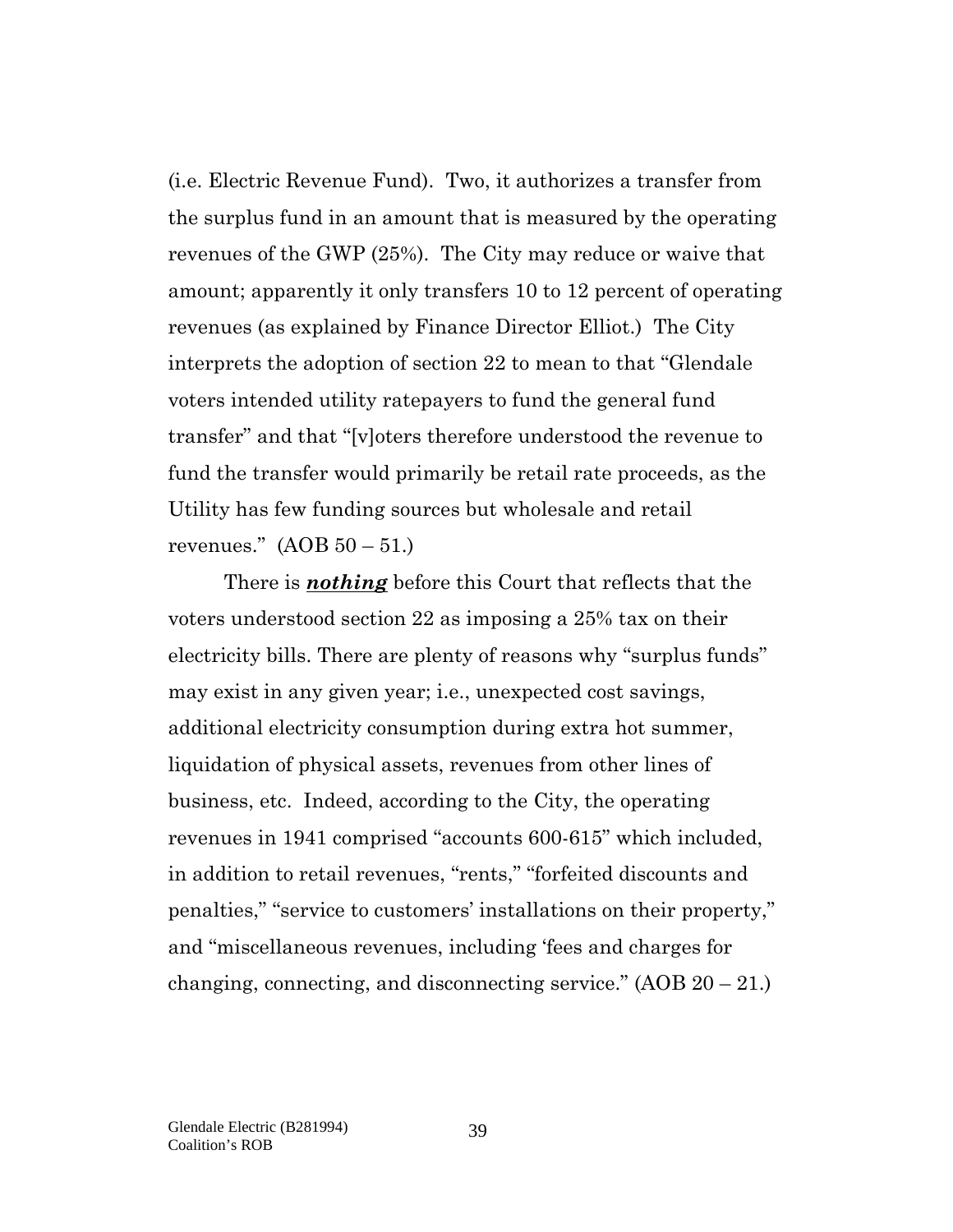(i.e. Electric Revenue Fund). Two, it authorizes a transfer from the surplus fund in an amount that is measured by the operating revenues of the GWP (25%). The City may reduce or waive that amount; apparently it only transfers 10 to 12 percent of operating revenues (as explained by Finance Director Elliot.) The City interprets the adoption of section 22 to mean to that "Glendale voters intended utility ratepayers to fund the general fund transfer" and that "[v]oters therefore understood the revenue to fund the transfer would primarily be retail rate proceeds, as the Utility has few funding sources but wholesale and retail revenues." (AOB 50 – 51.)

There is ***nothing*** before this Court that reflects that the voters understood section 22 as imposing a 25% tax on their electricity bills. There are plenty of reasons why "surplus funds" may exist in any given year; i.e., unexpected cost savings, additional electricity consumption during extra hot summer, liquidation of physical assets, revenues from other lines of business, etc. Indeed, according to the City, the operating revenues in 1941 comprised "accounts 600-615" which included, in addition to retail revenues, "rents," "forfeited discounts and penalties," "service to customers' installations on their property," and "miscellaneous revenues, including 'fees and charges for changing, connecting, and disconnecting service." (AOB 20 – 21.)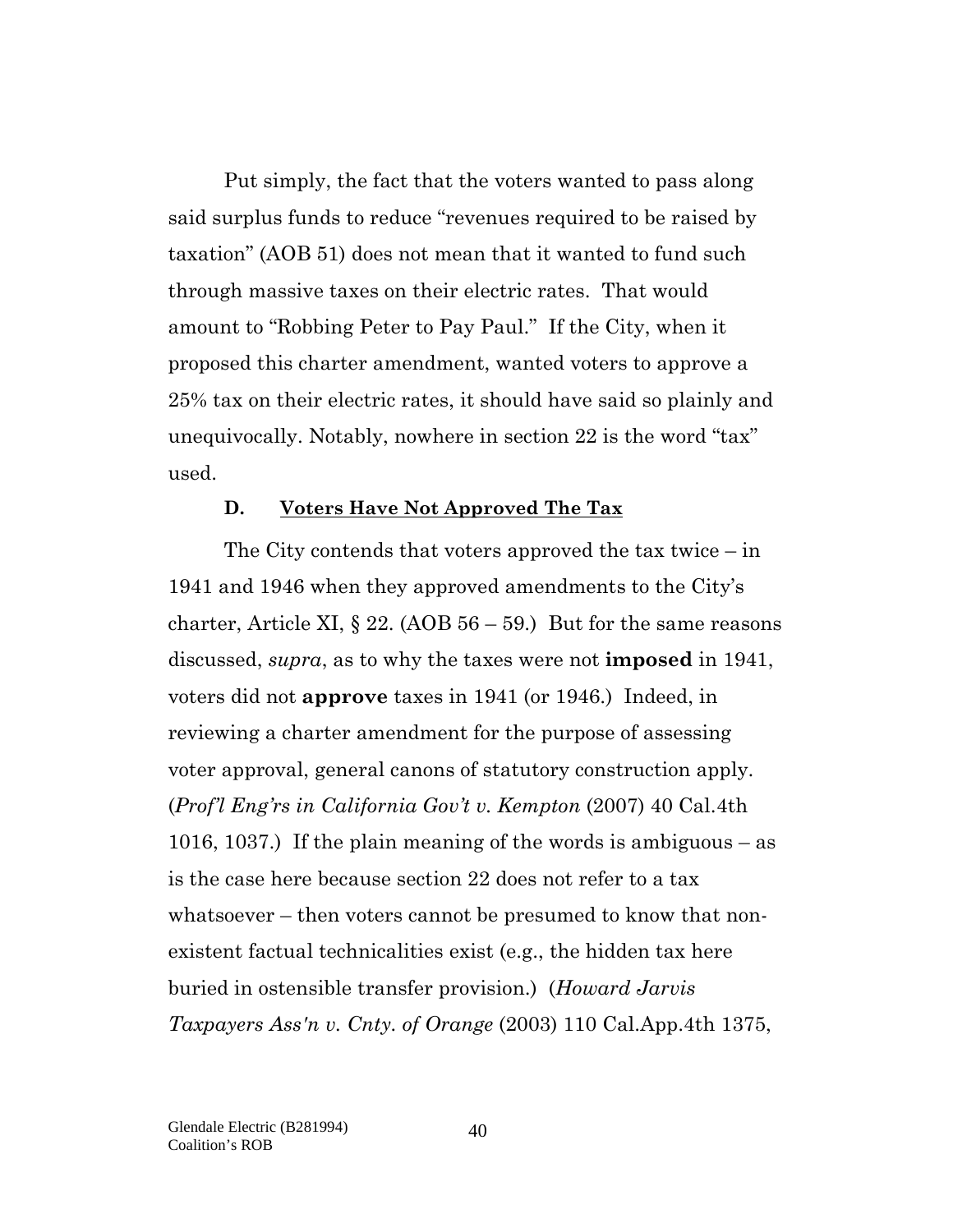Put simply, the fact that the voters wanted to pass along said surplus funds to reduce "revenues required to be raised by taxation" (AOB 51) does not mean that it wanted to fund such through massive taxes on their electric rates. That would amount to "Robbing Peter to Pay Paul." If the City, when it proposed this charter amendment, wanted voters to approve a 25% tax on their electric rates, it should have said so plainly and unequivocally. Notably, nowhere in section 22 is the word "tax" used.

### D. Voters Have Not Approved The Tax

The City contends that voters approved the tax twice – in 1941 and 1946 when they approved amendments to the City's charter, Article XI, § 22. (AOB 56 – 59.) But for the same reasons discussed, *supra*, as to why the taxes were not **imposed** in 1941, voters did not **approve** taxes in 1941 (or 1946.) Indeed, in reviewing a charter amendment for the purpose of assessing voter approval, general canons of statutory construction apply. (*Prof'l Eng'rs in California Gov't v. Kempton* (2007) 40 Cal.4th 1016, 1037.) If the plain meaning of the words is ambiguous – as is the case here because section 22 does not refer to a tax whatsoever – then voters cannot be presumed to know that non-existent factual technicalities exist (e.g., the hidden tax here buried in ostensible transfer provision.) (*Howard Jarvis Taxpayers Ass'n v. Cnty. of Orange* (2003) 110 Cal.App.4th 1375,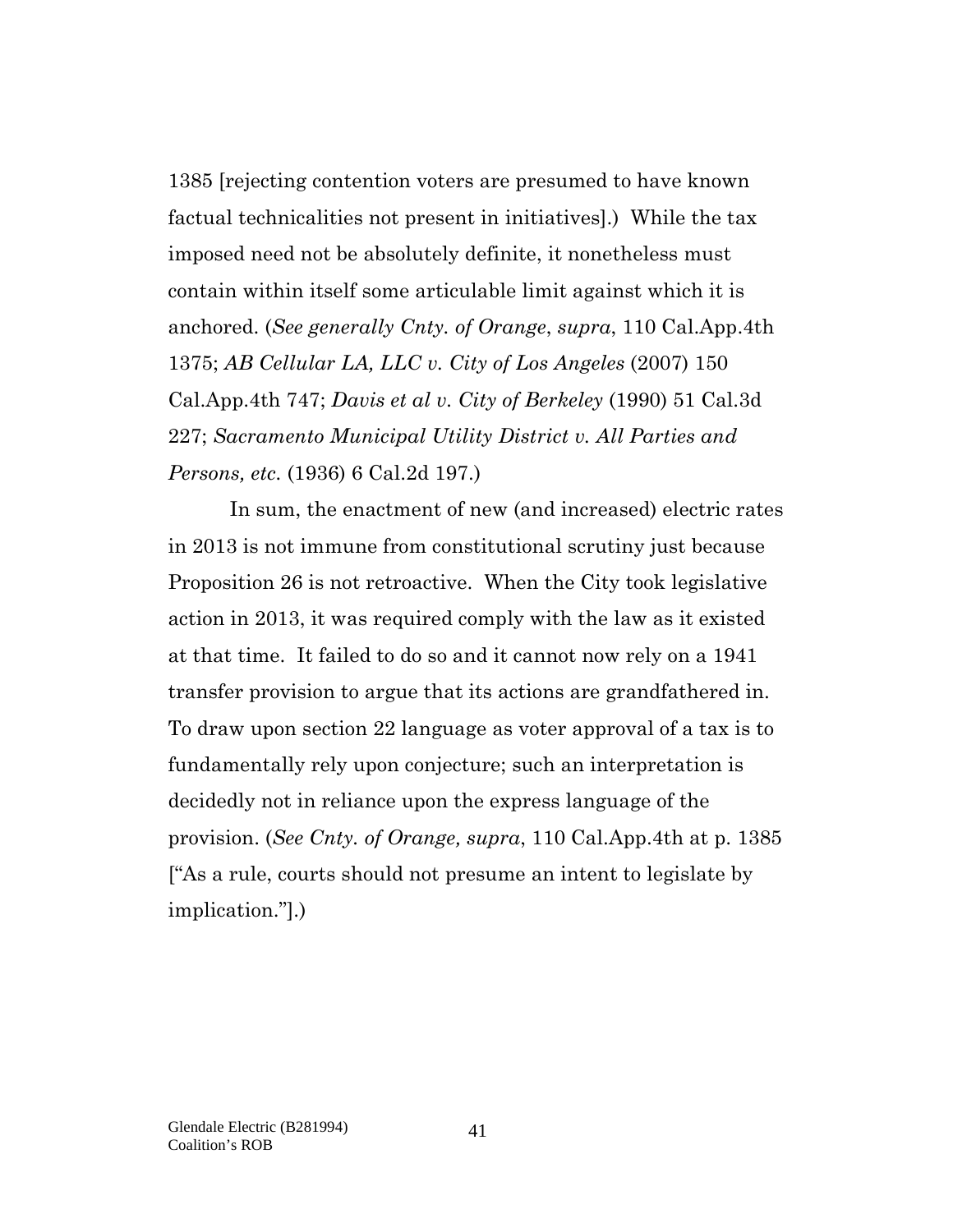1385 [rejecting contention voters are presumed to have known factual technicalities not present in initiatives].) While the tax imposed need not be absolutely definite, it nonetheless must contain within itself some articulable limit against which it is anchored. (*See generally Cnty. of Orange*, *supra*, 110 Cal.App.4th 1375; *AB Cellular LA, LLC v. City of Los Angeles* (2007) 150 Cal.App.4th 747; *Davis et al v. City of Berkeley* (1990) 51 Cal.3d 227; *Sacramento Municipal Utility District v. All Parties and Persons, etc.* (1936) 6 Cal.2d 197.)

In sum, the enactment of new (and increased) electric rates in 2013 is not immune from constitutional scrutiny just because Proposition 26 is not retroactive. When the City took legislative action in 2013, it was required comply with the law as it existed at that time. It failed to do so and it cannot now rely on a 1941 transfer provision to argue that its actions are grandfathered in. To draw upon section 22 language as voter approval of a tax is to fundamentally rely upon conjecture; such an interpretation is decidedly not in reliance upon the express language of the provision. (*See Cnty. of Orange, supra*, 110 Cal.App.4th at p. 1385 ["As a rule, courts should not presume an intent to legislate by implication."].)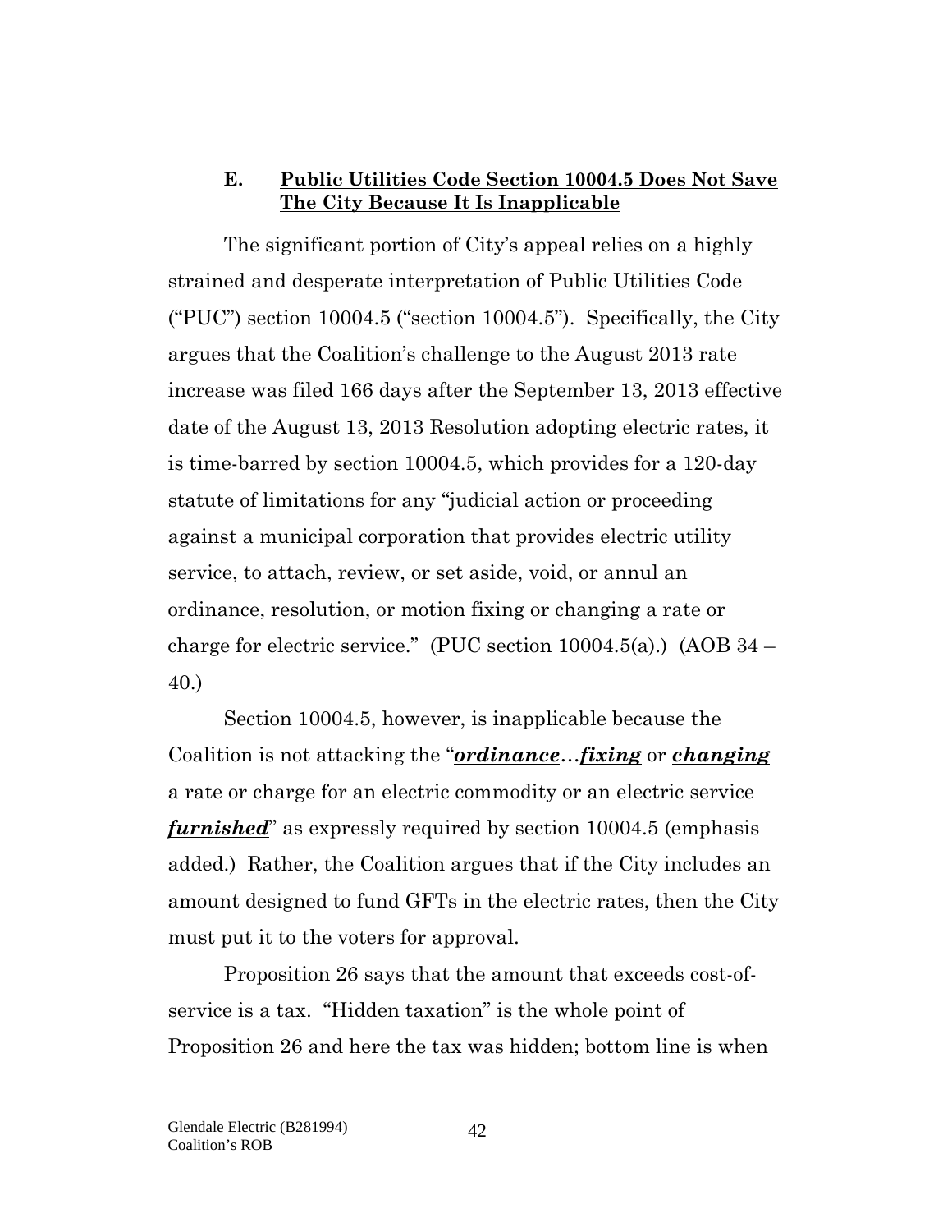### E. Public Utilities Code Section 10004.5 Does Not Save The City Because It Is Inapplicable

The significant portion of City's appeal relies on a highly strained and desperate interpretation of Public Utilities Code ("PUC") section 10004.5 ("section 10004.5"). Specifically, the City argues that the Coalition's challenge to the August 2013 rate increase was filed 166 days after the September 13, 2013 effective date of the August 13, 2013 Resolution adopting electric rates, it is time-barred by section 10004.5, which provides for a 120-day statute of limitations for any "judicial action or proceeding against a municipal corporation that provides electric utility service, to attach, review, or set aside, void, or annul an ordinance, resolution, or motion fixing or changing a rate or charge for electric service." (PUC section 10004.5(a).) (AOB 34 – 40.)

Section 10004.5, however, is inapplicable because the Coalition is not attacking the "***ordinance***…***fixing*** or ***changing*** a rate or charge for an electric commodity or an electric service ***furnished***" as expressly required by section 10004.5 (emphasis added.) Rather, the Coalition argues that if the City includes an amount designed to fund GFTs in the electric rates, then the City must put it to the voters for approval.

Proposition 26 says that the amount that exceeds cost-of-service is a tax. "Hidden taxation" is the whole point of Proposition 26 and here the tax was hidden; bottom line is when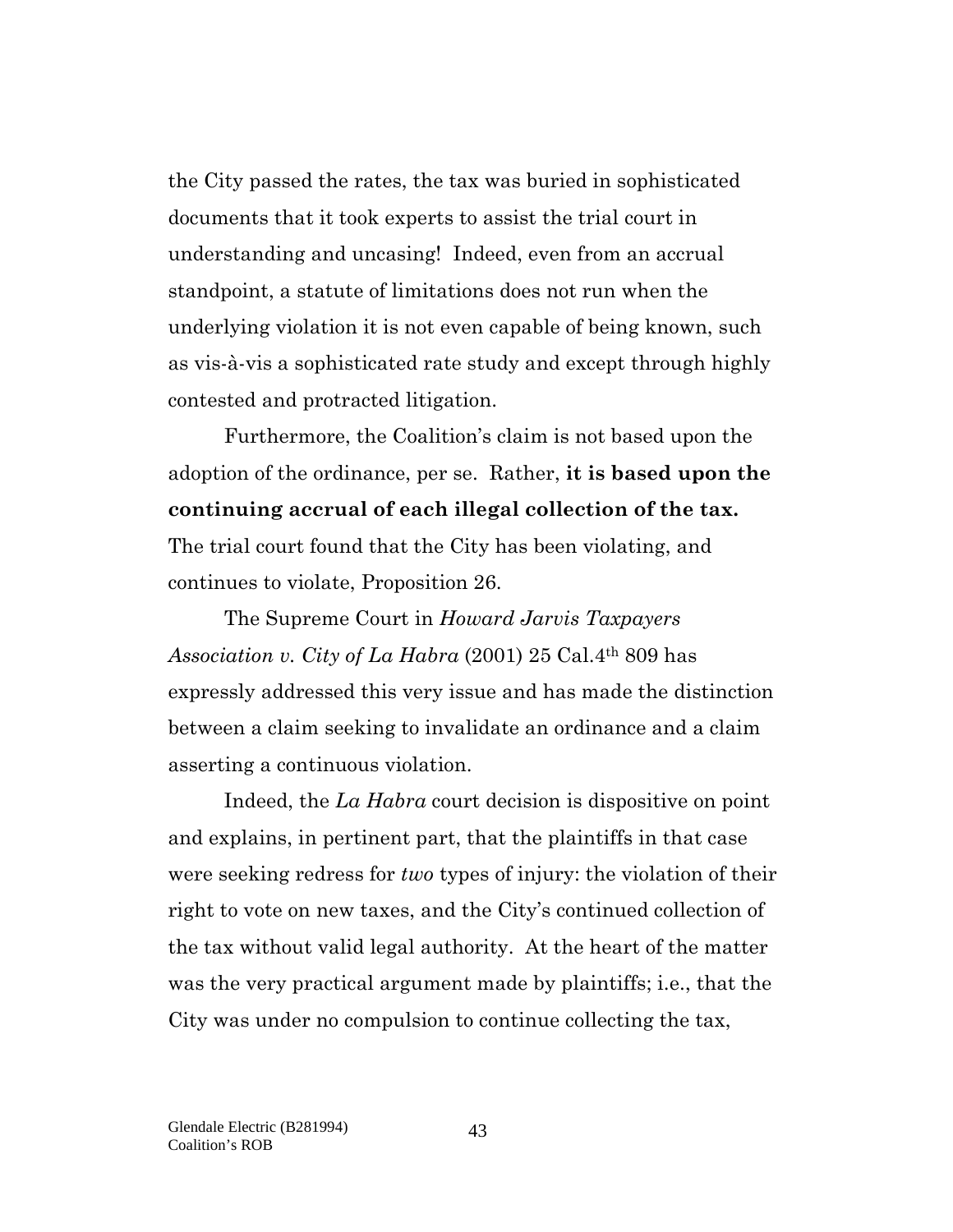the City passed the rates, the tax was buried in sophisticated documents that it took experts to assist the trial court in understanding and uncasing! Indeed, even from an accrual standpoint, a statute of limitations does not run when the underlying violation it is not even capable of being known, such as vis-à-vis a sophisticated rate study and except through highly contested and protracted litigation.

Furthermore, the Coalition's claim is not based upon the adoption of the ordinance, per se. Rather, **it is based upon the continuing accrual of each illegal collection of the tax.** The trial court found that the City has been violating, and continues to violate, Proposition 26.

The Supreme Court in *Howard Jarvis Taxpayers Association v. City of La Habra* (2001) 25 Cal.4th 809 has expressly addressed this very issue and has made the distinction between a claim seeking to invalidate an ordinance and a claim asserting a continuous violation.

Indeed, the *La Habra* court decision is dispositive on point and explains, in pertinent part, that the plaintiffs in that case were seeking redress for *two* types of injury: the violation of their right to vote on new taxes, and the City's continued collection of the tax without valid legal authority. At the heart of the matter was the very practical argument made by plaintiffs; i.e., that the City was under no compulsion to continue collecting the tax,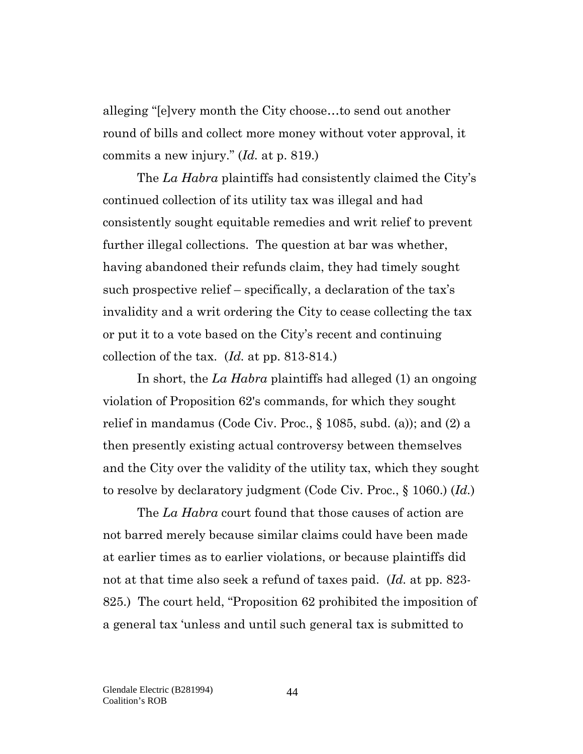alleging "[e]very month the City choose…to send out another round of bills and collect more money without voter approval, it commits a new injury." (*Id.* at p. 819.)

The *La Habra* plaintiffs had consistently claimed the City's continued collection of its utility tax was illegal and had consistently sought equitable remedies and writ relief to prevent further illegal collections. The question at bar was whether, having abandoned their refunds claim, they had timely sought such prospective relief – specifically, a declaration of the tax's invalidity and a writ ordering the City to cease collecting the tax or put it to a vote based on the City's recent and continuing collection of the tax. (*Id.* at pp. 813-814.)

In short, the *La Habra* plaintiffs had alleged (1) an ongoing violation of Proposition 62's commands, for which they sought relief in mandamus (Code Civ. Proc., § 1085, subd. (a)); and (2) a then presently existing actual controversy between themselves and the City over the validity of the utility tax, which they sought to resolve by declaratory judgment (Code Civ. Proc., § 1060.) (*Id.*)

The *La Habra* court found that those causes of action are not barred merely because similar claims could have been made at earlier times as to earlier violations, or because plaintiffs did not at that time also seek a refund of taxes paid. (*Id.* at pp. 823-825.) The court held, "Proposition 62 prohibited the imposition of a general tax 'unless and until such general tax is submitted to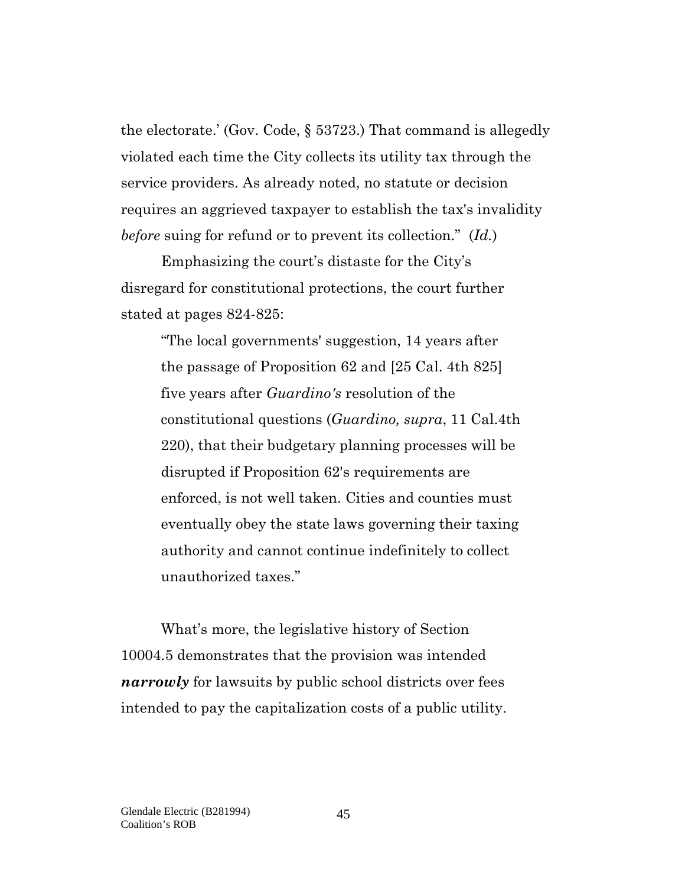the electorate.' (Gov. Code, § 53723.) That command is allegedly violated each time the City collects its utility tax through the service providers. As already noted, no statute or decision requires an aggrieved taxpayer to establish the tax's invalidity *before* suing for refund or to prevent its collection." (*Id.*)

Emphasizing the court's distaste for the City's disregard for constitutional protections, the court further stated at pages 824-825:

> "The local governments' suggestion, 14 years after the passage of Proposition 62 and [25 Cal. 4th 825] five years after *Guardino's* resolution of the constitutional questions (*Guardino, supra*, 11 Cal.4th 220), that their budgetary planning processes will be disrupted if Proposition 62's requirements are enforced, is not well taken. Cities and counties must eventually obey the state laws governing their taxing authority and cannot continue indefinitely to collect unauthorized taxes."

What's more, the legislative history of Section 10004.5 demonstrates that the provision was intended ***narrowly*** for lawsuits by public school districts over fees intended to pay the capitalization costs of a public utility.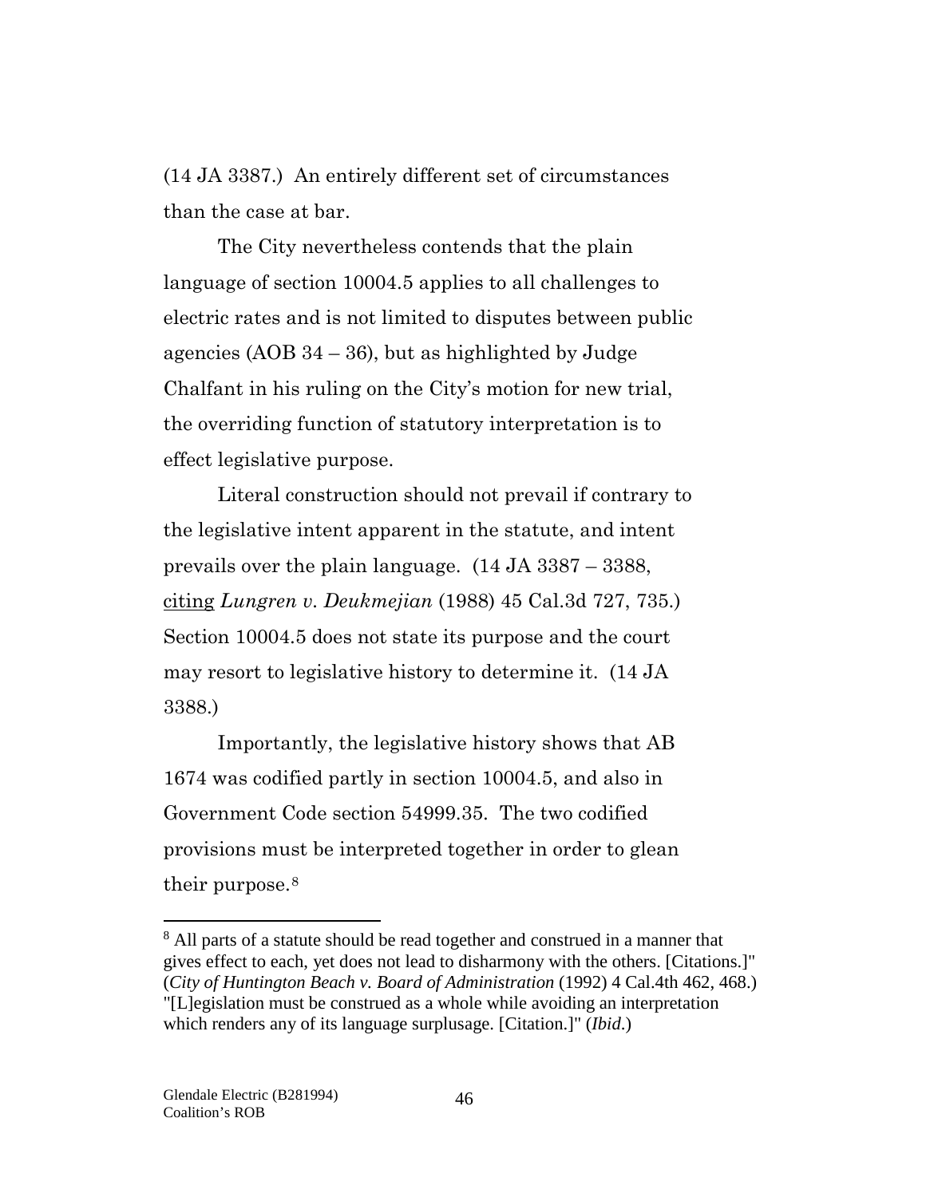(14 JA 3387.) An entirely different set of circumstances than the case at bar.

The City nevertheless contends that the plain language of section 10004.5 applies to all challenges to electric rates and is not limited to disputes between public agencies (AOB 34 – 36), but as highlighted by Judge Chalfant in his ruling on the City's motion for new trial, the overriding function of statutory interpretation is to effect legislative purpose.

Literal construction should not prevail if contrary to the legislative intent apparent in the statute, and intent prevails over the plain language. (14 JA 3387 – 3388, citing *Lungren v. Deukmejian* (1988) 45 Cal.3d 727, 735.) Section 10004.5 does not state its purpose and the court may resort to legislative history to determine it. (14 JA 3388.)

Importantly, the legislative history shows that AB 1674 was codified partly in section 10004.5, and also in Government Code section 54999.35. The two codified provisions must be interpreted together in order to glean their purpose.[8]

---

[8] All parts of a statute should be read together and construed in a manner that gives effect to each, yet does not lead to disharmony with the others. [Citations.]" (*City of Huntington Beach v. Board of Administration* (1992) 4 Cal.4th 462, 468.) "[L]egislation must be construed as a whole while avoiding an interpretation which renders any of its language surplusage. [Citation.]" (*Ibid.*)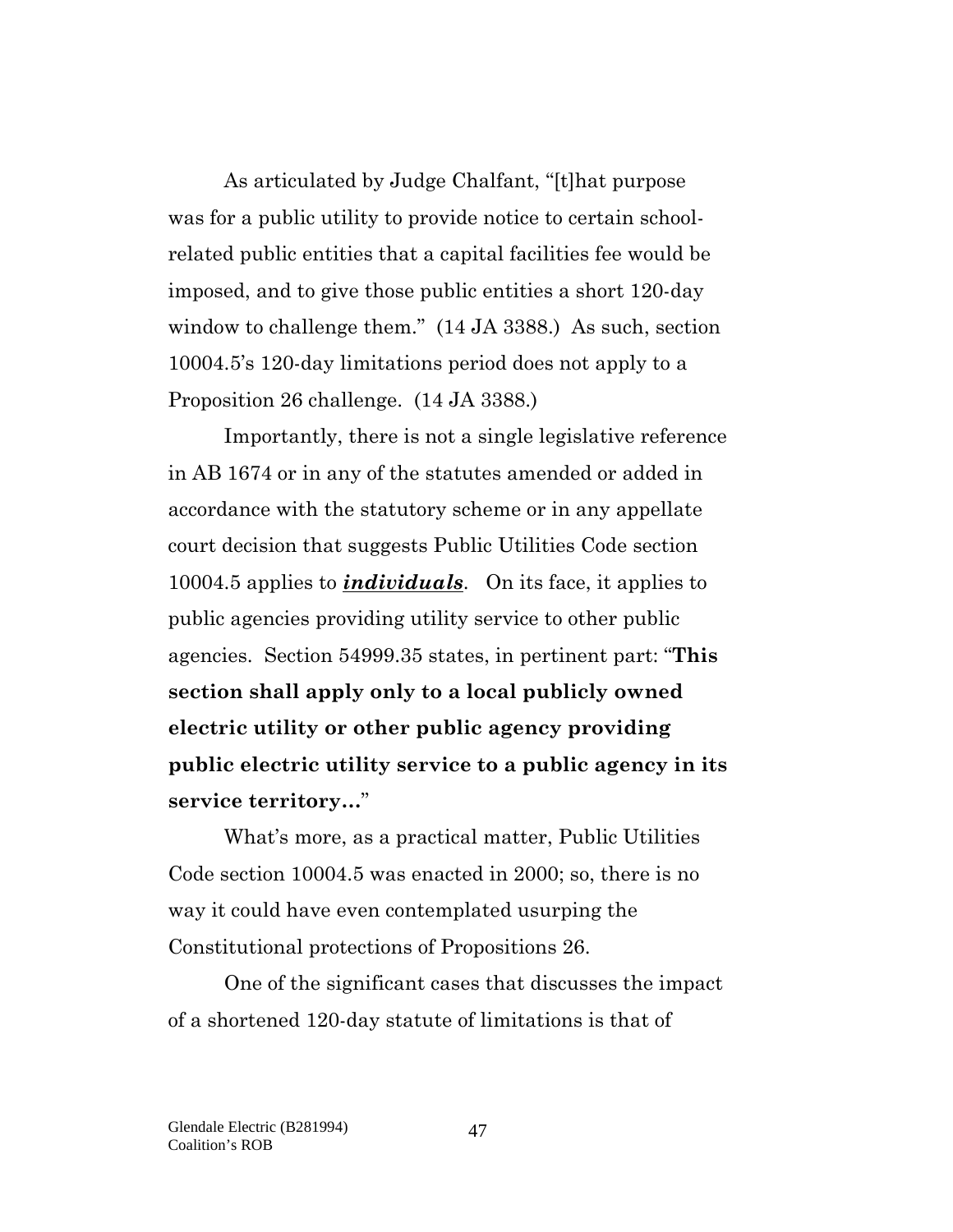As articulated by Judge Chalfant, "[t]hat purpose was for a public utility to provide notice to certain school-related public entities that a capital facilities fee would be imposed, and to give those public entities a short 120-day window to challenge them." (14 JA 3388.) As such, section 10004.5's 120-day limitations period does not apply to a Proposition 26 challenge. (14 JA 3388.)

Importantly, there is not a single legislative reference in AB 1674 or in any of the statutes amended or added in accordance with the statutory scheme or in any appellate court decision that suggests Public Utilities Code section 10004.5 applies to ***individuals***. On its face, it applies to public agencies providing utility service to other public agencies. Section 54999.35 states, in pertinent part: "**This section shall apply only to a local publicly owned electric utility or other public agency providing public electric utility service to a public agency in its service territory…**"

What's more, as a practical matter, Public Utilities Code section 10004.5 was enacted in 2000; so, there is no way it could have even contemplated usurping the Constitutional protections of Propositions 26.

One of the significant cases that discusses the impact of a shortened 120-day statute of limitations is that of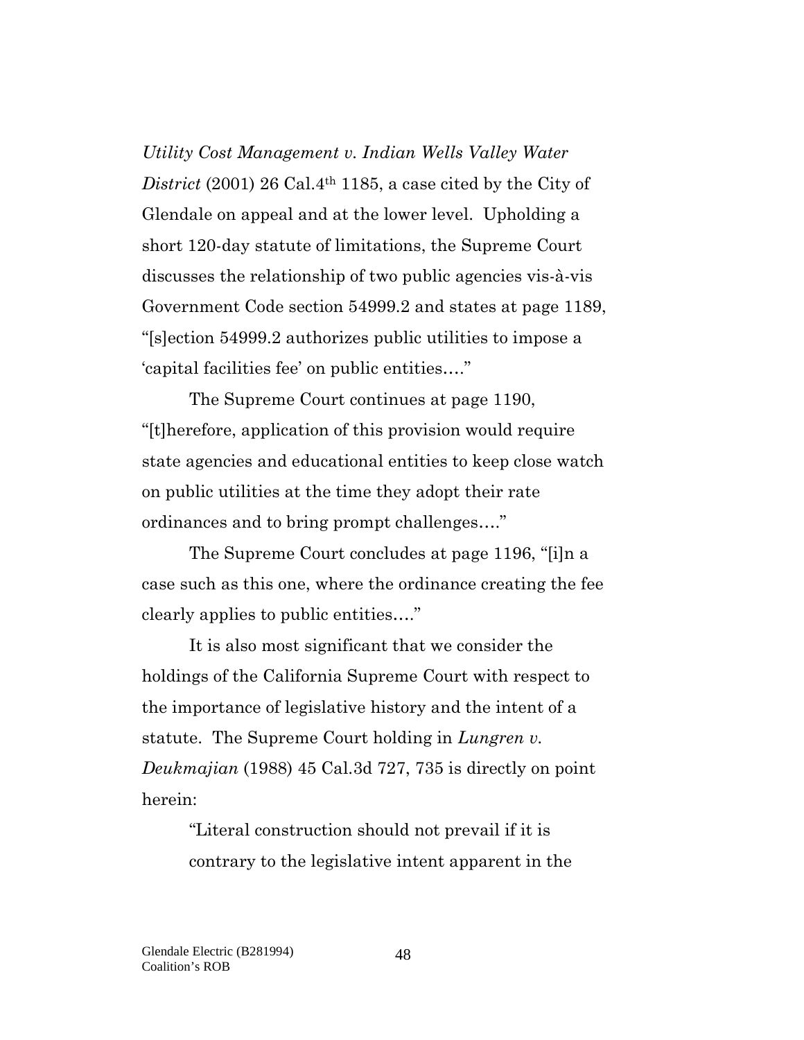*Utility Cost Management v. Indian Wells Valley Water District* (2001) 26 Cal.4th 1185, a case cited by the City of Glendale on appeal and at the lower level. Upholding a short 120-day statute of limitations, the Supreme Court discusses the relationship of two public agencies vis-à-vis Government Code section 54999.2 and states at page 1189, "[s]ection 54999.2 authorizes public utilities to impose a 'capital facilities fee' on public entities…."

The Supreme Court continues at page 1190, "[t]herefore, application of this provision would require state agencies and educational entities to keep close watch on public utilities at the time they adopt their rate ordinances and to bring prompt challenges…."

The Supreme Court concludes at page 1196, "[i]n a case such as this one, where the ordinance creating the fee clearly applies to public entities…."

It is also most significant that we consider the holdings of the California Supreme Court with respect to the importance of legislative history and the intent of a statute. The Supreme Court holding in *Lungren v. Deukmajian* (1988) 45 Cal.3d 727, 735 is directly on point herein:

> "Literal construction should not prevail if it is contrary to the legislative intent apparent in the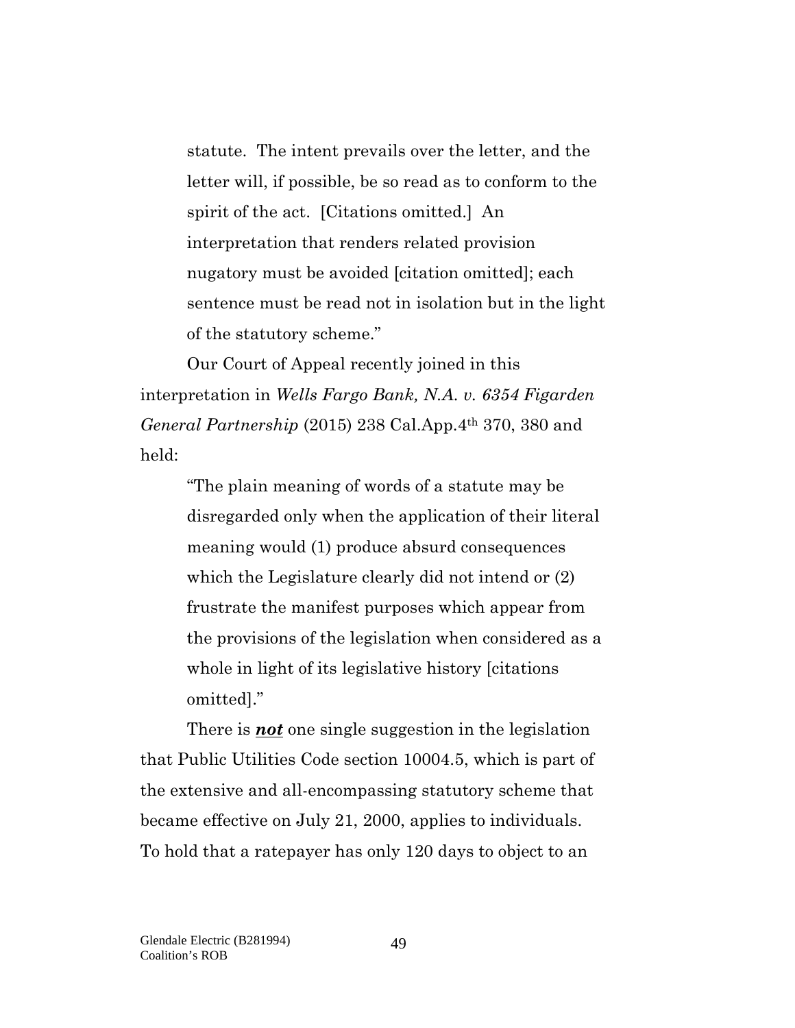> statute. The intent prevails over the letter, and the letter will, if possible, be so read as to conform to the spirit of the act. [Citations omitted.] An interpretation that renders related provision nugatory must be avoided [citation omitted]; each sentence must be read not in isolation but in the light of the statutory scheme."

Our Court of Appeal recently joined in this interpretation in *Wells Fargo Bank, N.A. v. 6354 Figarden General Partnership* (2015) 238 Cal.App.4th 370, 380 and held:

> "The plain meaning of words of a statute may be disregarded only when the application of their literal meaning would (1) produce absurd consequences which the Legislature clearly did not intend or (2) frustrate the manifest purposes which appear from the provisions of the legislation when considered as a whole in light of its legislative history [citations omitted]."

There is ***not*** one single suggestion in the legislation that Public Utilities Code section 10004.5, which is part of the extensive and all-encompassing statutory scheme that became effective on July 21, 2000, applies to individuals. To hold that a ratepayer has only 120 days to object to an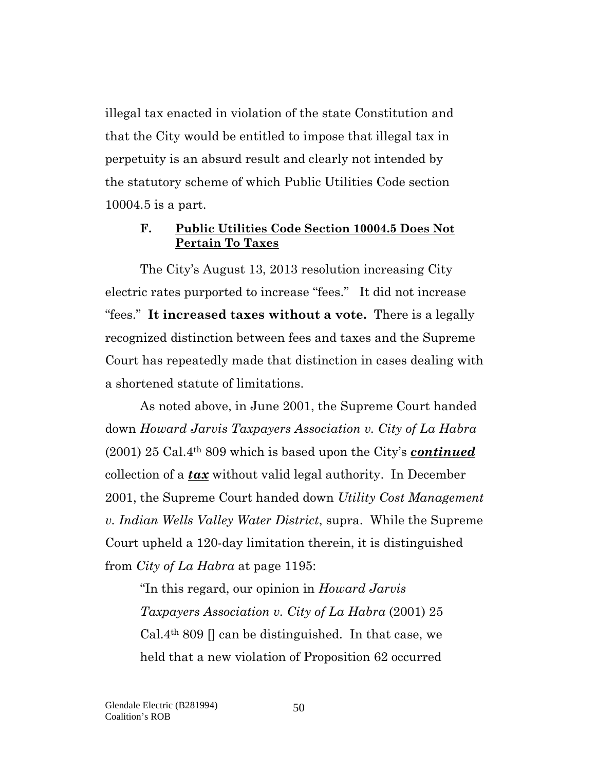illegal tax enacted in violation of the state Constitution and that the City would be entitled to impose that illegal tax in perpetuity is an absurd result and clearly not intended by the statutory scheme of which Public Utilities Code section 10004.5 is a part.

### F. Public Utilities Code Section 10004.5 Does Not Pertain To Taxes

The City's August 13, 2013 resolution increasing City electric rates purported to increase "fees." It did not increase "fees." **It increased taxes without a vote.** There is a legally recognized distinction between fees and taxes and the Supreme Court has repeatedly made that distinction in cases dealing with a shortened statute of limitations.

As noted above, in June 2001, the Supreme Court handed down *Howard Jarvis Taxpayers Association v. City of La Habra* (2001) 25 Cal.4th 809 which is based upon the City's ***continued*** collection of a ***tax*** without valid legal authority. In December 2001, the Supreme Court handed down *Utility Cost Management v. Indian Wells Valley Water District*, supra. While the Supreme Court upheld a 120-day limitation therein, it is distinguished from *City of La Habra* at page 1195:

> "In this regard, our opinion in *Howard Jarvis Taxpayers Association v. City of La Habra* (2001) 25 Cal.4th 809 [] can be distinguished. In that case, we held that a new violation of Proposition 62 occurred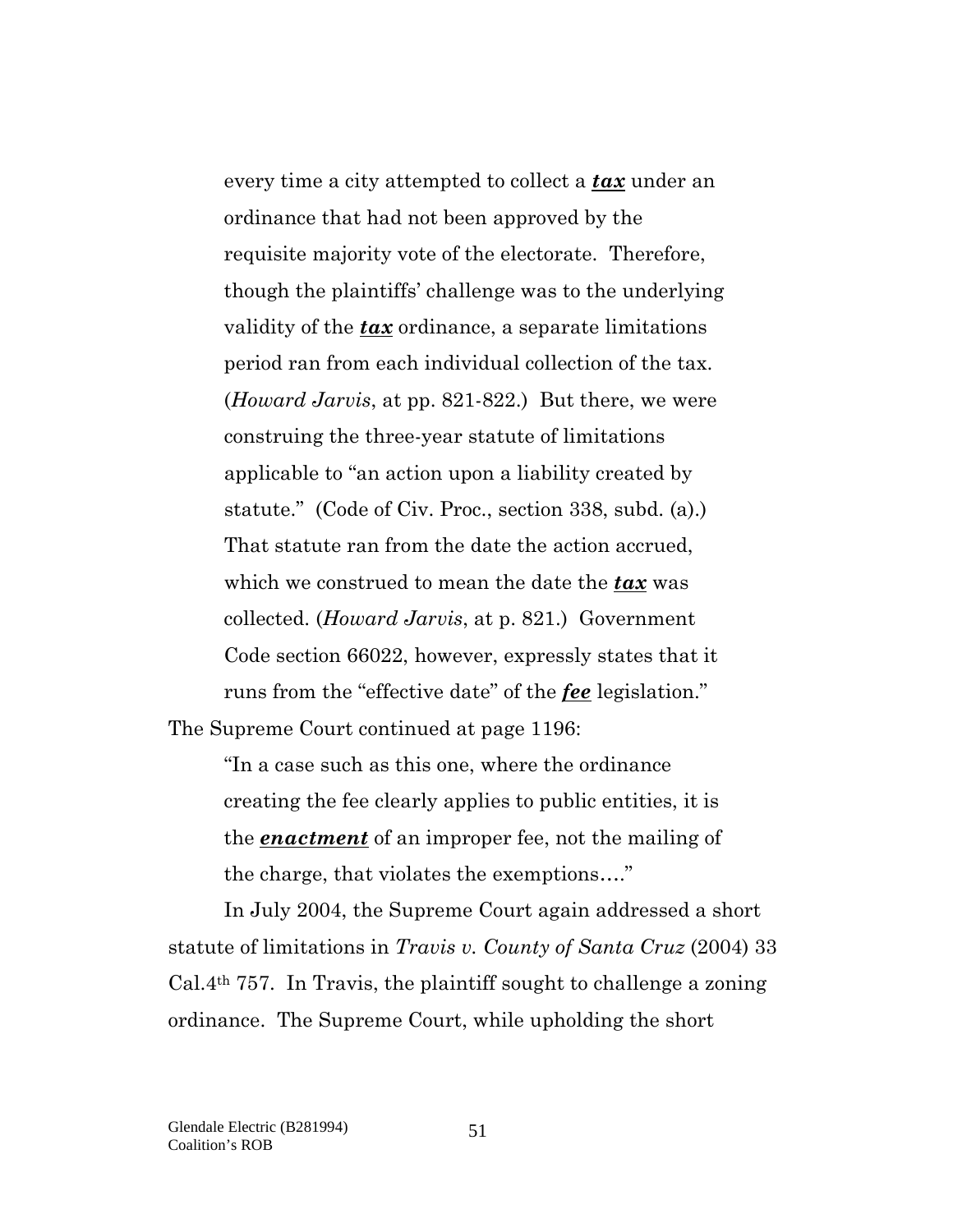> every time a city attempted to collect a ***tax*** under an ordinance that had not been approved by the requisite majority vote of the electorate. Therefore, though the plaintiffs' challenge was to the underlying validity of the ***tax*** ordinance, a separate limitations period ran from each individual collection of the tax. (*Howard Jarvis*, at pp. 821-822.) But there, we were construing the three-year statute of limitations applicable to "an action upon a liability created by statute." (Code of Civ. Proc., section 338, subd. (a).) That statute ran from the date the action accrued, which we construed to mean the date the ***tax*** was collected. (*Howard Jarvis*, at p. 821.) Government Code section 66022, however, expressly states that it runs from the "effective date" of the ***fee*** legislation."

The Supreme Court continued at page 1196:

> "In a case such as this one, where the ordinance creating the fee clearly applies to public entities, it is the ***enactment*** of an improper fee, not the mailing of the charge, that violates the exemptions…."

In July 2004, the Supreme Court again addressed a short statute of limitations in *Travis v. County of Santa Cruz* (2004) 33 Cal.4th 757. In Travis, the plaintiff sought to challenge a zoning ordinance. The Supreme Court, while upholding the short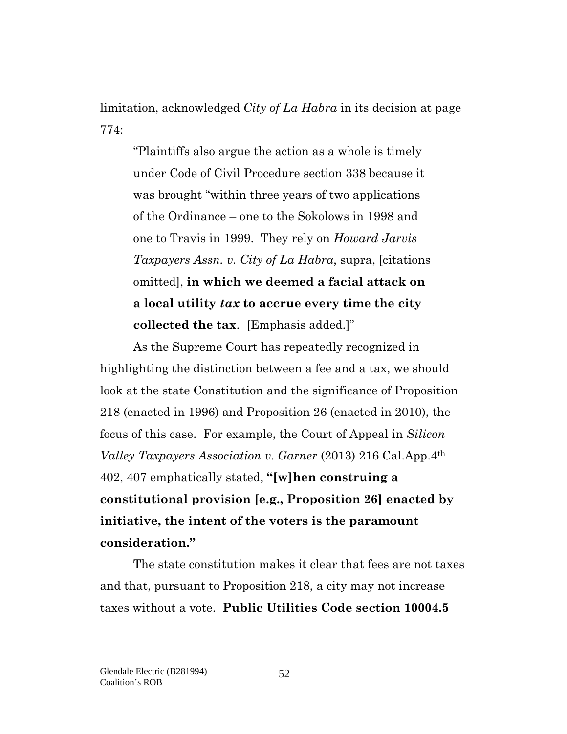limitation, acknowledged *City of La Habra* in its decision at page 774:

> "Plaintiffs also argue the action as a whole is timely under Code of Civil Procedure section 338 because it was brought "within three years of two applications of the Ordinance – one to the Sokolows in 1998 and one to Travis in 1999. They rely on *Howard Jarvis Taxpayers Assn. v. City of La Habra*, supra, [citations omitted], **in which we deemed a facial attack on a local utility *tax* to accrue every time the city collected the tax**. [Emphasis added.]"

As the Supreme Court has repeatedly recognized in highlighting the distinction between a fee and a tax, we should look at the state Constitution and the significance of Proposition 218 (enacted in 1996) and Proposition 26 (enacted in 2010), the focus of this case. For example, the Court of Appeal in *Silicon Valley Taxpayers Association v. Garner* (2013) 216 Cal.App.4th 402, 407 emphatically stated, **"[w]hen construing a constitutional provision [e.g., Proposition 26] enacted by initiative, the intent of the voters is the paramount consideration."**

The state constitution makes it clear that fees are not taxes and that, pursuant to Proposition 218, a city may not increase taxes without a vote. **Public Utilities Code section 10004.5**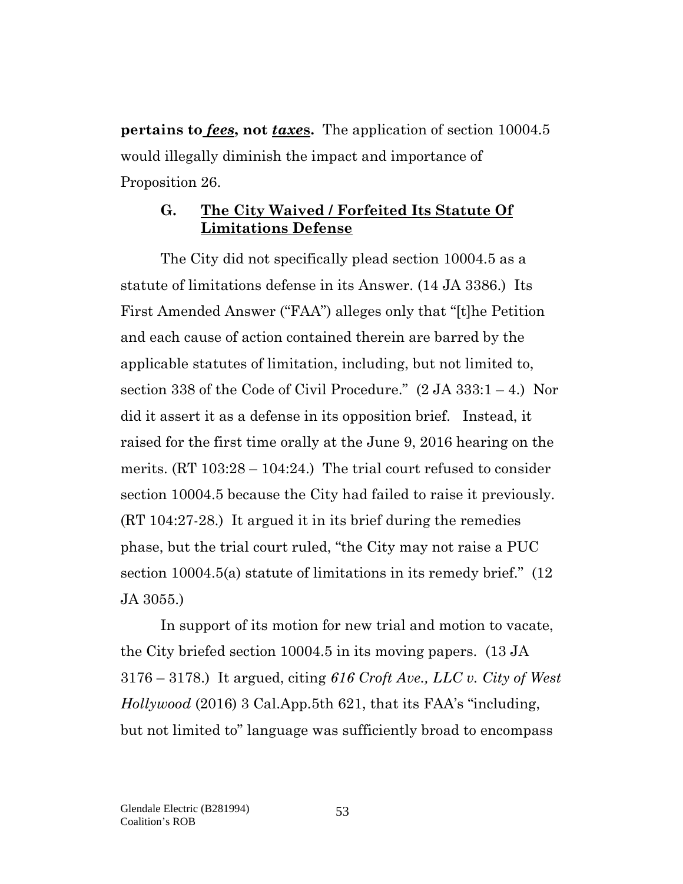**pertains to *fees*, not *taxes*.** The application of section 10004.5 would illegally diminish the impact and importance of Proposition 26.

### G. The City Waived / Forfeited Its Statute Of Limitations Defense

The City did not specifically plead section 10004.5 as a statute of limitations defense in its Answer. (14 JA 3386.) Its First Amended Answer ("FAA") alleges only that "[t]he Petition and each cause of action contained therein are barred by the applicable statutes of limitation, including, but not limited to, section 338 of the Code of Civil Procedure." (2 JA 333:1 – 4.) Nor did it assert it as a defense in its opposition brief. Instead, it raised for the first time orally at the June 9, 2016 hearing on the merits. (RT 103:28 – 104:24.) The trial court refused to consider section 10004.5 because the City had failed to raise it previously. (RT 104:27-28.) It argued it in its brief during the remedies phase, but the trial court ruled, "the City may not raise a PUC section 10004.5(a) statute of limitations in its remedy brief." (12 JA 3055.)

In support of its motion for new trial and motion to vacate, the City briefed section 10004.5 in its moving papers. (13 JA 3176 – 3178.) It argued, citing *616 Croft Ave., LLC v. City of West Hollywood* (2016) 3 Cal.App.5th 621, that its FAA's "including, but not limited to" language was sufficiently broad to encompass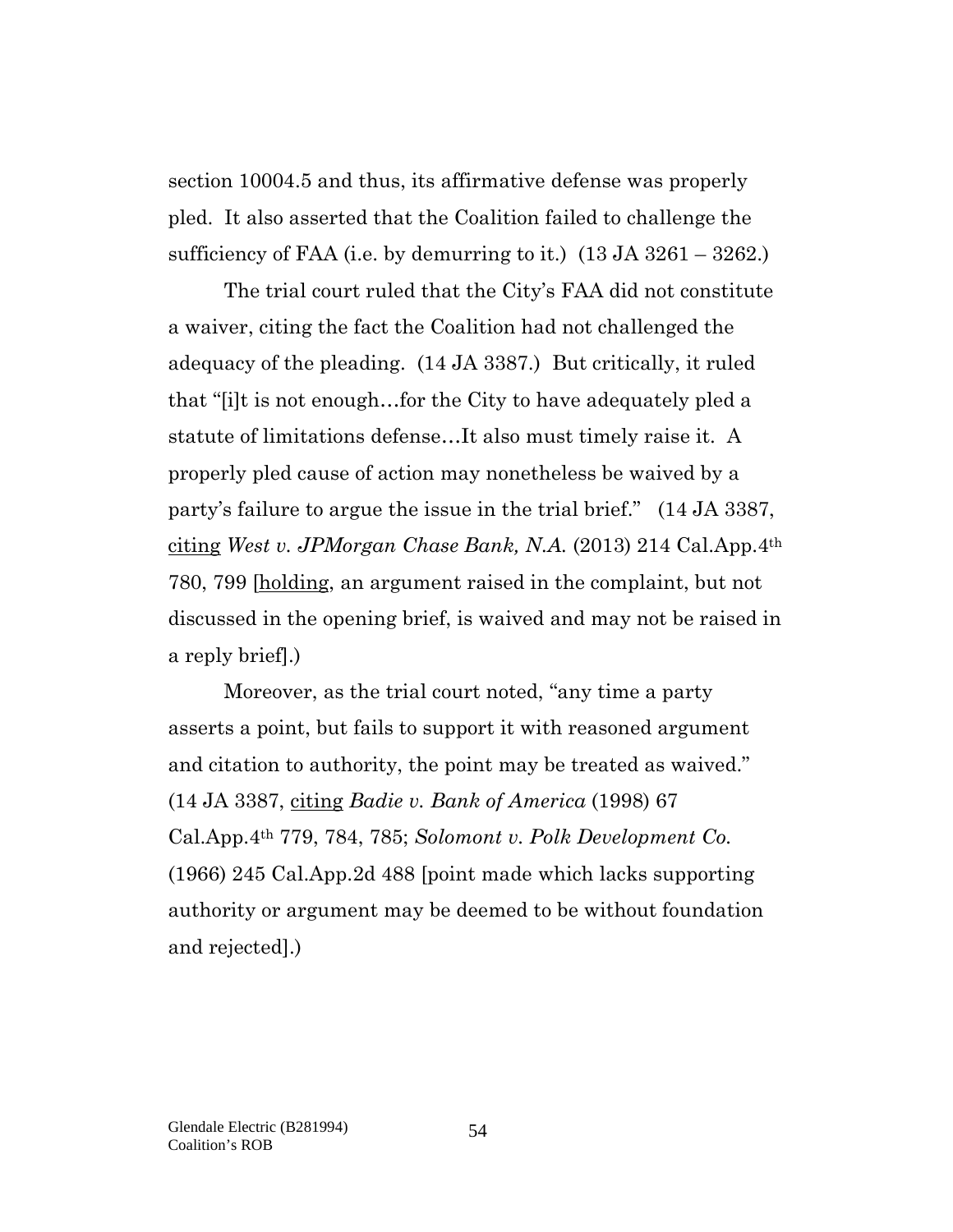section 10004.5 and thus, its affirmative defense was properly pled. It also asserted that the Coalition failed to challenge the sufficiency of FAA (i.e. by demurring to it.) (13 JA 3261 – 3262.)

The trial court ruled that the City's FAA did not constitute a waiver, citing the fact the Coalition had not challenged the adequacy of the pleading. (14 JA 3387.) But critically, it ruled that "[i]t is not enough…for the City to have adequately pled a statute of limitations defense…It also must timely raise it. A properly pled cause of action may nonetheless be waived by a party's failure to argue the issue in the trial brief." (14 JA 3387, <u>citing</u> *West v. JPMorgan Chase Bank, N.A.* (2013) 214 Cal.App.4th 780, 799 [<u>holding</u>, an argument raised in the complaint, but not discussed in the opening brief, is waived and may not be raised in a reply brief].)

Moreover, as the trial court noted, "any time a party asserts a point, but fails to support it with reasoned argument and citation to authority, the point may be treated as waived." (14 JA 3387, <u>citing</u> *Badie v. Bank of America* (1998) 67 Cal.App.4th 779, 784, 785; *Solomont v. Polk Development Co.* (1966) 245 Cal.App.2d 488 [point made which lacks supporting authority or argument may be deemed to be without foundation and rejected].)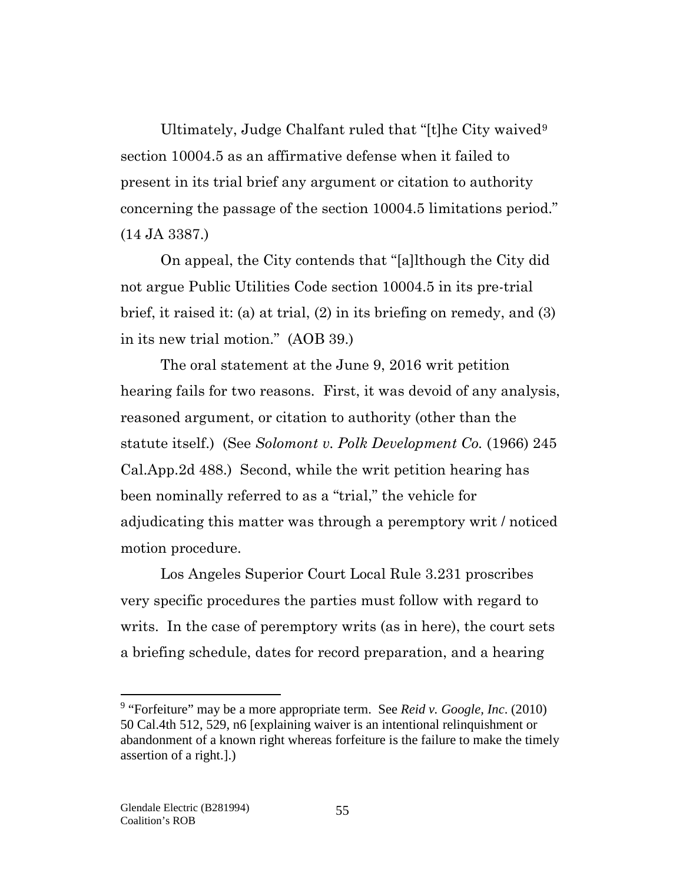Ultimately, Judge Chalfant ruled that "[t]he City waived[9] section 10004.5 as an affirmative defense when it failed to present in its trial brief any argument or citation to authority concerning the passage of the section 10004.5 limitations period." (14 JA 3387.)

On appeal, the City contends that "[a]lthough the City did not argue Public Utilities Code section 10004.5 in its pre-trial brief, it raised it: (a) at trial, (2) in its briefing on remedy, and (3) in its new trial motion." (AOB 39.)

The oral statement at the June 9, 2016 writ petition hearing fails for two reasons. First, it was devoid of any analysis, reasoned argument, or citation to authority (other than the statute itself.) (See *Solomont v. Polk Development Co.* (1966) 245 Cal.App.2d 488.) Second, while the writ petition hearing has been nominally referred to as a "trial," the vehicle for adjudicating this matter was through a peremptory writ / noticed motion procedure.

Los Angeles Superior Court Local Rule 3.231 proscribes very specific procedures the parties must follow with regard to writs. In the case of peremptory writs (as in here), the court sets a briefing schedule, dates for record preparation, and a hearing

---

[9] "Forfeiture" may be a more appropriate term. See *Reid v. Google, Inc*. (2010) 50 Cal.4th 512, 529, n6 [explaining waiver is an intentional relinquishment or abandonment of a known right whereas forfeiture is the failure to make the timely assertion of a right.].)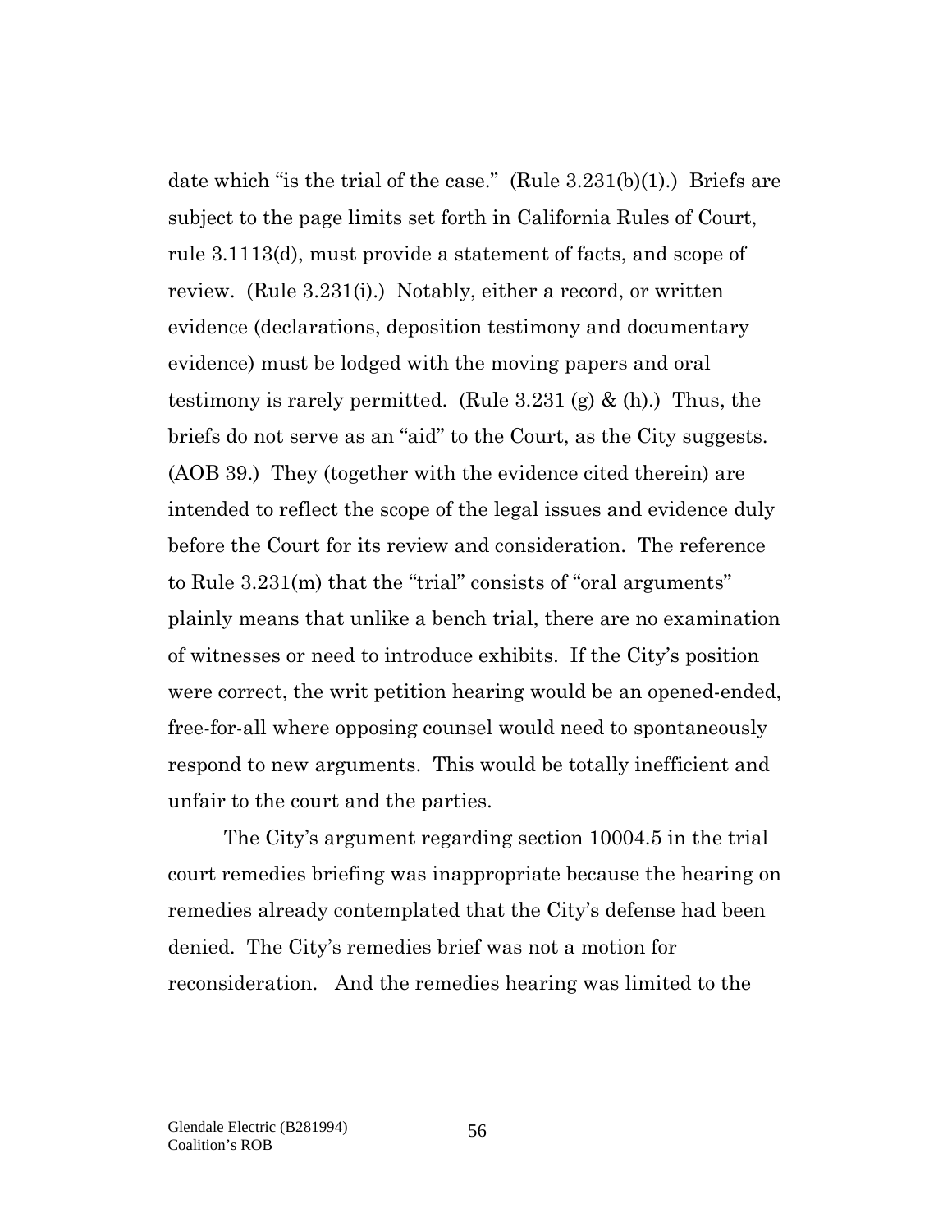date which "is the trial of the case." (Rule 3.231(b)(1).) Briefs are subject to the page limits set forth in California Rules of Court, rule 3.1113(d), must provide a statement of facts, and scope of review. (Rule 3.231(i).) Notably, either a record, or written evidence (declarations, deposition testimony and documentary evidence) must be lodged with the moving papers and oral testimony is rarely permitted. (Rule 3.231 (g) & (h).) Thus, the briefs do not serve as an "aid" to the Court, as the City suggests. (AOB 39.) They (together with the evidence cited therein) are intended to reflect the scope of the legal issues and evidence duly before the Court for its review and consideration. The reference to Rule 3.231(m) that the "trial" consists of "oral arguments" plainly means that unlike a bench trial, there are no examination of witnesses or need to introduce exhibits. If the City's position were correct, the writ petition hearing would be an opened-ended, free-for-all where opposing counsel would need to spontaneously respond to new arguments. This would be totally inefficient and unfair to the court and the parties.

The City's argument regarding section 10004.5 in the trial court remedies briefing was inappropriate because the hearing on remedies already contemplated that the City's defense had been denied. The City's remedies brief was not a motion for reconsideration. And the remedies hearing was limited to the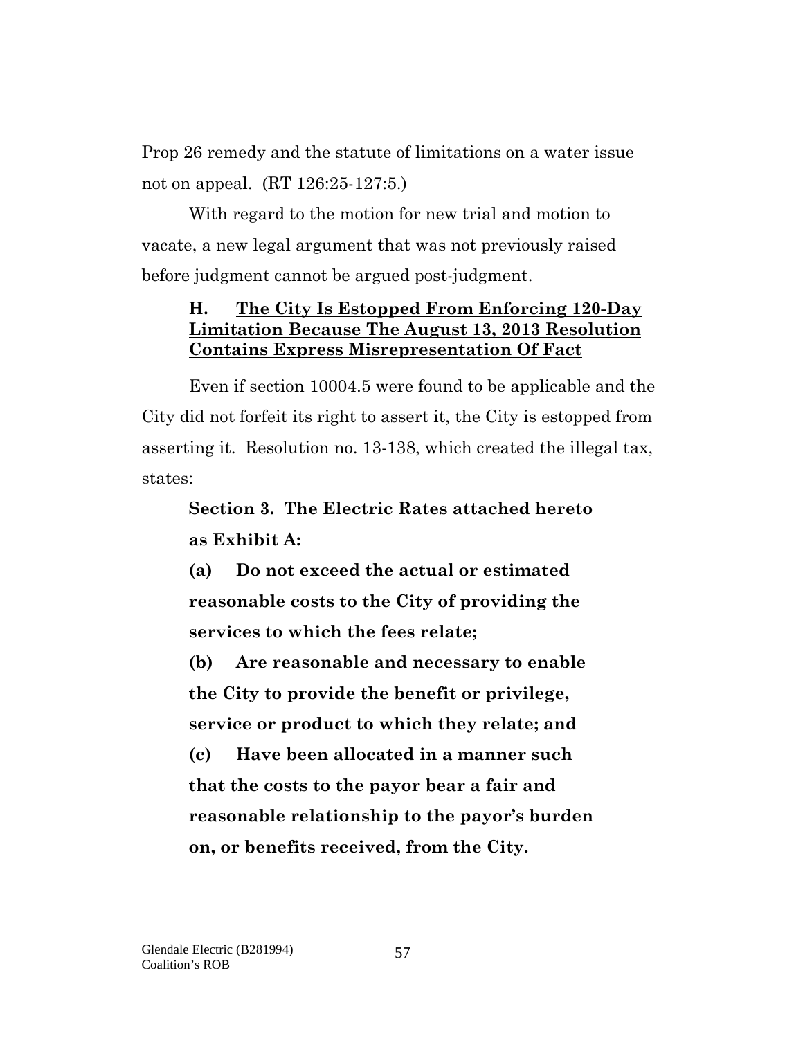Prop 26 remedy and the statute of limitations on a water issue not on appeal. (RT 126:25-127:5.)

With regard to the motion for new trial and motion to vacate, a new legal argument that was not previously raised before judgment cannot be argued post-judgment.

### H. <u>The City Is Estopped From Enforcing 120-Day Limitation Because The August 13, 2013 Resolution Contains Express Misrepresentation Of Fact</u>

Even if section 10004.5 were found to be applicable and the City did not forfeit its right to assert it, the City is estopped from asserting it. Resolution no. 13-138, which created the illegal tax, states:

> **Section 3. The Electric Rates attached hereto as Exhibit A:**
>
> **(a) Do not exceed the actual or estimated reasonable costs to the City of providing the services to which the fees relate;**
>
> **(b) Are reasonable and necessary to enable the City to provide the benefit or privilege, service or product to which they relate; and**
>
> **(c) Have been allocated in a manner such that the costs to the payor bear a fair and reasonable relationship to the payor's burden on, or benefits received, from the City.**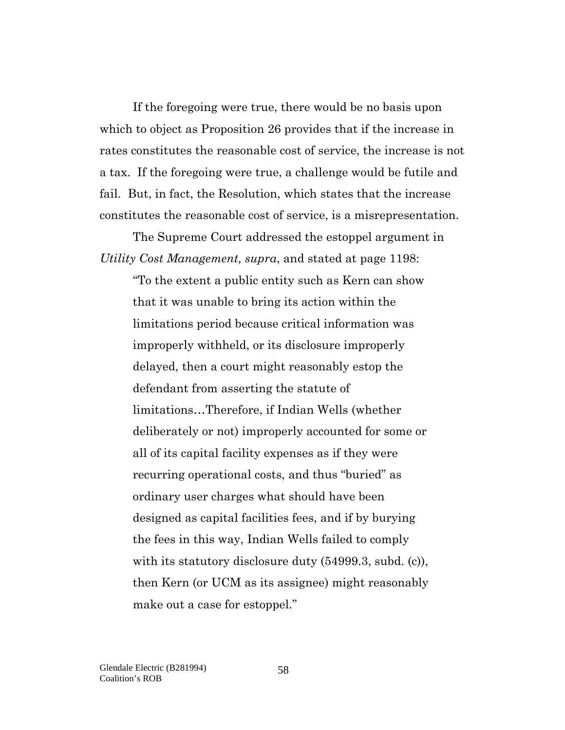If the foregoing were true, there would be no basis upon which to object as Proposition 26 provides that if the increase in rates constitutes the reasonable cost of service, the increase is not a tax. If the foregoing were true, a challenge would be futile and fail. But, in fact, the Resolution, which states that the increase constitutes the reasonable cost of service, is a misrepresentation.

The Supreme Court addressed the estoppel argument in *Utility Cost Management, supra*, and stated at page 1198:

> "To the extent a public entity such as Kern can show that it was unable to bring its action within the limitations period because critical information was improperly withheld, or its disclosure improperly delayed, then a court might reasonably estop the defendant from asserting the statute of limitations…Therefore, if Indian Wells (whether deliberately or not) improperly accounted for some or all of its capital facility expenses as if they were recurring operational costs, and thus "buried" as ordinary user charges what should have been designed as capital facilities fees, and if by burying the fees in this way, Indian Wells failed to comply with its statutory disclosure duty (54999.3, subd. (c)), then Kern (or UCM as its assignee) might reasonably make out a case for estoppel."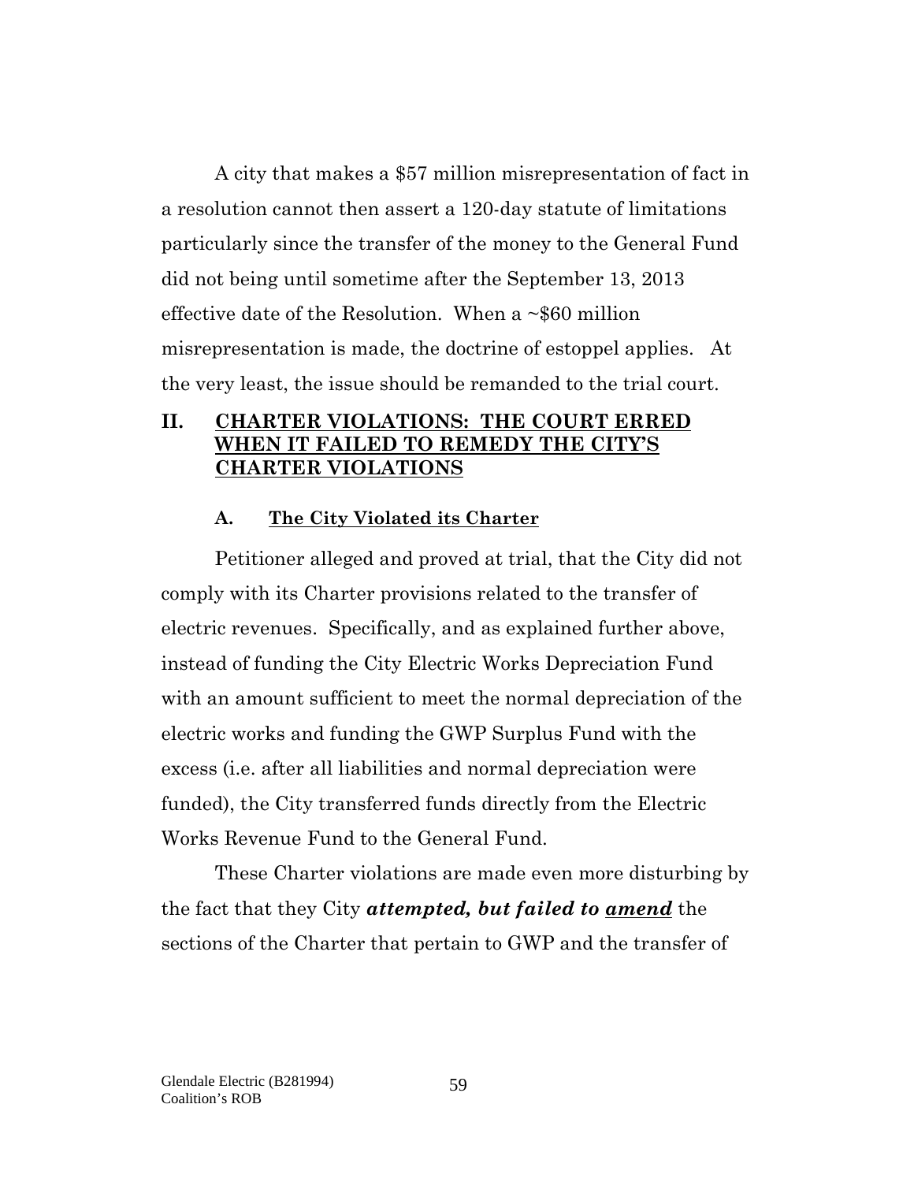A city that makes a $57 million misrepresentation of fact in a resolution cannot then assert a 120-day statute of limitations particularly since the transfer of the money to the General Fund did not being until sometime after the September 13, 2013 effective date of the Resolution. When a ~$60 million misrepresentation is made, the doctrine of estoppel applies. At the very least, the issue should be remanded to the trial court.

## II. <u>CHARTER VIOLATIONS: THE COURT ERRED WHEN IT FAILED TO REMEDY THE CITY'S CHARTER VIOLATIONS</u>

### A. <u>The City Violated its Charter</u>

Petitioner alleged and proved at trial, that the City did not comply with its Charter provisions related to the transfer of electric revenues. Specifically, and as explained further above, instead of funding the City Electric Works Depreciation Fund with an amount sufficient to meet the normal depreciation of the electric works and funding the GWP Surplus Fund with the excess (i.e. after all liabilities and normal depreciation were funded), the City transferred funds directly from the Electric Works Revenue Fund to the General Fund.

These Charter violations are made even more disturbing by the fact that they City ***attempted, but failed to <u>amend</u>*** the sections of the Charter that pertain to GWP and the transfer of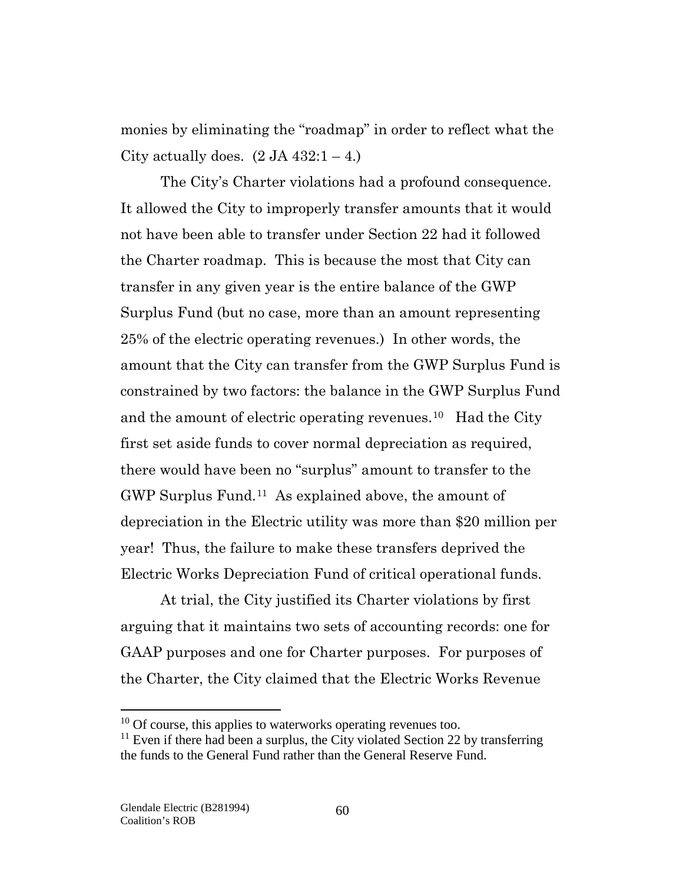monies by eliminating the "roadmap" in order to reflect what the City actually does. (2 JA 432:1 – 4.)

The City's Charter violations had a profound consequence. It allowed the City to improperly transfer amounts that it would not have been able to transfer under Section 22 had it followed the Charter roadmap. This is because the most that City can transfer in any given year is the entire balance of the GWP Surplus Fund (but no case, more than an amount representing 25% of the electric operating revenues.) In other words, the amount that the City can transfer from the GWP Surplus Fund is constrained by two factors: the balance in the GWP Surplus Fund and the amount of electric operating revenues.[10] Had the City first set aside funds to cover normal depreciation as required, there would have been no "surplus" amount to transfer to the GWP Surplus Fund.[11] As explained above, the amount of depreciation in the Electric utility was more than $20 million per year! Thus, the failure to make these transfers deprived the Electric Works Depreciation Fund of critical operational funds.

At trial, the City justified its Charter violations by first arguing that it maintains two sets of accounting records: one for GAAP purposes and one for Charter purposes. For purposes of the Charter, the City claimed that the Electric Works Revenue

---

[10] Of course, this applies to waterworks operating revenues too.

[11] Even if there had been a surplus, the City violated Section 22 by transferring the funds to the General Fund rather than the General Reserve Fund.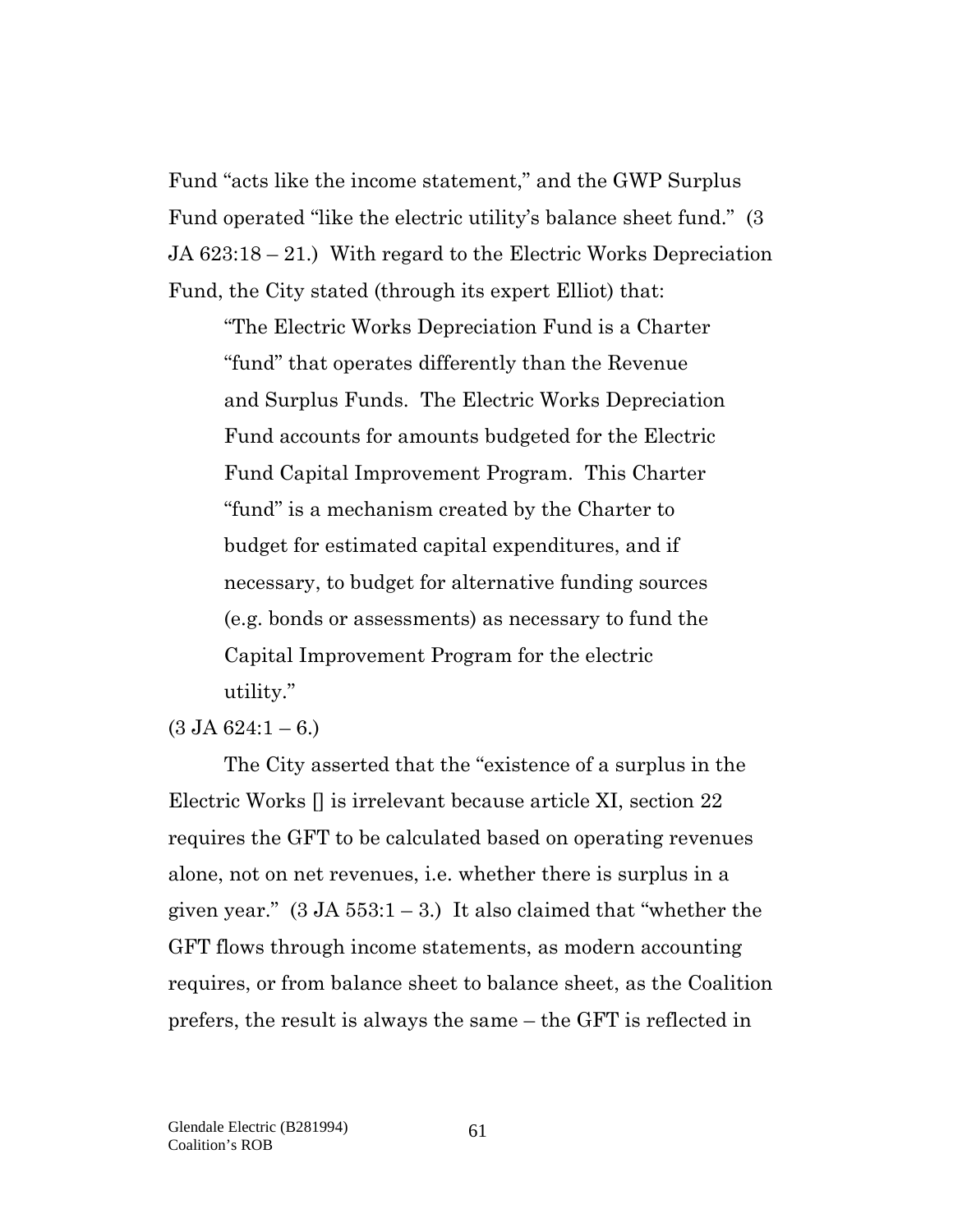Fund "acts like the income statement," and the GWP Surplus Fund operated "like the electric utility's balance sheet fund." (3 JA 623:18 – 21.) With regard to the Electric Works Depreciation Fund, the City stated (through its expert Elliot) that:

> "The Electric Works Depreciation Fund is a Charter "fund" that operates differently than the Revenue and Surplus Funds. The Electric Works Depreciation Fund accounts for amounts budgeted for the Electric Fund Capital Improvement Program. This Charter "fund" is a mechanism created by the Charter to budget for estimated capital expenditures, and if necessary, to budget for alternative funding sources (e.g. bonds or assessments) as necessary to fund the Capital Improvement Program for the electric utility."

(3 JA 624:1 – 6.)

The City asserted that the "existence of a surplus in the Electric Works [] is irrelevant because article XI, section 22 requires the GFT to be calculated based on operating revenues alone, not on net revenues, i.e. whether there is surplus in a given year." (3 JA 553:1 – 3.) It also claimed that "whether the GFT flows through income statements, as modern accounting requires, or from balance sheet to balance sheet, as the Coalition prefers, the result is always the same – the GFT is reflected in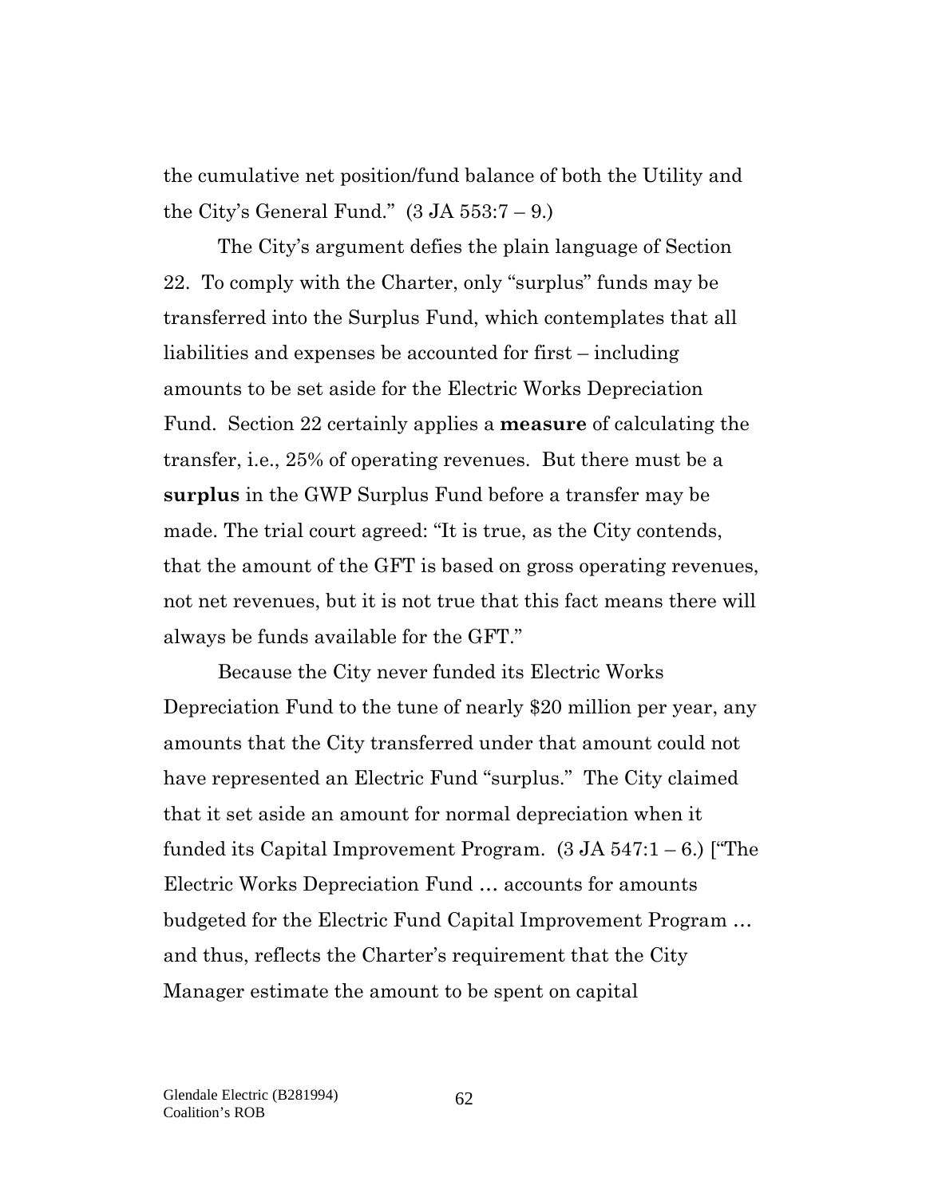the cumulative net position/fund balance of both the Utility and the City's General Fund." (3 JA 553:7 – 9.)

The City's argument defies the plain language of Section 22. To comply with the Charter, only "surplus" funds may be transferred into the Surplus Fund, which contemplates that all liabilities and expenses be accounted for first – including amounts to be set aside for the Electric Works Depreciation Fund. Section 22 certainly applies a **measure** of calculating the transfer, i.e., 25% of operating revenues. But there must be a **surplus** in the GWP Surplus Fund before a transfer may be made. The trial court agreed: "It is true, as the City contends, that the amount of the GFT is based on gross operating revenues, not net revenues, but it is not true that this fact means there will always be funds available for the GFT."

Because the City never funded its Electric Works Depreciation Fund to the tune of nearly $20 million per year, any amounts that the City transferred under that amount could not have represented an Electric Fund "surplus." The City claimed that it set aside an amount for normal depreciation when it funded its Capital Improvement Program. (3 JA 547:1 – 6.) ["The Electric Works Depreciation Fund … accounts for amounts budgeted for the Electric Fund Capital Improvement Program … and thus, reflects the Charter's requirement that the City Manager estimate the amount to be spent on capital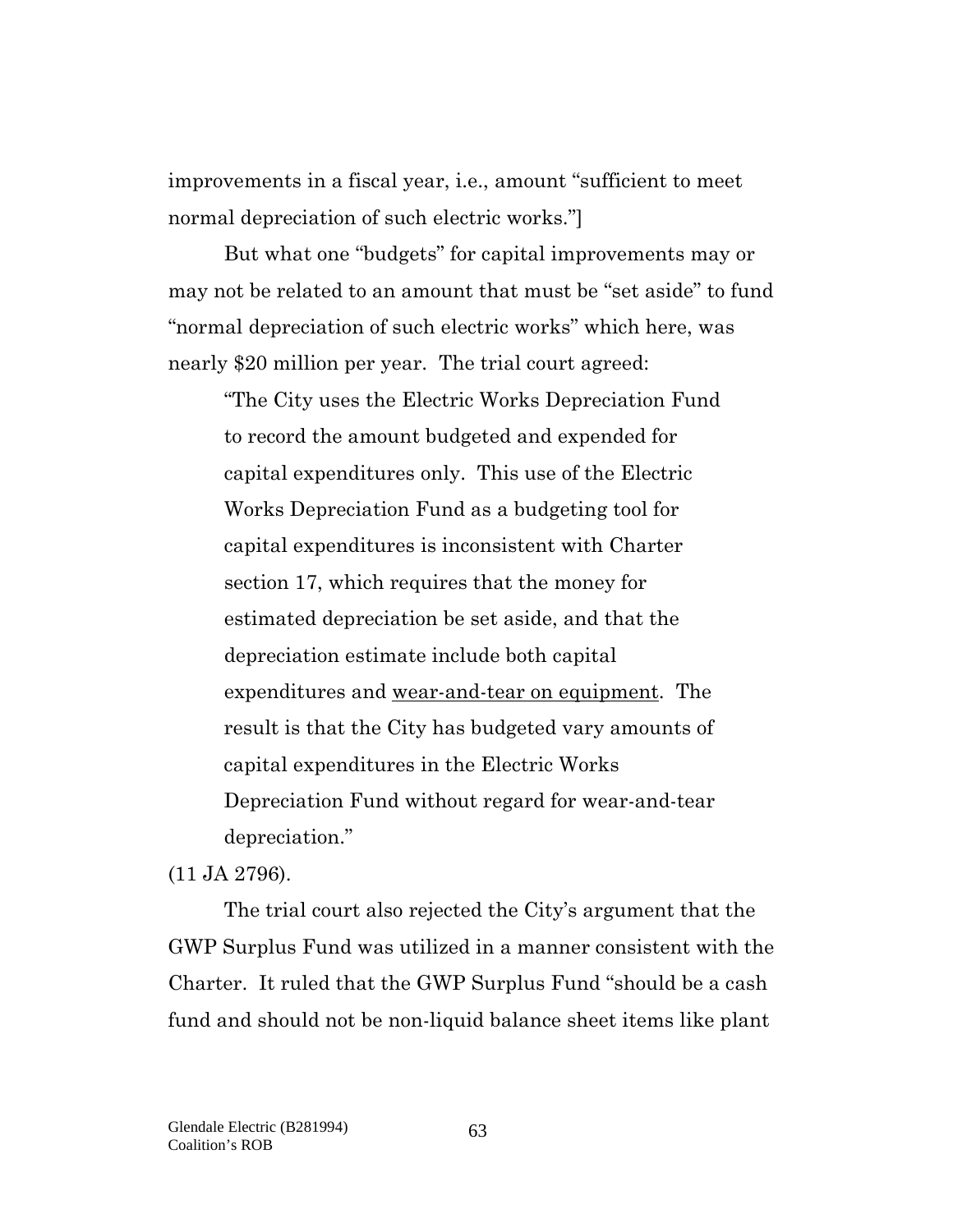improvements in a fiscal year, i.e., amount "sufficient to meet normal depreciation of such electric works."]

But what one "budgets" for capital improvements may or may not be related to an amount that must be "set aside" to fund "normal depreciation of such electric works" which here, was nearly $20 million per year. The trial court agreed:

> "The City uses the Electric Works Depreciation Fund to record the amount budgeted and expended for capital expenditures only. This use of the Electric Works Depreciation Fund as a budgeting tool for capital expenditures is inconsistent with Charter section 17, which requires that the money for estimated depreciation be set aside, and that the depreciation estimate include both capital expenditures and <u>wear-and-tear on equipment</u>. The result is that the City has budgeted vary amounts of capital expenditures in the Electric Works Depreciation Fund without regard for wear-and-tear depreciation."

(11 JA 2796).

The trial court also rejected the City's argument that the GWP Surplus Fund was utilized in a manner consistent with the Charter. It ruled that the GWP Surplus Fund "should be a cash fund and should not be non-liquid balance sheet items like plant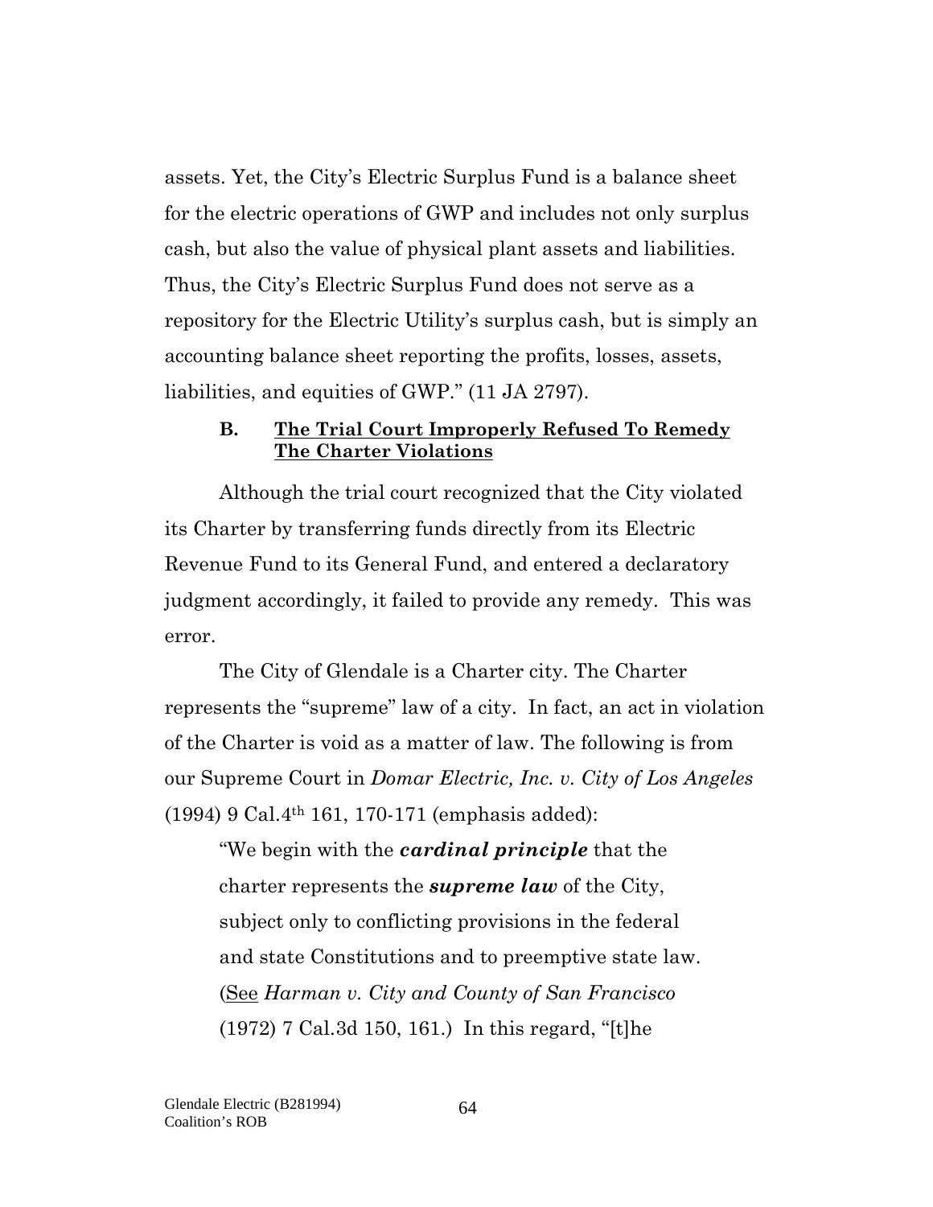assets. Yet, the City's Electric Surplus Fund is a balance sheet for the electric operations of GWP and includes not only surplus cash, but also the value of physical plant assets and liabilities. Thus, the City's Electric Surplus Fund does not serve as a repository for the Electric Utility's surplus cash, but is simply an accounting balance sheet reporting the profits, losses, assets, liabilities, and equities of GWP." (11 JA 2797).

### B. The Trial Court Improperly Refused To Remedy The Charter Violations

Although the trial court recognized that the City violated its Charter by transferring funds directly from its Electric Revenue Fund to its General Fund, and entered a declaratory judgment accordingly, it failed to provide any remedy. This was error.

The City of Glendale is a Charter city. The Charter represents the "supreme" law of a city. In fact, an act in violation of the Charter is void as a matter of law. The following is from our Supreme Court in *Domar Electric, Inc. v. City of Los Angeles* (1994) 9 Cal.4th 161, 170-171 (emphasis added):

> "We begin with the ***cardinal principle*** that the charter represents the ***supreme law*** of the City, subject only to conflicting provisions in the federal and state Constitutions and to preemptive state law. (See *Harman v. City and County of San Francisco* (1972) 7 Cal.3d 150, 161.) In this regard, "[t]he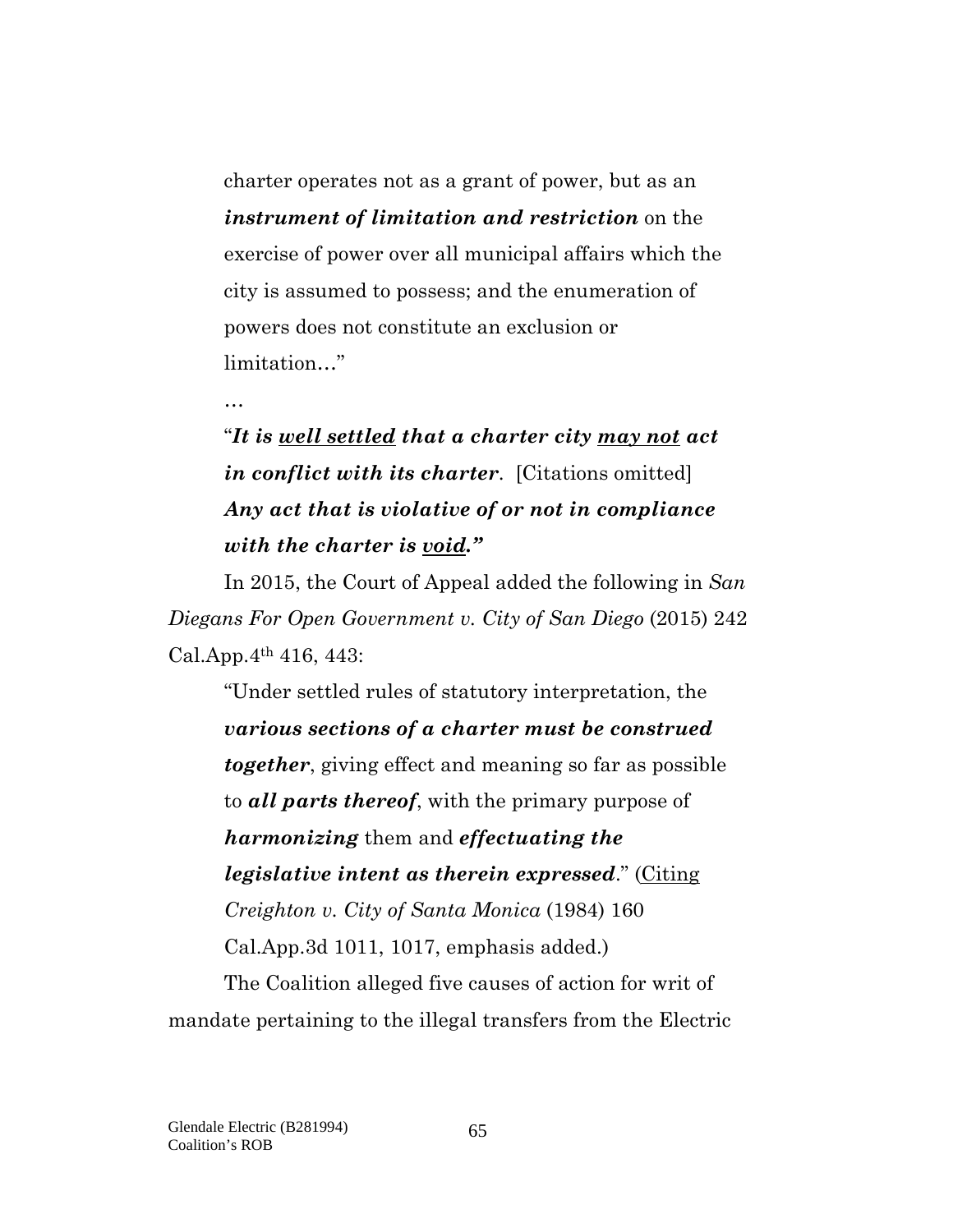> charter operates not as a grant of power, but as an ***instrument of limitation and restriction*** on the exercise of power over all municipal affairs which the city is assumed to possess; and the enumeration of powers does not constitute an exclusion or limitation…"
>
> …
>
> "***It is <u>well settled</u> that a charter city <u>may not</u> act in conflict with its charter***. [Citations omitted] ***Any act that is violative of or not in compliance with the charter is <u>void</u>."***

In 2015, the Court of Appeal added the following in *San Diegans For Open Government v. City of San Diego* (2015) 242 Cal.App.4th 416, 443:

> "Under settled rules of statutory interpretation, the ***various sections of a charter must be construed together***, giving effect and meaning so far as possible to ***all parts thereof***, with the primary purpose of ***harmonizing*** them and ***effectuating the legislative intent as therein expressed***." (<u>Citing</u> *Creighton v. City of Santa Monica* (1984) 160 Cal.App.3d 1011, 1017, emphasis added.)

The Coalition alleged five causes of action for writ of mandate pertaining to the illegal transfers from the Electric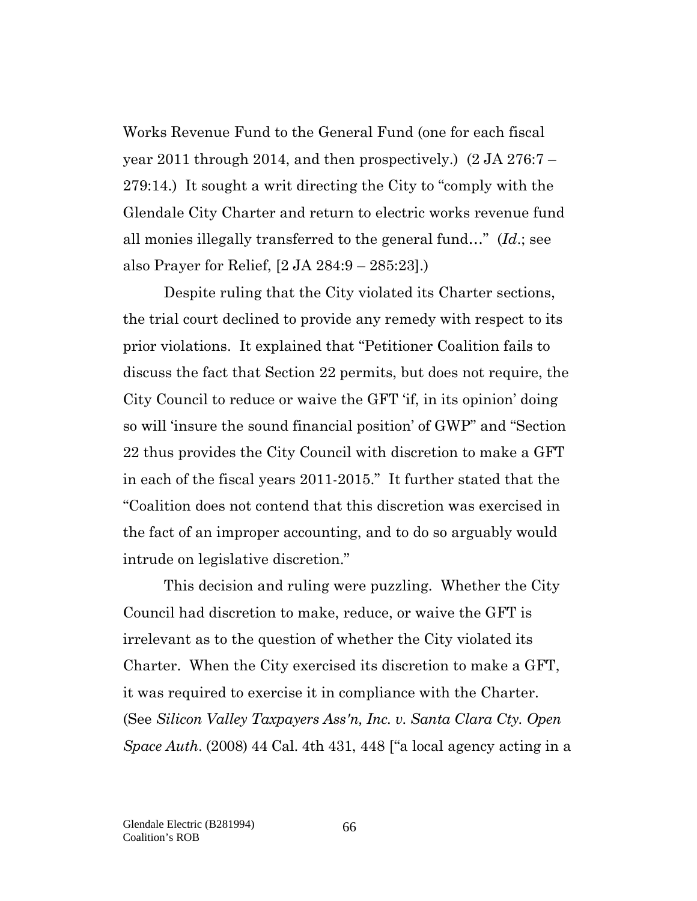Works Revenue Fund to the General Fund (one for each fiscal year 2011 through 2014, and then prospectively.) (2 JA 276:7 – 279:14.) It sought a writ directing the City to "comply with the Glendale City Charter and return to electric works revenue fund all monies illegally transferred to the general fund…" (*Id*.; see also Prayer for Relief, [2 JA 284:9 – 285:23].)

Despite ruling that the City violated its Charter sections, the trial court declined to provide any remedy with respect to its prior violations. It explained that "Petitioner Coalition fails to discuss the fact that Section 22 permits, but does not require, the City Council to reduce or waive the GFT 'if, in its opinion' doing so will 'insure the sound financial position' of GWP" and "Section 22 thus provides the City Council with discretion to make a GFT in each of the fiscal years 2011-2015." It further stated that the "Coalition does not contend that this discretion was exercised in the fact of an improper accounting, and to do so arguably would intrude on legislative discretion."

This decision and ruling were puzzling. Whether the City Council had discretion to make, reduce, or waive the GFT is irrelevant as to the question of whether the City violated its Charter. When the City exercised its discretion to make a GFT, it was required to exercise it in compliance with the Charter. (See *Silicon Valley Taxpayers Ass'n, Inc. v. Santa Clara Cty. Open Space Auth*. (2008) 44 Cal. 4th 431, 448 ["a local agency acting in a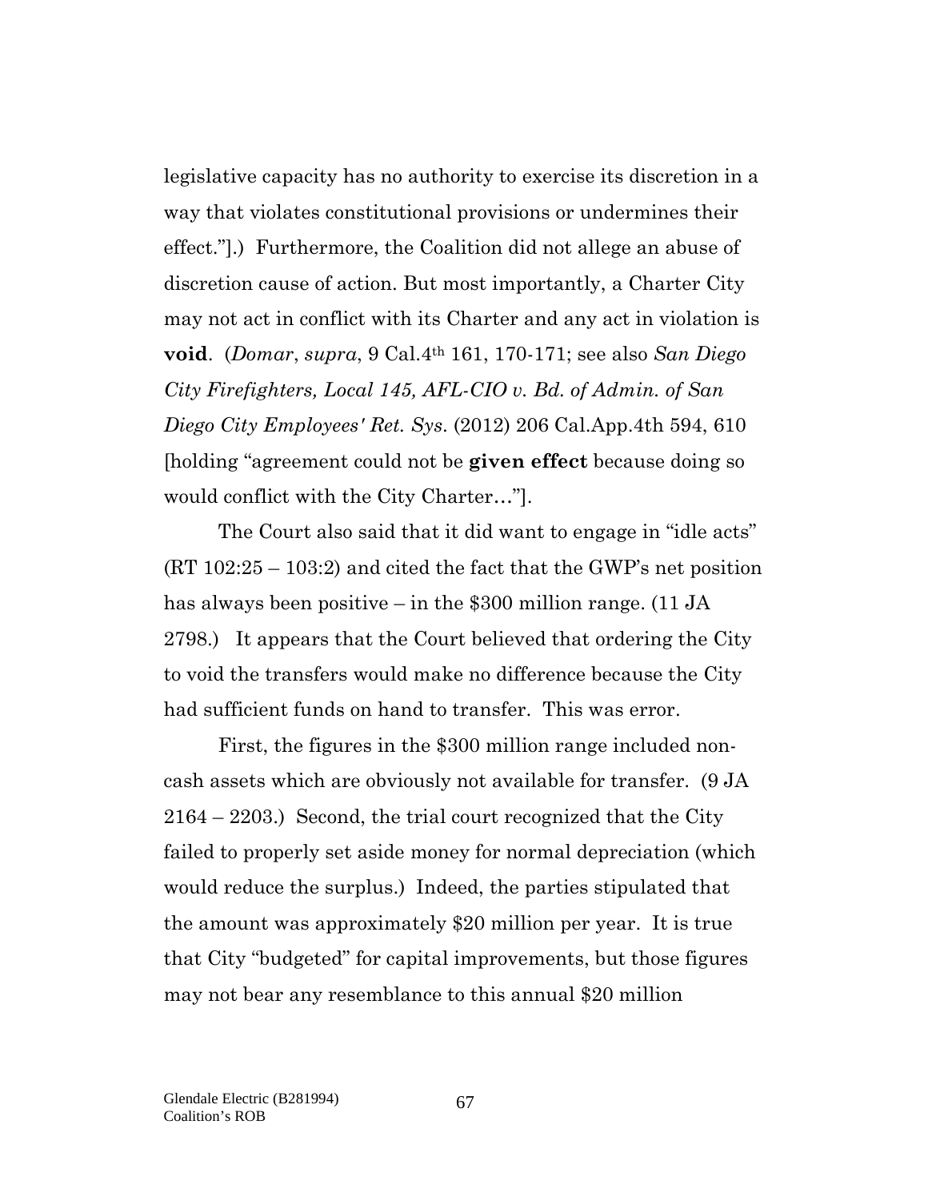legislative capacity has no authority to exercise its discretion in a way that violates constitutional provisions or undermines their effect."].) Furthermore, the Coalition did not allege an abuse of discretion cause of action. But most importantly, a Charter City may not act in conflict with its Charter and any act in violation is **void**. (*Domar*, *supra*, 9 Cal.4th 161, 170-171; see also *San Diego City Firefighters, Local 145, AFL-CIO v. Bd. of Admin. of San Diego City Employees' Ret. Sys.* (2012) 206 Cal.App.4th 594, 610 [holding "agreement could not be **given effect** because doing so would conflict with the City Charter…"].

The Court also said that it did want to engage in "idle acts" (RT 102:25 – 103:2) and cited the fact that the GWP's net position has always been positive – in the $300 million range. (11 JA 2798.) It appears that the Court believed that ordering the City to void the transfers would make no difference because the City had sufficient funds on hand to transfer. This was error.

First, the figures in the $300 million range included non-cash assets which are obviously not available for transfer. (9 JA 2164 – 2203.) Second, the trial court recognized that the City failed to properly set aside money for normal depreciation (which would reduce the surplus.) Indeed, the parties stipulated that the amount was approximately $20 million per year. It is true that City "budgeted" for capital improvements, but those figures may not bear any resemblance to this annual $20 million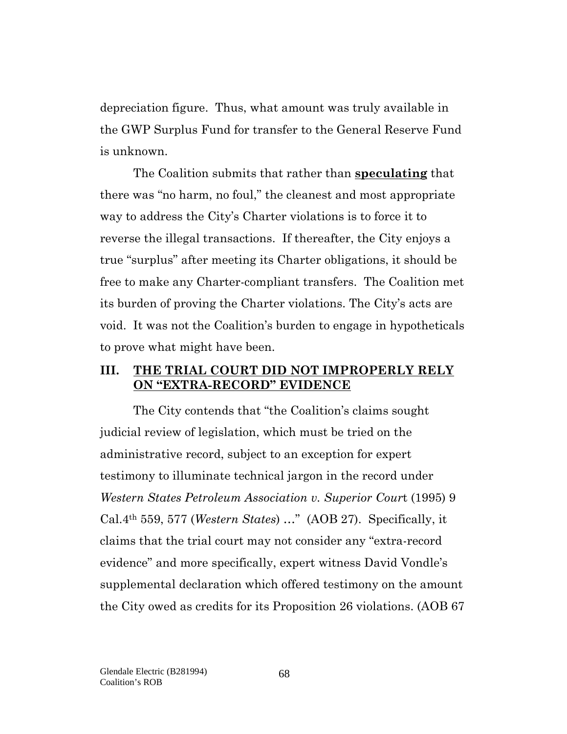depreciation figure. Thus, what amount was truly available in the GWP Surplus Fund for transfer to the General Reserve Fund is unknown.

The Coalition submits that rather than **speculating** that there was "no harm, no foul," the cleanest and most appropriate way to address the City's Charter violations is to force it to reverse the illegal transactions. If thereafter, the City enjoys a true "surplus" after meeting its Charter obligations, it should be free to make any Charter-compliant transfers. The Coalition met its burden of proving the Charter violations. The City's acts are void. It was not the Coalition's burden to engage in hypotheticals to prove what might have been.

## III. THE TRIAL COURT DID NOT IMPROPERLY RELY ON "EXTRA-RECORD" EVIDENCE

The City contends that "the Coalition's claims sought judicial review of legislation, which must be tried on the administrative record, subject to an exception for expert testimony to illuminate technical jargon in the record under *Western States Petroleum Association v. Superior Court* (1995) 9 Cal.4th 559, 577 (*Western States*) …" (AOB 27). Specifically, it claims that the trial court may not consider any "extra-record evidence" and more specifically, expert witness David Vondle's supplemental declaration which offered testimony on the amount the City owed as credits for its Proposition 26 violations. (AOB 67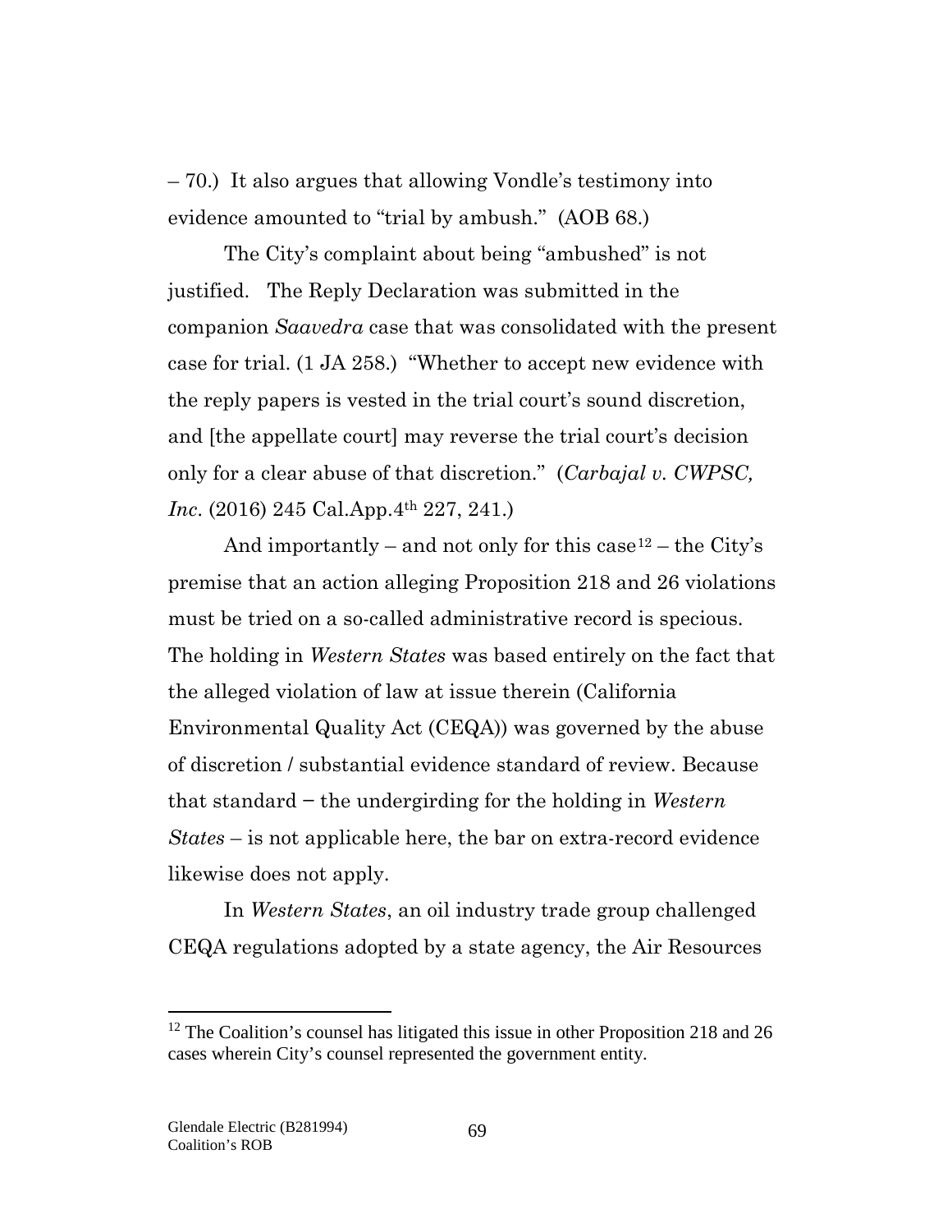– 70.) It also argues that allowing Vondle's testimony into evidence amounted to "trial by ambush." (AOB 68.)

The City's complaint about being "ambushed" is not justified. The Reply Declaration was submitted in the companion *Saavedra* case that was consolidated with the present case for trial. (1 JA 258.) "Whether to accept new evidence with the reply papers is vested in the trial court's sound discretion, and [the appellate court] may reverse the trial court's decision only for a clear abuse of that discretion." (*Carbajal v. CWPSC, Inc*. (2016) 245 Cal.App.4th 227, 241.)

And importantly – and not only for this case[12] – the City's premise that an action alleging Proposition 218 and 26 violations must be tried on a so-called administrative record is specious. The holding in *Western States* was based entirely on the fact that the alleged violation of law at issue therein (California Environmental Quality Act (CEQA)) was governed by the abuse of discretion / substantial evidence standard of review. Because that standard – the undergirding for the holding in *Western States* – is not applicable here, the bar on extra-record evidence likewise does not apply.

In *Western States*, an oil industry trade group challenged CEQA regulations adopted by a state agency, the Air Resources

[12] The Coalition's counsel has litigated this issue in other Proposition 218 and 26 cases wherein City's counsel represented the government entity.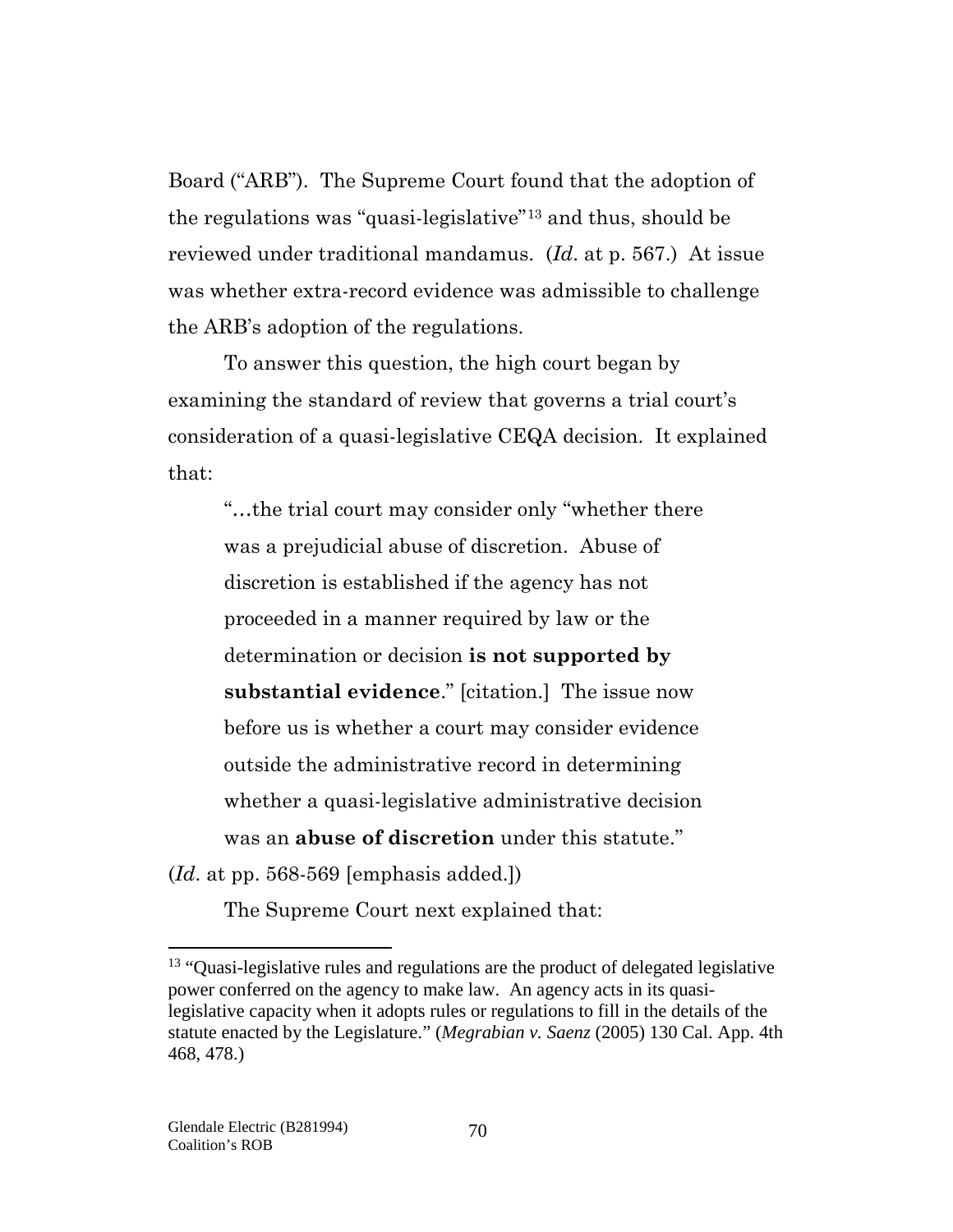Board ("ARB"). The Supreme Court found that the adoption of the regulations was "quasi-legislative"[13] and thus, should be reviewed under traditional mandamus. (*Id*. at p. 567.) At issue was whether extra-record evidence was admissible to challenge the ARB's adoption of the regulations.

To answer this question, the high court began by examining the standard of review that governs a trial court's consideration of a quasi-legislative CEQA decision. It explained that:

> "…the trial court may consider only "whether there was a prejudicial abuse of discretion. Abuse of discretion is established if the agency has not proceeded in a manner required by law or the determination or decision **is not supported by substantial evidence**." [citation.] The issue now before us is whether a court may consider evidence outside the administrative record in determining whether a quasi-legislative administrative decision was an **abuse of discretion** under this statute."

(*Id*. at pp. 568-569 [emphasis added.])

The Supreme Court next explained that:

[13] "Quasi-legislative rules and regulations are the product of delegated legislative power conferred on the agency to make law. An agency acts in its quasi-legislative capacity when it adopts rules or regulations to fill in the details of the statute enacted by the Legislature." (*Megrabian v. Saenz* (2005) 130 Cal. App. 4th 468, 478.)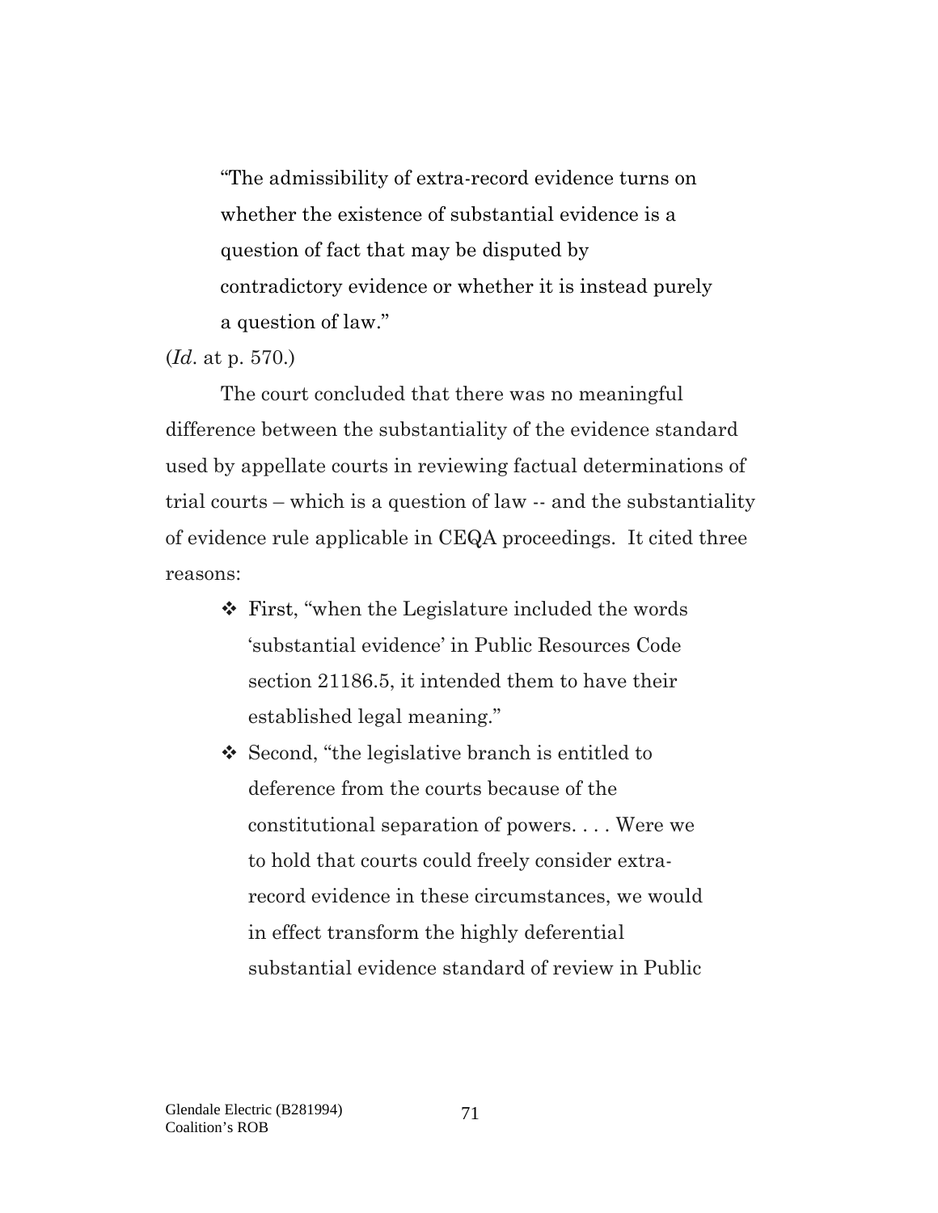> "The admissibility of extra-record evidence turns on whether the existence of substantial evidence is a question of fact that may be disputed by contradictory evidence or whether it is instead purely a question of law."

(*Id*. at p. 570.)

The court concluded that there was no meaningful difference between the substantiality of the evidence standard used by appellate courts in reviewing factual determinations of trial courts – which is a question of law -- and the substantiality of evidence rule applicable in CEQA proceedings. It cited three reasons:

- First, "when the Legislature included the words 'substantial evidence' in Public Resources Code section 21186.5, it intended them to have their established legal meaning."
- Second, "the legislative branch is entitled to deference from the courts because of the constitutional separation of powers. . . . Were we to hold that courts could freely consider extra-record evidence in these circumstances, we would in effect transform the highly deferential substantial evidence standard of review in Public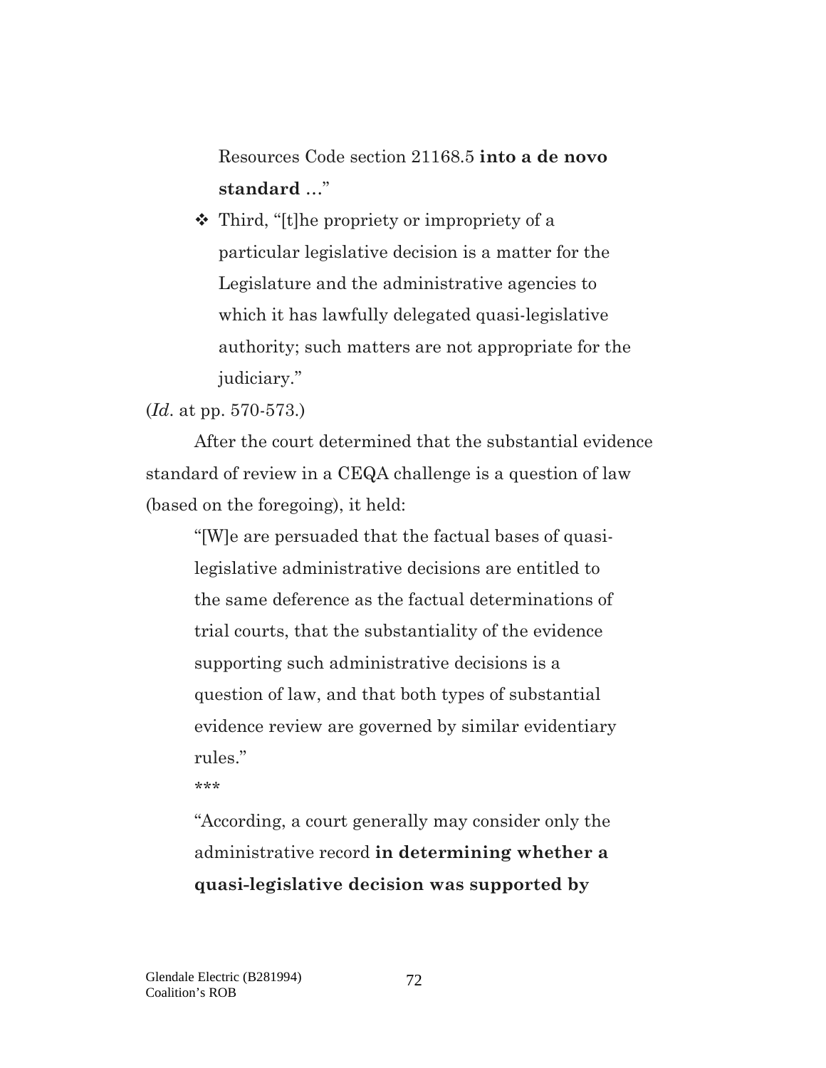> Resources Code section 21168.5 **into a de novo standard** …"

> ❖ Third, "[t]he propriety or impropriety of a particular legislative decision is a matter for the Legislature and the administrative agencies to which it has lawfully delegated quasi-legislative authority; such matters are not appropriate for the judiciary."

(*Id*. at pp. 570-573.)

After the court determined that the substantial evidence standard of review in a CEQA challenge is a question of law (based on the foregoing), it held:

> "[W]e are persuaded that the factual bases of quasi-legislative administrative decisions are entitled to the same deference as the factual determinations of trial courts, that the substantiality of the evidence supporting such administrative decisions is a question of law, and that both types of substantial evidence review are governed by similar evidentiary rules."
>
> \*\*\*
>
> "According, a court generally may consider only the administrative record **in determining whether a quasi-legislative decision was supported by**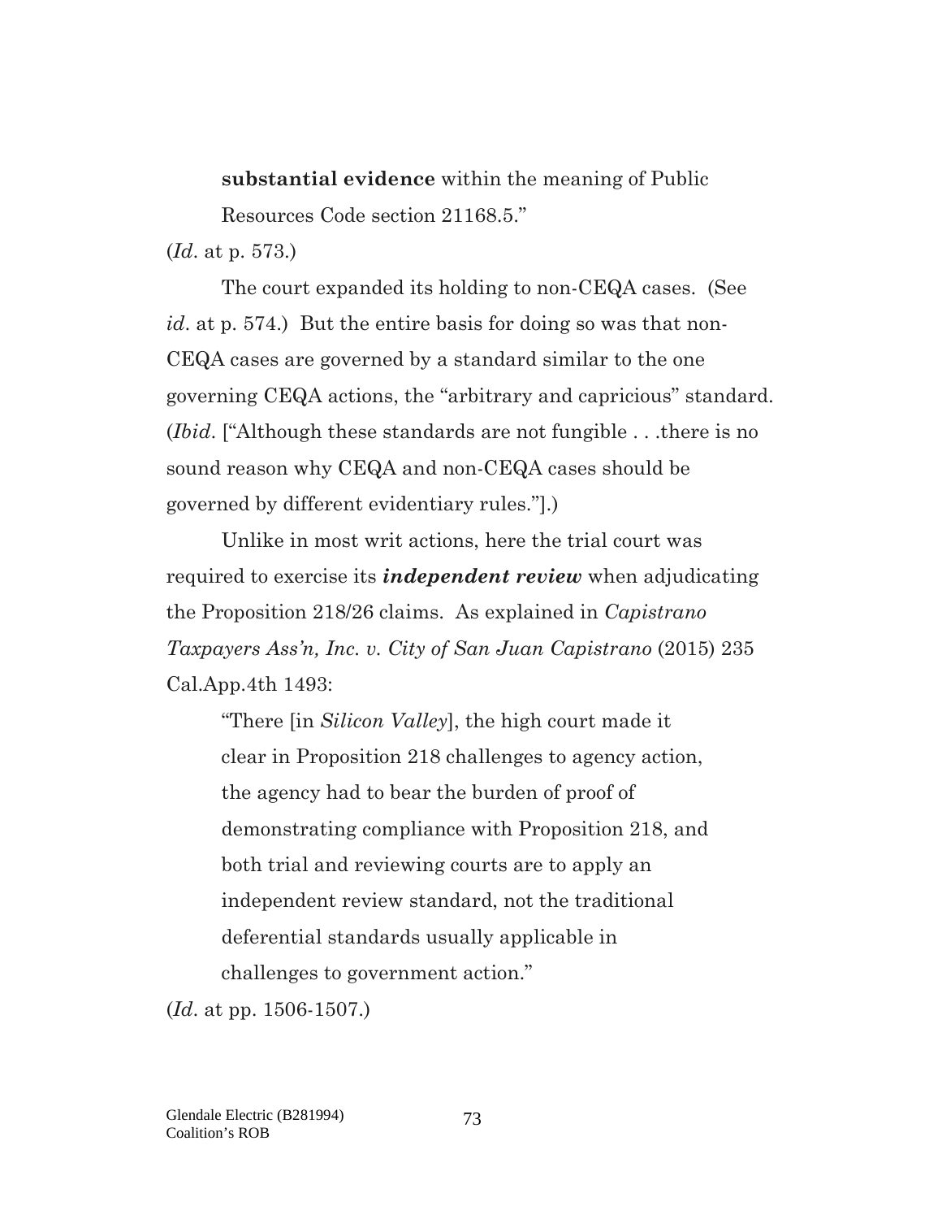> **substantial evidence** within the meaning of Public Resources Code section 21168.5."

(*Id*. at p. 573.)

The court expanded its holding to non-CEQA cases. (See *id*. at p. 574.) But the entire basis for doing so was that non-CEQA cases are governed by a standard similar to the one governing CEQA actions, the "arbitrary and capricious" standard. (*Ibid*. ["Although these standards are not fungible . . .there is no sound reason why CEQA and non-CEQA cases should be governed by different evidentiary rules."].)

Unlike in most writ actions, here the trial court was required to exercise its ***independent review*** when adjudicating the Proposition 218/26 claims. As explained in *Capistrano Taxpayers Ass'n, Inc. v. City of San Juan Capistrano* (2015) 235 Cal.App.4th 1493:

> "There [in *Silicon Valley*], the high court made it clear in Proposition 218 challenges to agency action, the agency had to bear the burden of proof of demonstrating compliance with Proposition 218, and both trial and reviewing courts are to apply an independent review standard, not the traditional deferential standards usually applicable in challenges to government action."

(*Id*. at pp. 1506-1507.)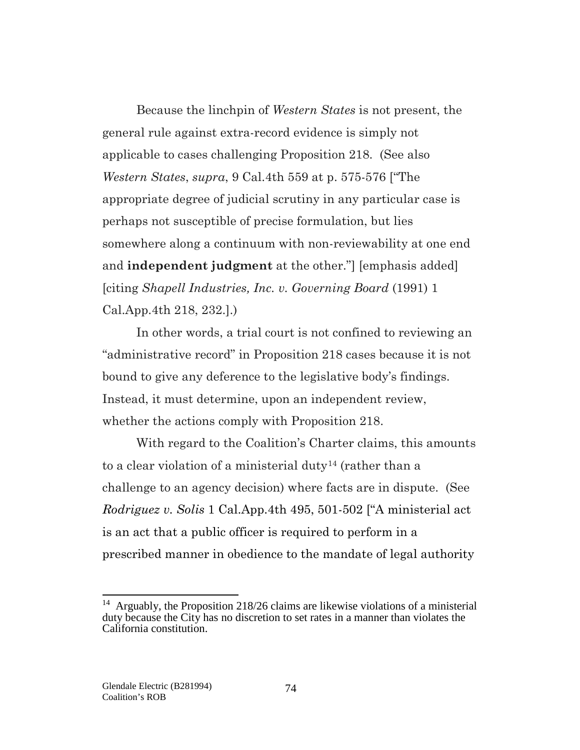Because the linchpin of *Western States* is not present, the general rule against extra-record evidence is simply not applicable to cases challenging Proposition 218. (See also *Western States*, *supra*, 9 Cal.4th 559 at p. 575-576 ["The appropriate degree of judicial scrutiny in any particular case is perhaps not susceptible of precise formulation, but lies somewhere along a continuum with non-reviewability at one end and **independent judgment** at the other."] [emphasis added] [citing *Shapell Industries, Inc. v. Governing Board* (1991) 1 Cal.App.4th 218, 232.].)

In other words, a trial court is not confined to reviewing an "administrative record" in Proposition 218 cases because it is not bound to give any deference to the legislative body's findings. Instead, it must determine, upon an independent review, whether the actions comply with Proposition 218.

With regard to the Coalition's Charter claims, this amounts to a clear violation of a ministerial duty[14] (rather than a challenge to an agency decision) where facts are in dispute. (See *Rodriguez v. Solis* 1 Cal.App.4th 495, 501-502 ["A ministerial act is an act that a public officer is required to perform in a prescribed manner in obedience to the mandate of legal authority

---

[14] Arguably, the Proposition 218/26 claims are likewise violations of a ministerial duty because the City has no discretion to set rates in a manner than violates the California constitution.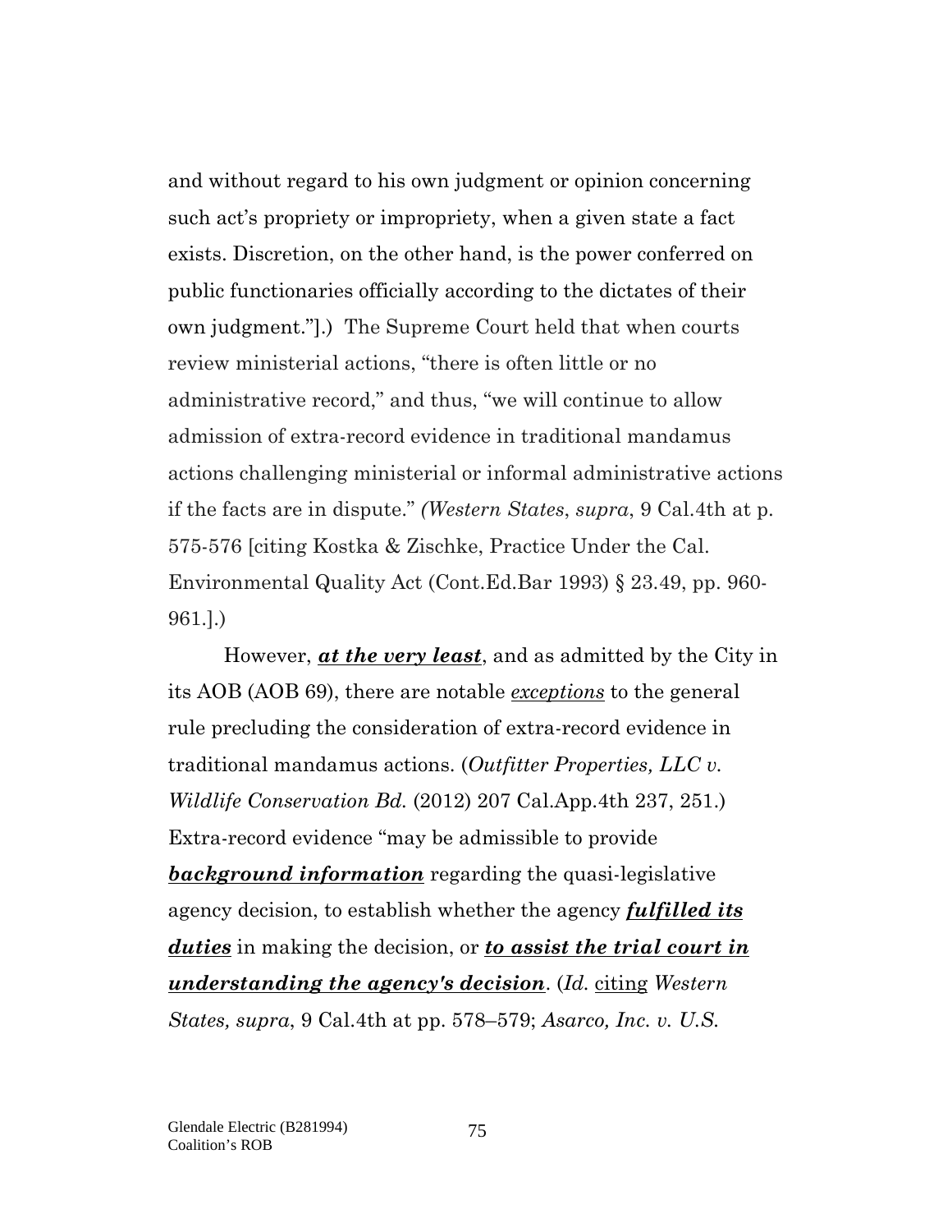and without regard to his own judgment or opinion concerning such act's propriety or impropriety, when a given state a fact exists. Discretion, on the other hand, is the power conferred on public functionaries officially according to the dictates of their own judgment."].) The Supreme Court held that when courts review ministerial actions, "there is often little or no administrative record," and thus, "we will continue to allow admission of extra-record evidence in traditional mandamus actions challenging ministerial or informal administrative actions if the facts are in dispute." *(Western States*, *supra*, 9 Cal.4th at p. 575-576 [citing Kostka & Zischke, Practice Under the Cal. Environmental Quality Act (Cont.Ed.Bar 1993) § 23.49, pp. 960-961.].)

However, ***<u>at the very least</u>***, and as admitted by the City in its AOB (AOB 69), there are notable *<u>exceptions</u>* to the general rule precluding the consideration of extra-record evidence in traditional mandamus actions. (*Outfitter Properties, LLC v. Wildlife Conservation Bd.* (2012) 207 Cal.App.4th 237, 251.) Extra-record evidence "may be admissible to provide ***<u>background information</u>*** regarding the quasi-legislative agency decision, to establish whether the agency ***<u>fulfilled its duties</u>*** in making the decision, or ***<u>to assist the trial court in understanding the agency's decision</u>***. (*Id.* <u>citing</u> *Western States, supra*, 9 Cal.4th at pp. 578–579; *Asarco, Inc. v. U.S.*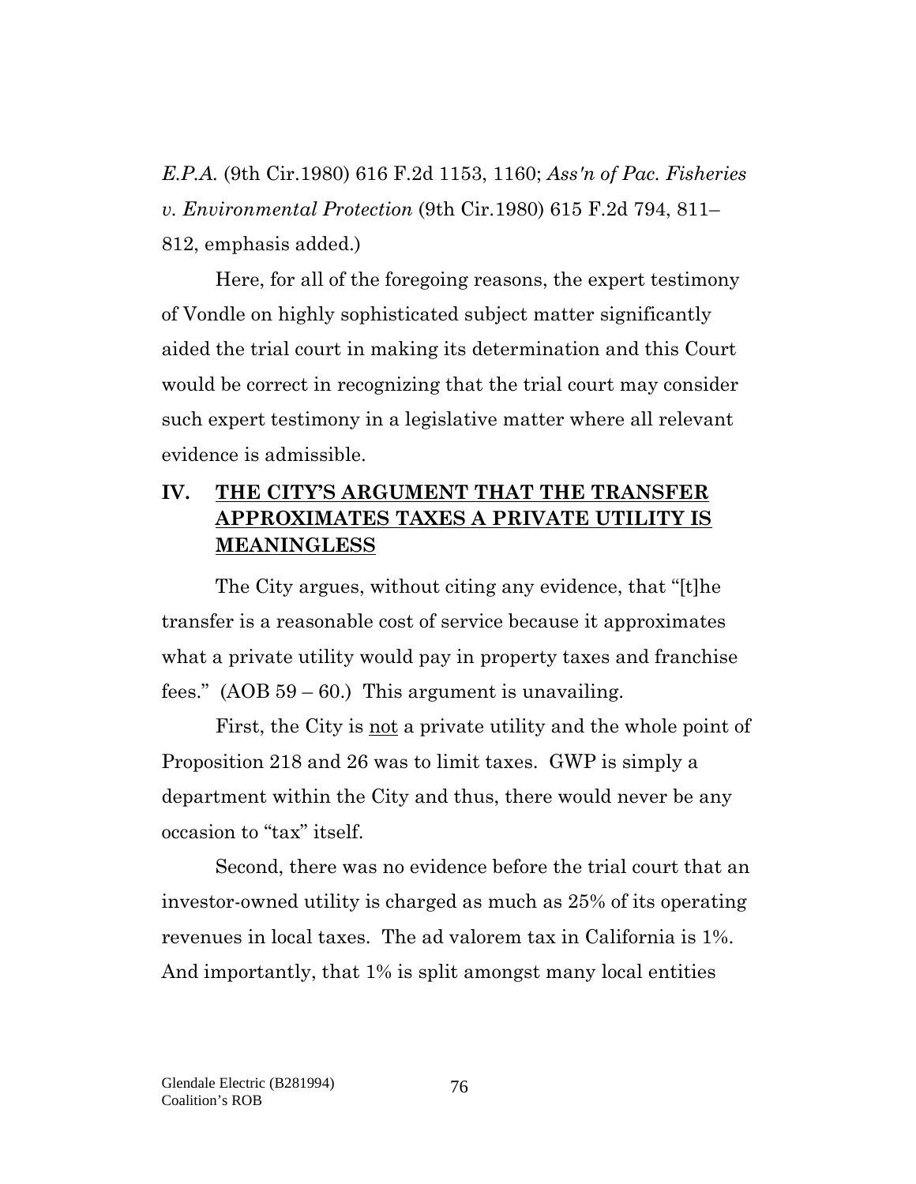*E.P.A.* (9th Cir.1980) 616 F.2d 1153, 1160; *Ass'n of Pac. Fisheries v. Environmental Protection* (9th Cir.1980) 615 F.2d 794, 811–812, emphasis added.)

Here, for all of the foregoing reasons, the expert testimony of Vondle on highly sophisticated subject matter significantly aided the trial court in making its determination and this Court would be correct in recognizing that the trial court may consider such expert testimony in a legislative matter where all relevant evidence is admissible.

## IV. THE CITY'S ARGUMENT THAT THE TRANSFER APPROXIMATES TAXES A PRIVATE UTILITY IS MEANINGLESS

The City argues, without citing any evidence, that "[t]he transfer is a reasonable cost of service because it approximates what a private utility would pay in property taxes and franchise fees." (AOB 59 – 60.) This argument is unavailing.

First, the City is not a private utility and the whole point of Proposition 218 and 26 was to limit taxes. GWP is simply a department within the City and thus, there would never be any occasion to "tax" itself.

Second, there was no evidence before the trial court that an investor-owned utility is charged as much as 25% of its operating revenues in local taxes. The ad valorem tax in California is 1%. And importantly, that 1% is split amongst many local entities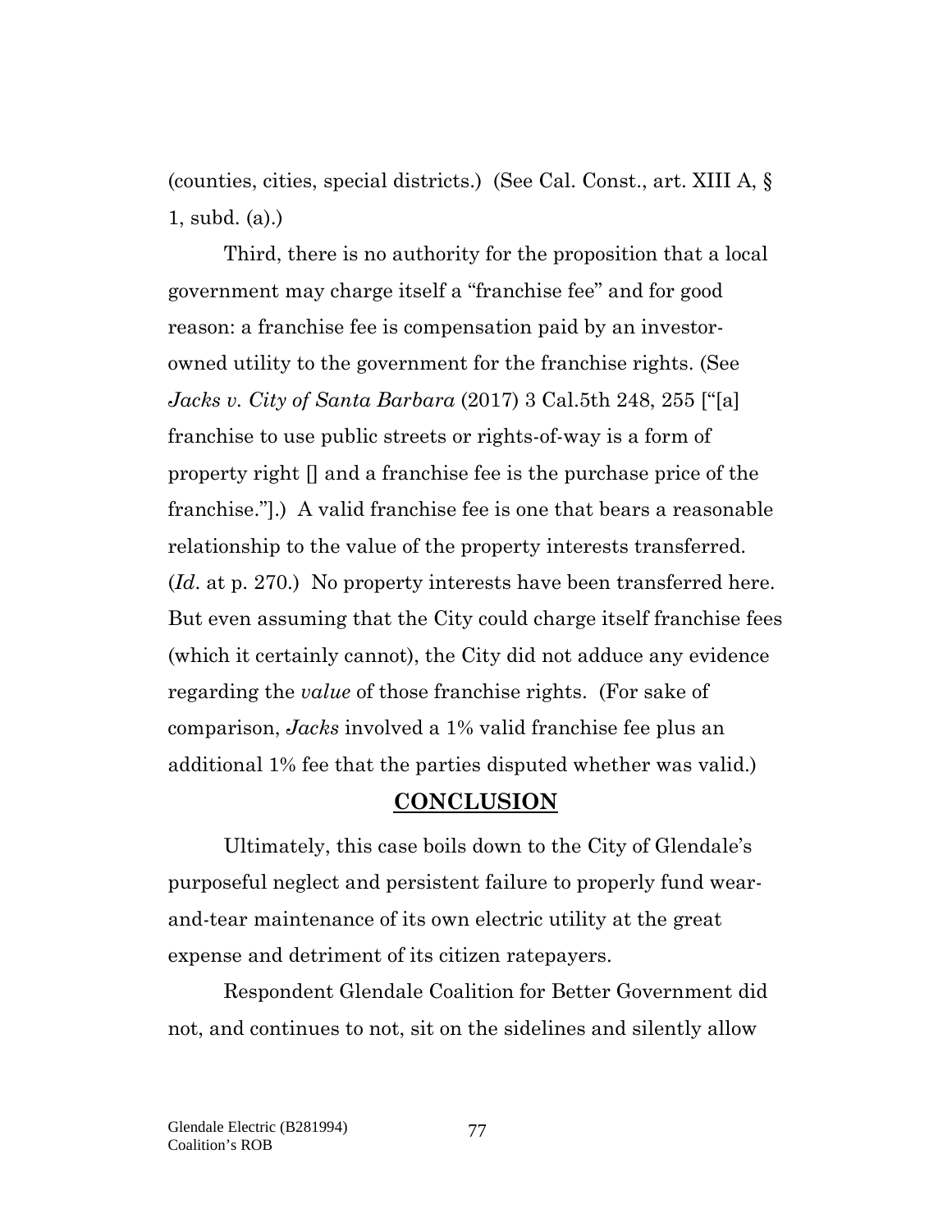(counties, cities, special districts.) (See Cal. Const., art. XIII A, § 1, subd. (a).)

Third, there is no authority for the proposition that a local government may charge itself a "franchise fee" and for good reason: a franchise fee is compensation paid by an investor-owned utility to the government for the franchise rights. (See *Jacks v. City of Santa Barbara* (2017) 3 Cal.5th 248, 255 ["[a] franchise to use public streets or rights-of-way is a form of property right [] and a franchise fee is the purchase price of the franchise."].) A valid franchise fee is one that bears a reasonable relationship to the value of the property interests transferred. (*Id*. at p. 270.) No property interests have been transferred here. But even assuming that the City could charge itself franchise fees (which it certainly cannot), the City did not adduce any evidence regarding the *value* of those franchise rights. (For sake of comparison, *Jacks* involved a 1% valid franchise fee plus an additional 1% fee that the parties disputed whether was valid.)

## **CONCLUSION**

Ultimately, this case boils down to the City of Glendale's purposeful neglect and persistent failure to properly fund wear-and-tear maintenance of its own electric utility at the great expense and detriment of its citizen ratepayers.

Respondent Glendale Coalition for Better Government did not, and continues to not, sit on the sidelines and silently allow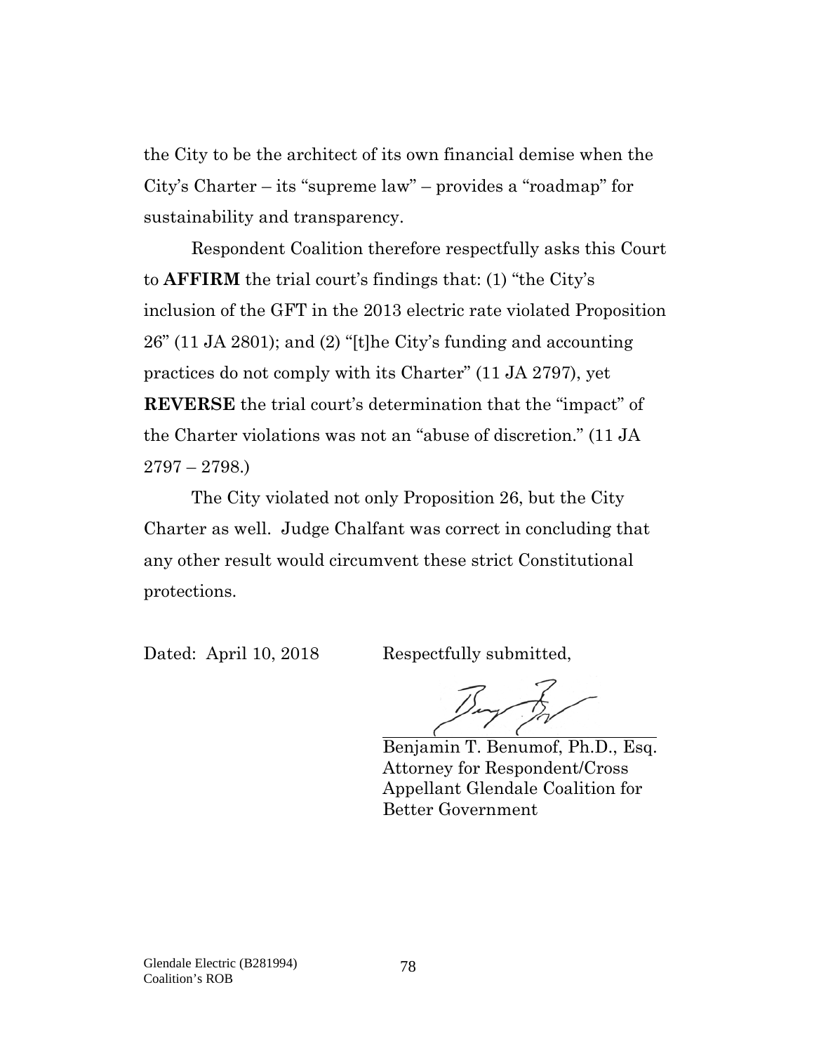the City to be the architect of its own financial demise when the City's Charter – its "supreme law" – provides a "roadmap" for sustainability and transparency.

Respondent Coalition therefore respectfully asks this Court to **AFFIRM** the trial court's findings that: (1) "the City's inclusion of the GFT in the 2013 electric rate violated Proposition 26" (11 JA 2801); and (2) "[t]he City's funding and accounting practices do not comply with its Charter" (11 JA 2797), yet **REVERSE** the trial court's determination that the "impact" of the Charter violations was not an "abuse of discretion." (11 JA 2797 – 2798.)

The City violated not only Proposition 26, but the City Charter as well. Judge Chalfant was correct in concluding that any other result would circumvent these strict Constitutional protections.

Dated: April 10, 2018

Respectfully submitted,

Benjamin T. Benumof, Ph.D., Esq.
Attorney for Respondent/Cross Appellant Glendale Coalition for Better Government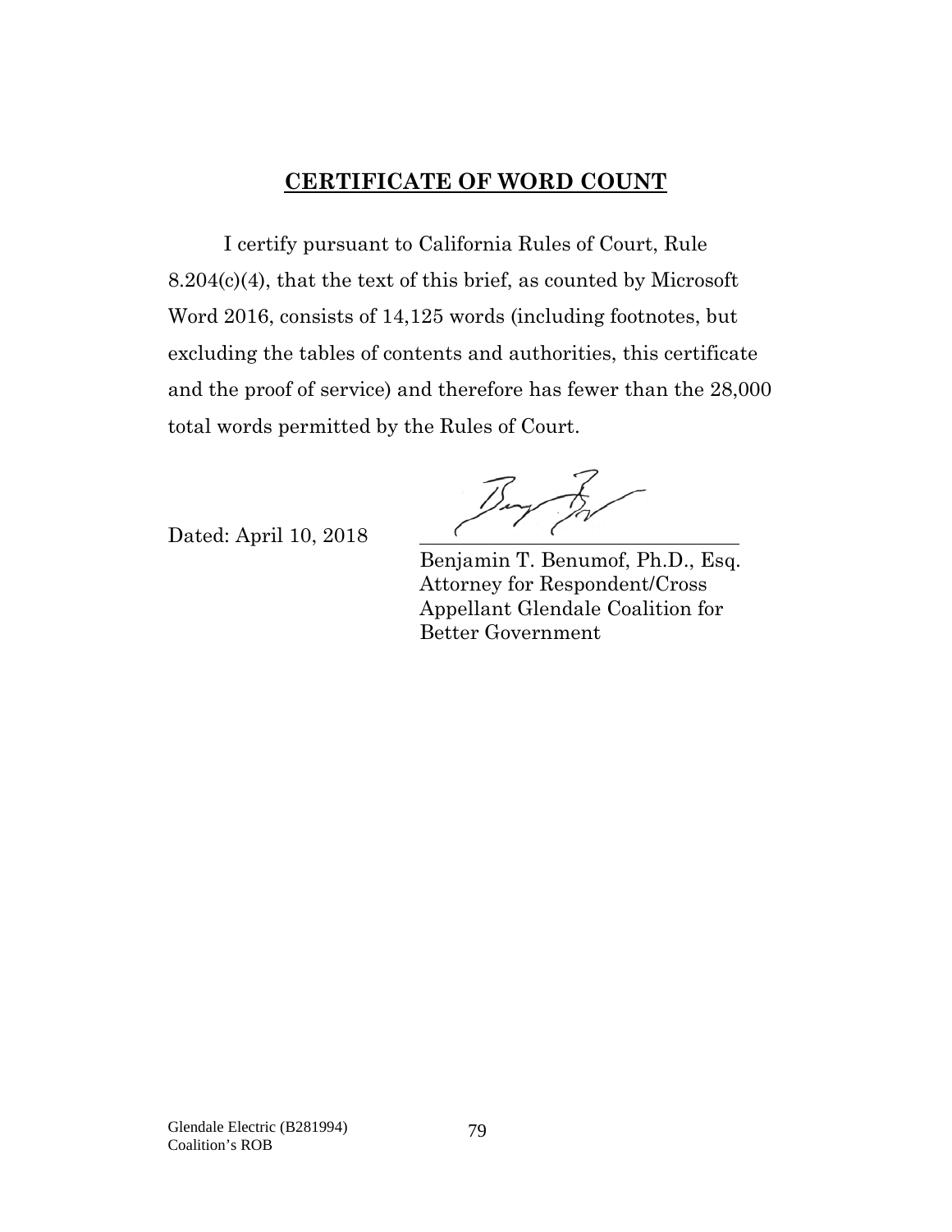## CERTIFICATE OF WORD COUNT

I certify pursuant to California Rules of Court, Rule 8.204(c)(4), that the text of this brief, as counted by Microsoft Word 2016, consists of 14,125 words (including footnotes, but excluding the tables of contents and authorities, this certificate and the proof of service) and therefore has fewer than the 28,000 total words permitted by the Rules of Court.

Dated: April 10, 2018

\_\_\_\_\_\_\_\_\_\_\_\_\_\_\_\_\_\_\_\_\_\_\_\_\_\_\_\_\_\_

Benjamin T. Benumof, Ph.D., Esq.
Attorney for Respondent/Cross Appellant Glendale Coalition for Better Government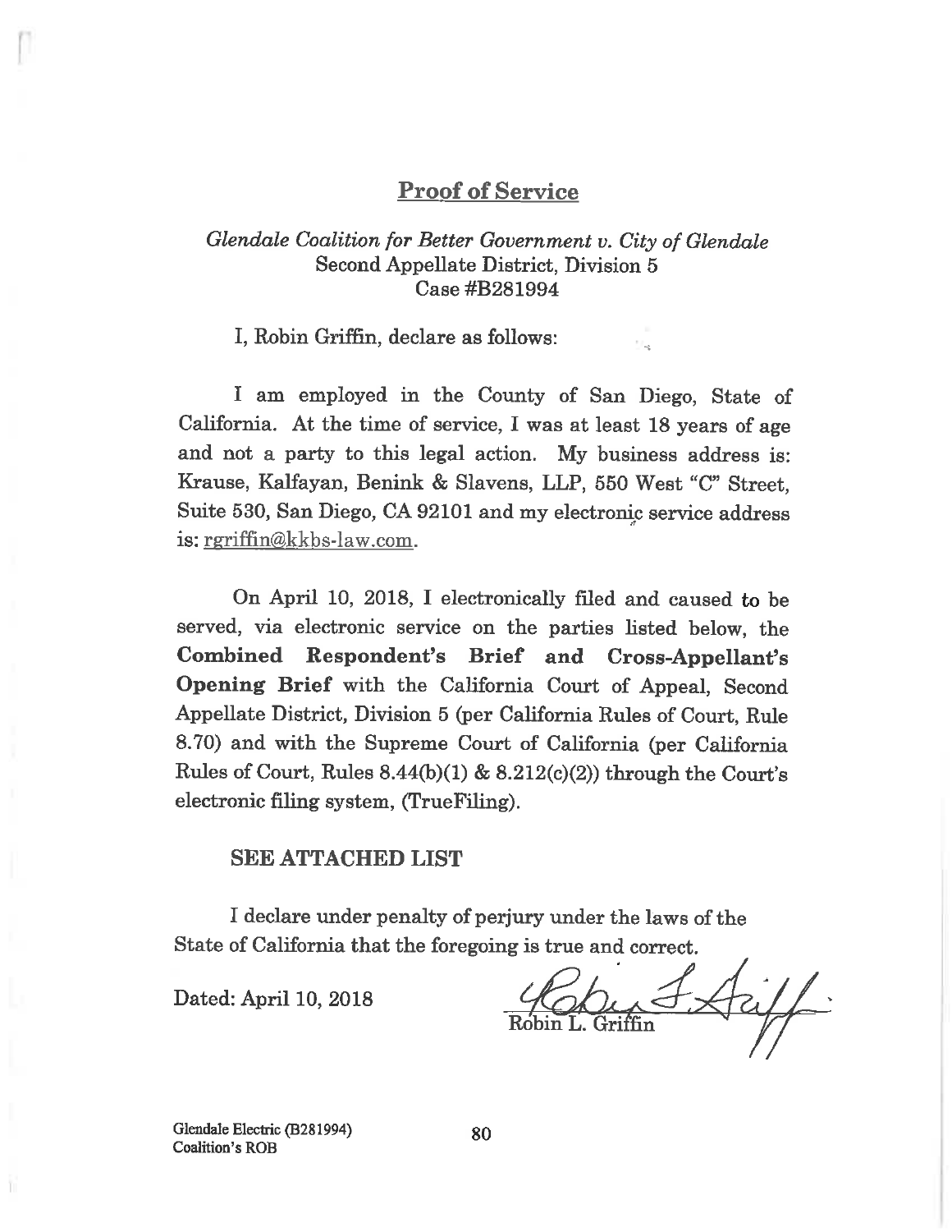## Proof of Service

*Glendale Coalition for Better Government v. City of Glendale*
Second Appellate District, Division 5
Case #B281994

I, Robin Griffin, declare as follows:

I am employed in the County of San Diego, State of California. At the time of service, I was at least 18 years of age and not a party to this legal action. My business address is: Krause, Kalfayan, Benink & Slavens, LLP, 550 West "C" Street, Suite 530, San Diego, CA 92101 and my electronic service address is: rgriffin@kkbs-law.com.

On April 10, 2018, I electronically filed and caused to be served, via electronic service on the parties listed below, the **Combined Respondent's Brief and Cross-Appellant's Opening Brief** with the California Court of Appeal, Second Appellate District, Division 5 (per California Rules of Court, Rule 8.70) and with the Supreme Court of California (per California Rules of Court, Rules 8.44(b)(1) & 8.212(c)(2)) through the Court's electronic filing system, (TrueFiling).

**SEE ATTACHED LIST**

I declare under penalty of perjury under the laws of the State of California that the foregoing is true and correct.

Dated: April 10, 2018

Robin L. Griffin

Glendale Electric (B281994)
Coalition's ROB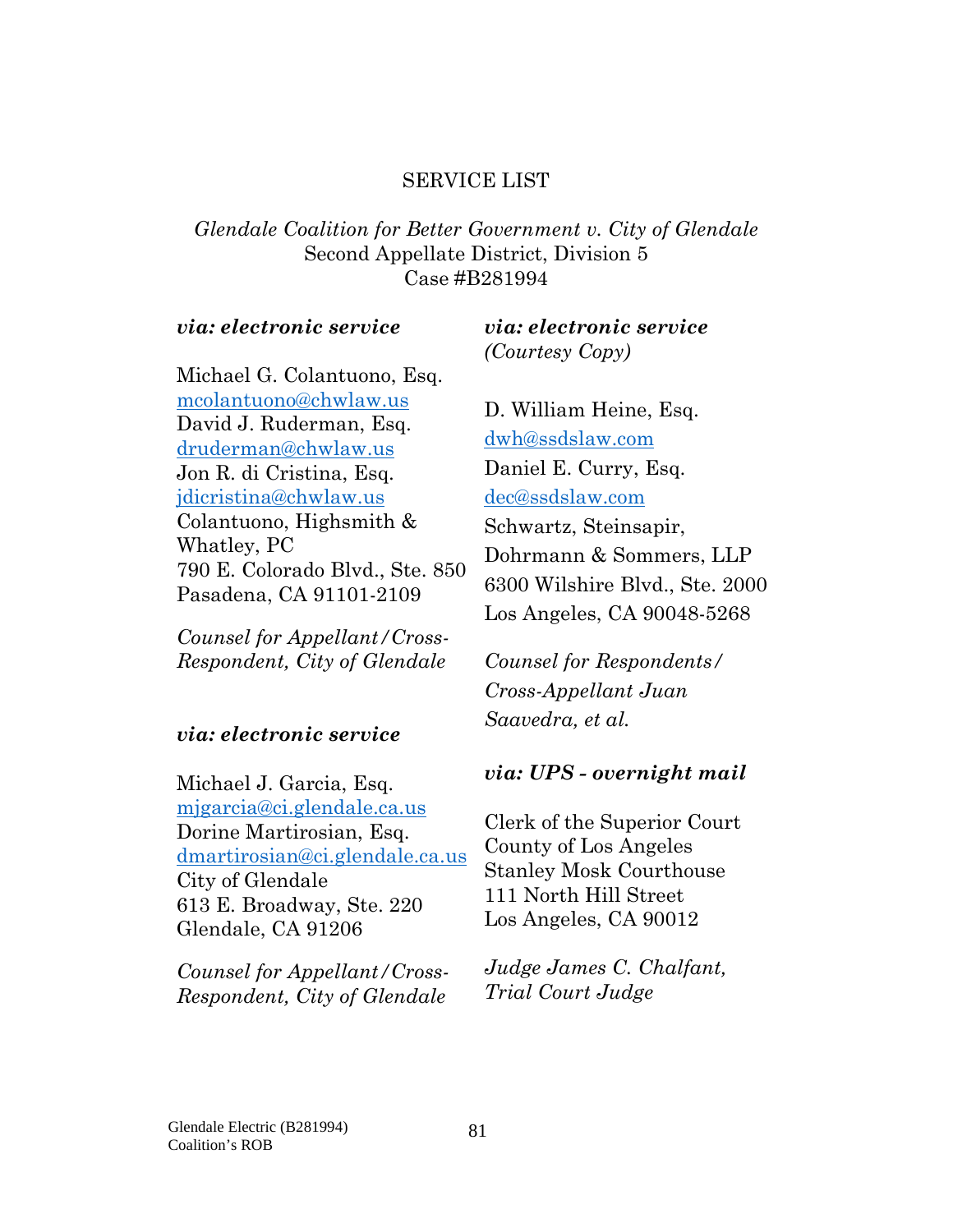# SERVICE LIST

*Glendale Coalition for Better Government v. City of Glendale*
Second Appellate District, Division 5
Case #B281994

***via: electronic service***

Michael G. Colantuono, Esq.
mcolantuono@chwlaw.us
David J. Ruderman, Esq.
druderman@chwlaw.us
Jon R. di Cristina, Esq.
jdicristina@chwlaw.us
Colantuono, Highsmith & Whatley, PC
790 E. Colorado Blvd., Ste. 850
Pasadena, CA 91101-2109

*Counsel for Appellant/Cross-Respondent, City of Glendale*

***via: electronic service***

Michael J. Garcia, Esq.
mjgarcia@ci.glendale.ca.us
Dorine Martirosian, Esq.
dmartirosian@ci.glendale.ca.us
City of Glendale
613 E. Broadway, Ste. 220
Glendale, CA 91206

*Counsel for Appellant/Cross-Respondent, City of Glendale*

***via: electronic service***
*(Courtesy Copy)*

D. William Heine, Esq.
dwh@ssdslaw.com
Daniel E. Curry, Esq.
dec@ssdslaw.com
Schwartz, Steinsapir, Dohrmann & Sommers, LLP
6300 Wilshire Blvd., Ste. 2000
Los Angeles, CA 90048-5268

*Counsel for Respondents/ Cross-Appellant Juan Saavedra, et al.*

***via: UPS - overnight mail***

Clerk of the Superior Court
County of Los Angeles
Stanley Mosk Courthouse
111 North Hill Street
Los Angeles, CA 90012

*Judge James C. Chalfant, Trial Court Judge*